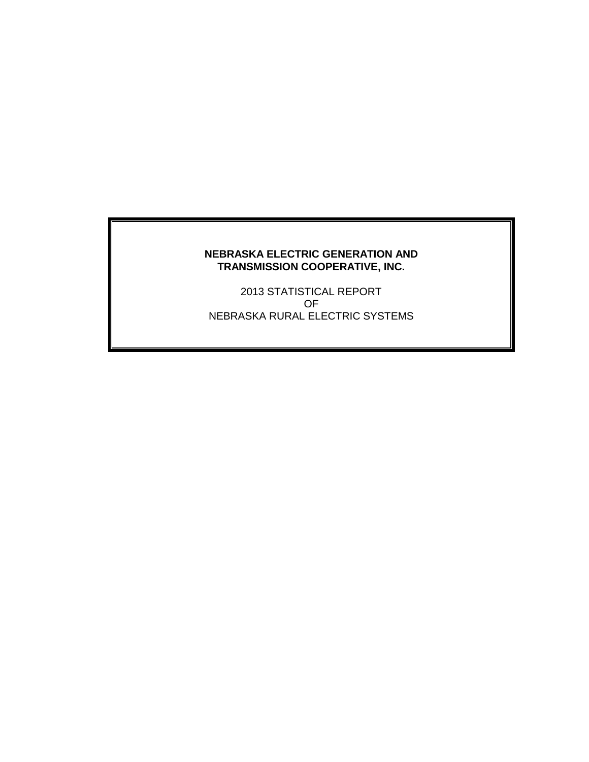**NEBRASKA ELECTRIC GENERATION AND TRANSMISSION COOPERATIVE, INC.**

2013 STATISTICAL REPORT
OF
NEBRASKA RURAL ELECTRIC SYSTEMS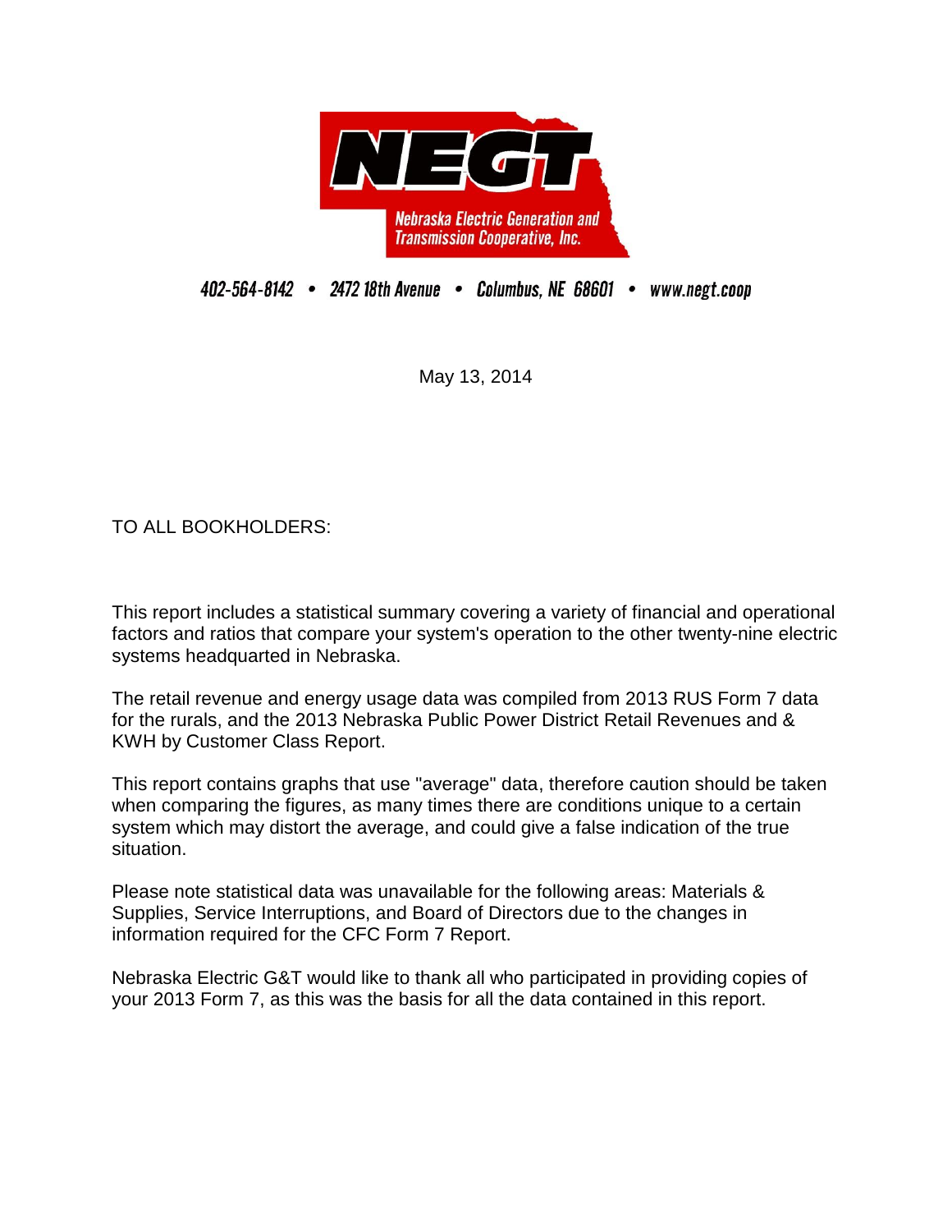**NEGT**

*Nebraska Electric Generation and Transmission Cooperative, Inc.*

*402-564-8142 • 2472 18th Avenue • Columbus, NE 68601 • www.negt.coop*

May 13, 2014

TO ALL BOOKHOLDERS:

This report includes a statistical summary covering a variety of financial and operational factors and ratios that compare your system's operation to the other twenty-nine electric systems headquarted in Nebraska.

The retail revenue and energy usage data was compiled from 2013 RUS Form 7 data for the rurals, and the 2013 Nebraska Public Power District Retail Revenues and & KWH by Customer Class Report.

This report contains graphs that use "average" data, therefore caution should be taken when comparing the figures, as many times there are conditions unique to a certain system which may distort the average, and could give a false indication of the true situation.

Please note statistical data was unavailable for the following areas: Materials & Supplies, Service Interruptions, and Board of Directors due to the changes in information required for the CFC Form 7 Report.

Nebraska Electric G&T would like to thank all who participated in providing copies of your 2013 Form 7, as this was the basis for all the data contained in this report.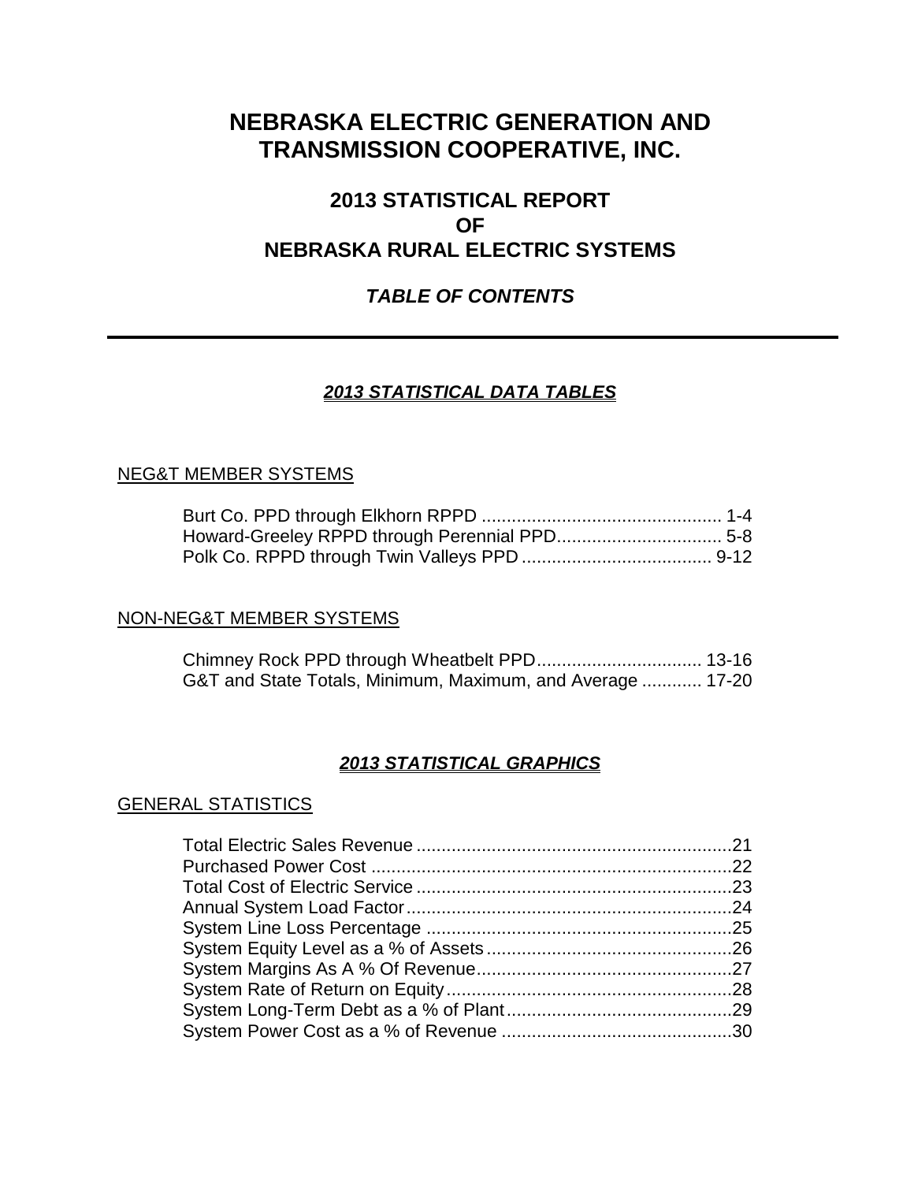# NEBRASKA ELECTRIC GENERATION AND TRANSMISSION COOPERATIVE, INC.

## 2013 STATISTICAL REPORT OF NEBRASKA RURAL ELECTRIC SYSTEMS

### *TABLE OF CONTENTS*

---

### ***2013 STATISTICAL DATA TABLES***

NEG&T MEMBER SYSTEMS

Burt Co. PPD through Elkhorn RPPD ................................................ 1-4
Howard-Greeley RPPD through Perennial PPD................................. 5-8
Polk Co. RPPD through Twin Valleys PPD ...................................... 9-12

NON-NEG&T MEMBER SYSTEMS

Chimney Rock PPD through Wheatbelt PPD................................. 13-16
G&T and State Totals, Minimum, Maximum, and Average ............ 17-20

### ***2013 STATISTICAL GRAPHICS***

GENERAL STATISTICS

Total Electric Sales Revenue ...............................................................21
Purchased Power Cost ........................................................................22
Total Cost of Electric Service ...............................................................23
Annual System Load Factor.................................................................24
System Line Loss Percentage .............................................................25
System Equity Level as a % of Assets.................................................26
System Margins As A % Of Revenue...................................................27
System Rate of Return on Equity.........................................................28
System Long-Term Debt as a % of Plant.............................................29
System Power Cost as a % of Revenue ..............................................30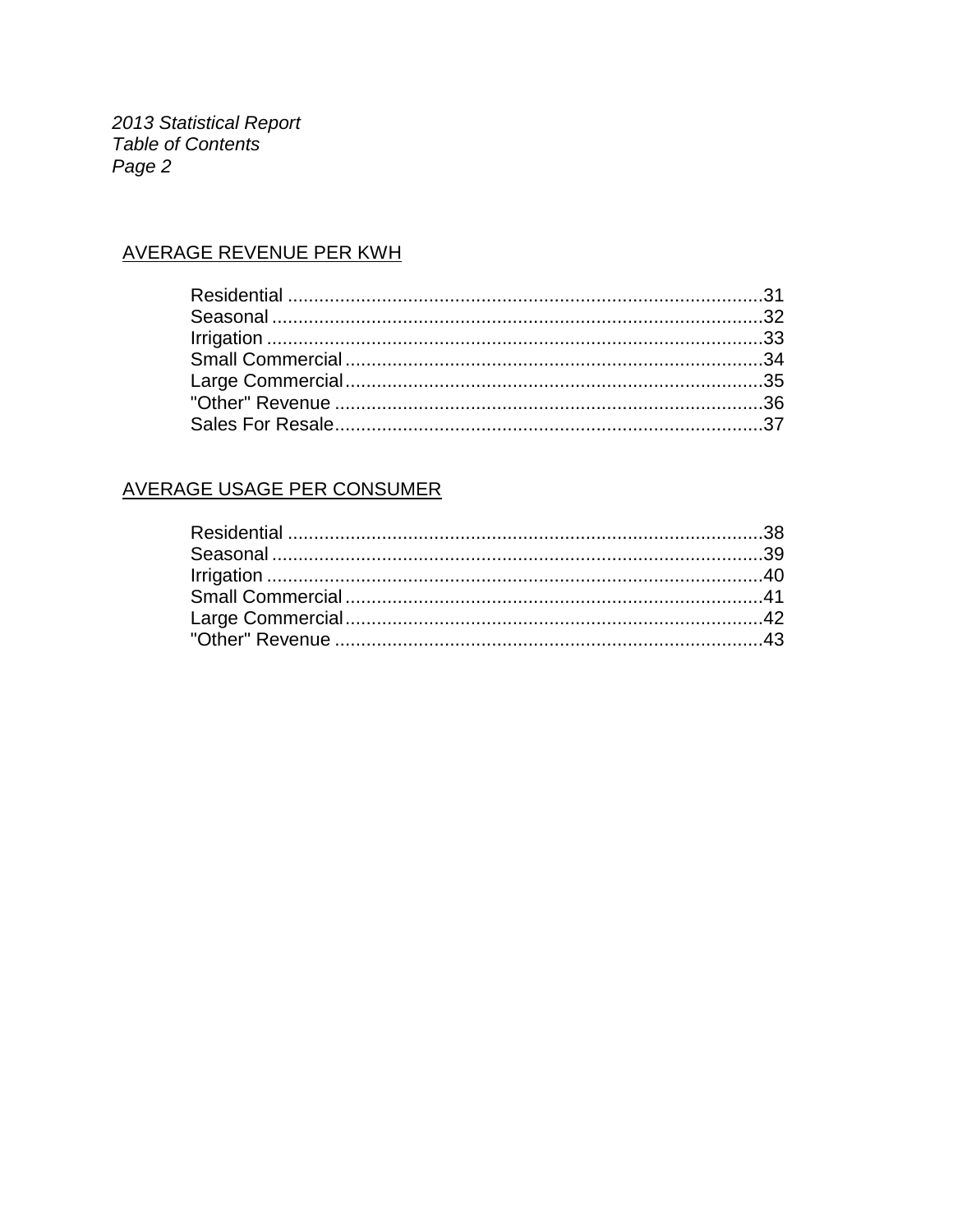*2013 Statistical Report*
*Table of Contents*
*Page 2*

## AVERAGE REVENUE PER KWH

- Residential ........................................................................................31
- Seasonal ...........................................................................................32
- Irrigation ...........................................................................................33
- Small Commercial .............................................................................34
- Large Commercial .............................................................................35
- "Other" Revenue ...............................................................................36
- Sales For Resale ...............................................................................37

## AVERAGE USAGE PER CONSUMER

- Residential ........................................................................................38
- Seasonal ...........................................................................................39
- Irrigation ...........................................................................................40
- Small Commercial .............................................................................41
- Large Commercial .............................................................................42
- "Other" Revenue ...............................................................................43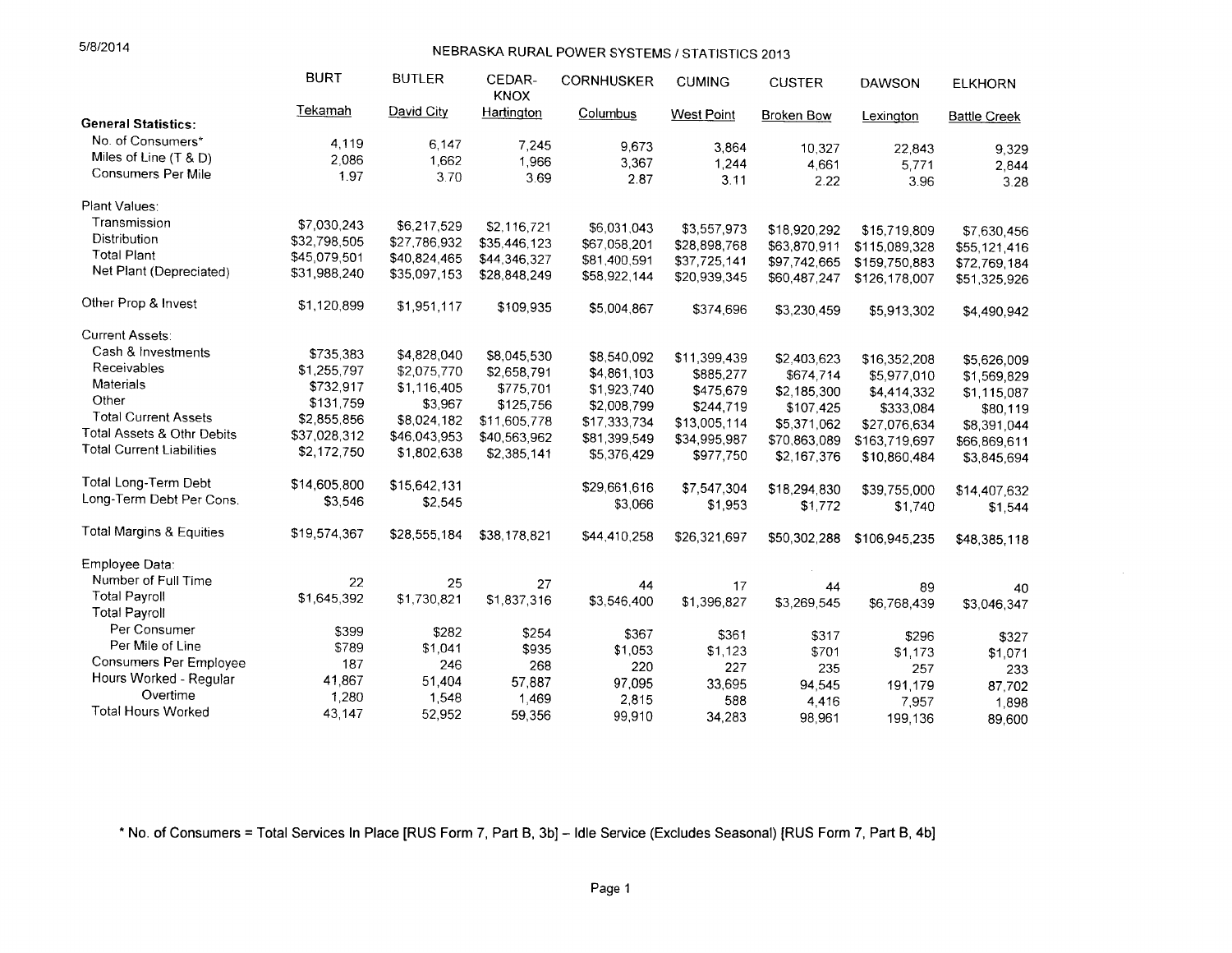5/8/2014

# NEBRASKA RURAL POWER SYSTEMS / STATISTICS 2013

| | BURT | BUTLER | CEDAR-KNOX | CORNHUSKER | CUMING | CUSTER | DAWSON | ELKHORN |
|---|---|---|---|---|---|---|---|---|
| | Tekamah | David City | Hartington | Columbus | West Point | Broken Bow | Lexington | Battle Creek |
| **General Statistics:** | | | | | | | | |
| No. of Consumers* | 4,119 | 6,147 | 7,245 | 9,673 | 3,864 | 10,327 | 22,843 | 9,329 |
| Miles of Line (T & D) | 2,086 | 1,662 | 1,966 | 3,367 | 1,244 | 4,661 | 5,771 | 2,844 |
| Consumers Per Mile | 1.97 | 3.70 | 3.69 | 2.87 | 3.11 | 2.22 | 3.96 | 3.28 |
| Plant Values: | | | | | | | | |
| Transmission | $7,030,243 | $6,217,529 | $2,116,721 | $6,031,043 | $3,557,973 | $18,920,292 | $15,719,809 | $7,630,456 |
| Distribution | $32,798,505 | $27,786,932 | $35,446,123 | $67,058,201 | $28,898,768 | $63,870,911 | $115,089,328 | $55,121,416 |
| Total Plant | $45,079,501 | $40,824,465 | $44,346,327 | $81,400,591 | $37,725,141 | $97,742,665 | $159,750,883 | $72,769,184 |
| Net Plant (Depreciated) | $31,988,240 | $35,097,153 | $28,848,249 | $58,922,144 | $20,939,345 | $60,487,247 | $126,178,007 | $51,325,926 |
| Other Prop & Invest | $1,120,899 | $1,951,117 | $109,935 | $5,004,867 | $374,696 | $3,230,459 | $5,913,302 | $4,490,942 |
| Current Assets: | | | | | | | | |
| Cash & Investments | $735,383 | $4,828,040 | $8,045,530 | $8,540,092 | $11,399,439 | $2,403,623 | $16,352,208 | $5,626,009 |
| Receivables | $1,255,797 | $2,075,770 | $2,658,791 | $4,861,103 | $885,277 | $674,714 | $5,977,010 | $1,569,829 |
| Materials | $732,917 | $1,116,405 | $775,701 | $1,923,740 | $475,679 | $2,185,300 | $4,414,332 | $1,115,087 |
| Other | $131,759 | $3,967 | $125,756 | $2,008,799 | $244,719 | $107,425 | $333,084 | $80,119 |
| Total Current Assets | $2,855,856 | $8,024,182 | $11,605,778 | $17,333,734 | $13,005,114 | $5,371,062 | $27,076,634 | $8,391,044 |
| Total Assets & Othr Debits | $37,028,312 | $46,043,953 | $40,563,962 | $81,399,549 | $34,995,987 | $70,863,089 | $163,719,697 | $66,869,611 |
| Total Current Liabilities | $2,172,750 | $1,802,638 | $2,385,141 | $5,376,429 | $977,750 | $2,167,376 | $10,860,484 | $3,845,694 |
| Total Long-Term Debt | $14,605,800 | $15,642,131 | | $29,661,616 | $7,547,304 | $18,294,830 | $39,755,000 | $14,407,632 |
| Long-Term Debt Per Cons. | $3,546 | $2,545 | | $3,066 | $1,953 | $1,772 | $1,740 | $1,544 |
| Total Margins & Equities | $19,574,367 | $28,555,184 | $38,178,821 | $44,410,258 | $26,321,697 | $50,302,288 | $106,945,235 | $48,385,118 |
| Employee Data: | | | | | | | | |
| Number of Full Time | 22 | 25 | 27 | 44 | 17 | 44 | 89 | 40 |
| Total Payroll | $1,645,392 | $1,730,821 | $1,837,316 | $3,546,400 | $1,396,827 | $3,269,545 | $6,768,439 | $3,046,347 |
| Total Payroll | | | | | | | | |
| Per Consumer | $399 | $282 | $254 | $367 | $361 | $317 | $296 | $327 |
| Per Mile of Line | $789 | $1,041 | $935 | $1,053 | $1,123 | $701 | $1,173 | $1,071 |
| Consumers Per Employee | 187 | 246 | 268 | 220 | 227 | 235 | 257 | 233 |
| Hours Worked - Regular | 41,867 | 51,404 | 57,887 | 97,095 | 33,695 | 94,545 | 191,179 | 87,702 |
| Overtime | 1,280 | 1,548 | 1,469 | 2,815 | 588 | 4,416 | 7,957 | 1,898 |
| Total Hours Worked | 43,147 | 52,952 | 59,356 | 99,910 | 34,283 | 98,961 | 199,136 | 89,600 |

**\* No. of Consumers = Total Services In Place [RUS Form 7, Part B, 3b] – Idle Service (Excludes Seasonal) [RUS Form 7, Part B, 4b]**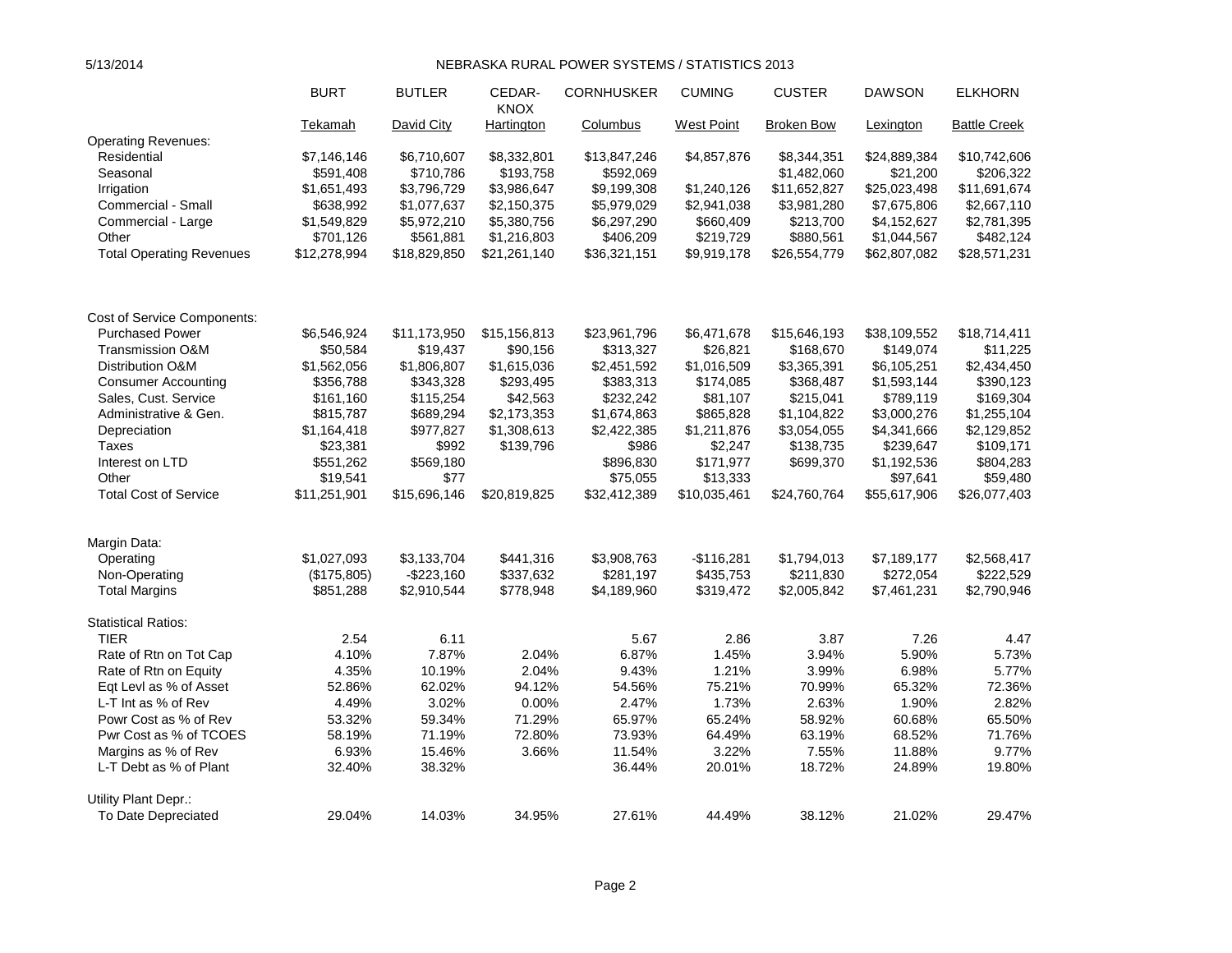5/13/2014

# NEBRASKA RURAL POWER SYSTEMS / STATISTICS 2013

| | BURT | BUTLER | CEDAR-KNOX | CORNHUSKER | CUMING | CUSTER | DAWSON | ELKHORN |
|---|---|---|---|---|---|---|---|---|
| | Tekamah | David City | Hartington | Columbus | West Point | Broken Bow | Lexington | Battle Creek |
| **Operating Revenues:** | | | | | | | | |
| Residential | $7,146,146 | $6,710,607 | $8,332,801 | $13,847,246 | $4,857,876 | $8,344,351 | $24,889,384 | $10,742,606 |
| Seasonal | $591,408 | $710,786 | $193,758 | $592,069 | | $1,482,060 | $21,200 | $206,322 |
| Irrigation | $1,651,493 | $3,796,729 | $3,986,647 | $9,199,308 | $1,240,126 | $11,652,827 | $25,023,498 | $11,691,674 |
| Commercial - Small | $638,992 | $1,077,637 | $2,150,375 | $5,979,029 | $2,941,038 | $3,981,280 | $7,675,806 | $2,667,110 |
| Commercial - Large | $1,549,829 | $5,972,210 | $5,380,756 | $6,297,290 | $660,409 | $213,700 | $4,152,627 | $2,781,395 |
| Other | $701,126 | $561,881 | $1,216,803 | $406,209 | $219,729 | $880,561 | $1,044,567 | $482,124 |
| Total Operating Revenues | $12,278,994 | $18,829,850 | $21,261,140 | $36,321,151 | $9,919,178 | $26,554,779 | $62,807,082 | $28,571,231 |
| **Cost of Service Components:** | | | | | | | | |
| Purchased Power | $6,546,924 | $11,173,950 | $15,156,813 | $23,961,796 | $6,471,678 | $15,646,193 | $38,109,552 | $18,714,411 |
| Transmission O&M | $50,584 | $19,437 | $90,156 | $313,327 | $26,821 | $168,670 | $149,074 | $11,225 |
| Distribution O&M | $1,562,056 | $1,806,807 | $1,615,036 | $2,451,592 | $1,016,509 | $3,365,391 | $6,105,251 | $2,434,450 |
| Consumer Accounting | $356,788 | $343,328 | $293,495 | $383,313 | $174,085 | $368,487 | $1,593,144 | $390,123 |
| Sales, Cust. Service | $161,160 | $115,254 | $42,563 | $232,242 | $81,107 | $215,041 | $789,119 | $169,304 |
| Administrative & Gen. | $815,787 | $689,294 | $2,173,353 | $1,674,863 | $865,828 | $1,104,822 | $3,000,276 | $1,255,104 |
| Depreciation | $1,164,418 | $977,827 | $1,308,613 | $2,422,385 | $1,211,876 | $3,054,055 | $4,341,666 | $2,129,852 |
| Taxes | $23,381 | $992 | $139,796 | $986 | $2,247 | $138,735 | $239,647 | $109,171 |
| Interest on LTD | $551,262 | $569,180 | | $896,830 | $171,977 | $699,370 | $1,192,536 | $804,283 |
| Other | $19,541 | $77 | | $75,055 | $13,333 | | $97,641 | $59,480 |
| Total Cost of Service | $11,251,901 | $15,696,146 | $20,819,825 | $32,412,389 | $10,035,461 | $24,760,764 | $55,617,906 | $26,077,403 |
| **Margin Data:** | | | | | | | | |
| Operating | $1,027,093 | $3,133,704 | $441,316 | $3,908,763 | -$116,281 | $1,794,013 | $7,189,177 | $2,568,417 |
| Non-Operating | ($175,805) | -$223,160 | $337,632 | $281,197 | $435,753 | $211,830 | $272,054 | $222,529 |
| Total Margins | $851,288 | $2,910,544 | $778,948 | $4,189,960 | $319,472 | $2,005,842 | $7,461,231 | $2,790,946 |
| **Statistical Ratios:** | | | | | | | | |
| TIER | 2.54 | 6.11 | | 5.67 | 2.86 | 3.87 | 7.26 | 4.47 |
| Rate of Rtn on Tot Cap | 4.10% | 7.87% | 2.04% | 6.87% | 1.45% | 3.94% | 5.90% | 5.73% |
| Rate of Rtn on Equity | 4.35% | 10.19% | 2.04% | 9.43% | 1.21% | 3.99% | 6.98% | 5.77% |
| Eqt Levl as % of Asset | 52.86% | 62.02% | 94.12% | 54.56% | 75.21% | 70.99% | 65.32% | 72.36% |
| L-T Int as % of Rev | 4.49% | 3.02% | 0.00% | 2.47% | 1.73% | 2.63% | 1.90% | 2.82% |
| Powr Cost as % of Rev | 53.32% | 59.34% | 71.29% | 65.97% | 65.24% | 58.92% | 60.68% | 65.50% |
| Pwr Cost as % of TCOES | 58.19% | 71.19% | 72.80% | 73.93% | 64.49% | 63.19% | 68.52% | 71.76% |
| Margins as % of Rev | 6.93% | 15.46% | 3.66% | 11.54% | 3.22% | 7.55% | 11.88% | 9.77% |
| L-T Debt as % of Plant | 32.40% | 38.32% | | 36.44% | 20.01% | 18.72% | 24.89% | 19.80% |
| **Utility Plant Depr.:** | | | | | | | | |
| To Date Depreciated | 29.04% | 14.03% | 34.95% | 27.61% | 44.49% | 38.12% | 21.02% | 29.47% |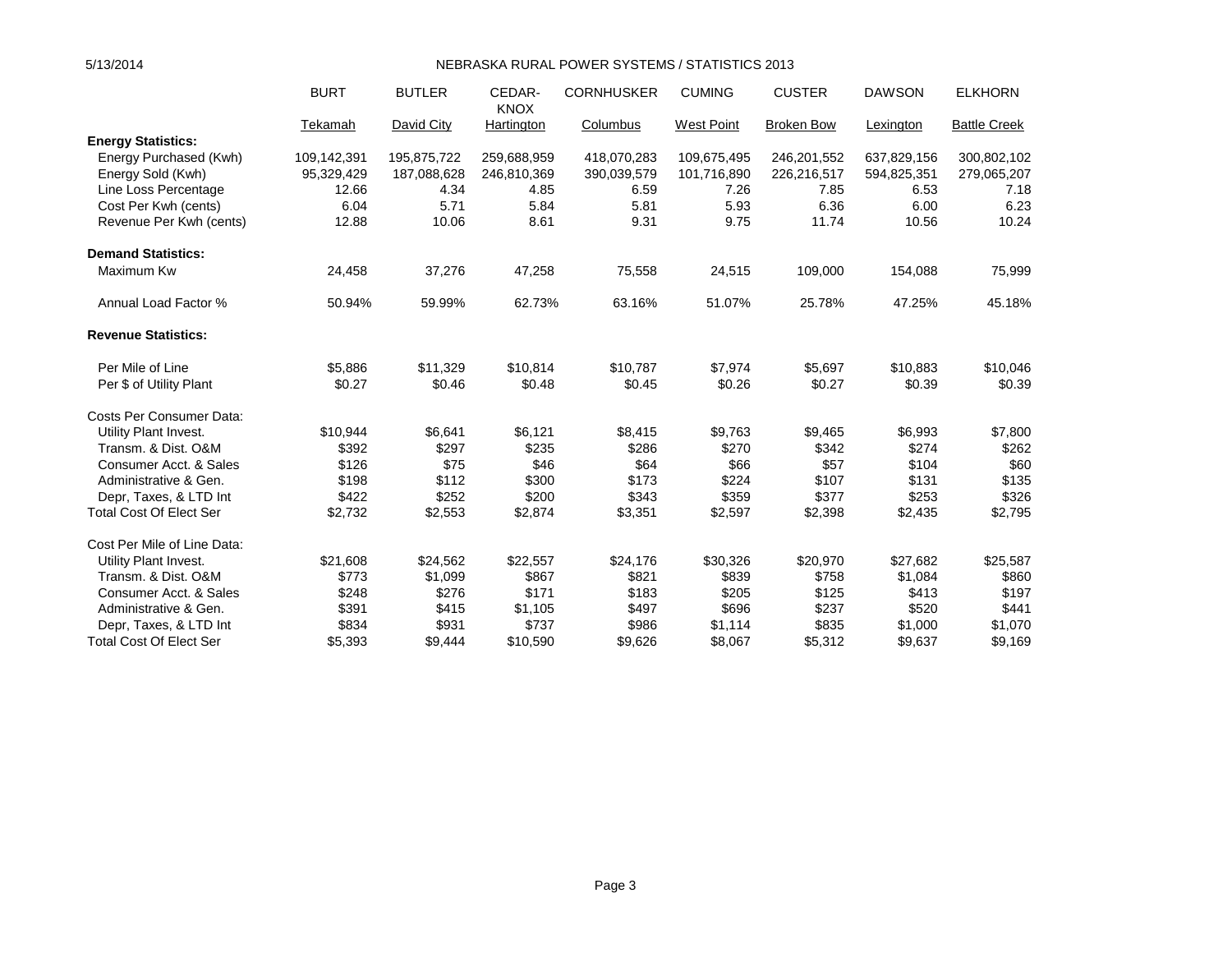5/13/2014

# NEBRASKA RURAL POWER SYSTEMS / STATISTICS 2013

| | BURT | BUTLER | CEDAR-KNOX | CORNHUSKER | CUMING | CUSTER | DAWSON | ELKHORN |
|---|---|---|---|---|---|---|---|---|
| | Tekamah | David City | Hartington | Columbus | West Point | Broken Bow | Lexington | Battle Creek |
| **Energy Statistics:** | | | | | | | | |
| Energy Purchased (Kwh) | 109,142,391 | 195,875,722 | 259,688,959 | 418,070,283 | 109,675,495 | 246,201,552 | 637,829,156 | 300,802,102 |
| Energy Sold (Kwh) | 95,329,429 | 187,088,628 | 246,810,369 | 390,039,579 | 101,716,890 | 226,216,517 | 594,825,351 | 279,065,207 |
| Line Loss Percentage | 12.66 | 4.34 | 4.85 | 6.59 | 7.26 | 7.85 | 6.53 | 7.18 |
| Cost Per Kwh (cents) | 6.04 | 5.71 | 5.84 | 5.81 | 5.93 | 6.36 | 6.00 | 6.23 |
| Revenue Per Kwh (cents) | 12.88 | 10.06 | 8.61 | 9.31 | 9.75 | 11.74 | 10.56 | 10.24 |
| **Demand Statistics:** | | | | | | | | |
| Maximum Kw | 24,458 | 37,276 | 47,258 | 75,558 | 24,515 | 109,000 | 154,088 | 75,999 |
| Annual Load Factor % | 50.94% | 59.99% | 62.73% | 63.16% | 51.07% | 25.78% | 47.25% | 45.18% |
| **Revenue Statistics:** | | | | | | | | |
| Per Mile of Line | $5,886 | $11,329 | $10,814 | $10,787 | $7,974 | $5,697 | $10,883 | $10,046 |
| Per $ of Utility Plant | $0.27 | $0.46 | $0.48 | $0.45 | $0.26 | $0.27 | $0.39 | $0.39 |
| Costs Per Consumer Data: | | | | | | | | |
| Utility Plant Invest. | $10,944 | $6,641 | $6,121 | $8,415 | $9,763 | $9,465 | $6,993 | $7,800 |
| Transm. & Dist. O&M | $392 | $297 | $235 | $286 | $270 | $342 | $274 | $262 |
| Consumer Acct. & Sales | $126 | $75 | $46 | $64 | $66 | $57 | $104 | $60 |
| Administrative & Gen. | $198 | $112 | $300 | $173 | $224 | $107 | $131 | $135 |
| Depr, Taxes, & LTD Int | $422 | $252 | $200 | $343 | $359 | $377 | $253 | $326 |
| Total Cost Of Elect Ser | $2,732 | $2,553 | $2,874 | $3,351 | $2,597 | $2,398 | $2,435 | $2,795 |
| Cost Per Mile of Line Data: | | | | | | | | |
| Utility Plant Invest. | $21,608 | $24,562 | $22,557 | $24,176 | $30,326 | $20,970 | $27,682 | $25,587 |
| Transm. & Dist. O&M | $773 | $1,099 | $867 | $821 | $839 | $758 | $1,084 | $860 |
| Consumer Acct. & Sales | $248 | $276 | $171 | $183 | $205 | $125 | $413 | $197 |
| Administrative & Gen. | $391 | $415 | $1,105 | $497 | $696 | $237 | $520 | $441 |
| Depr, Taxes, & LTD Int | $834 | $931 | $737 | $986 | $1,114 | $835 | $1,000 | $1,070 |
| Total Cost Of Elect Ser | $5,393 | $9,444 | $10,590 | $9,626 | $8,067 | $5,312 | $9,637 | $9,169 |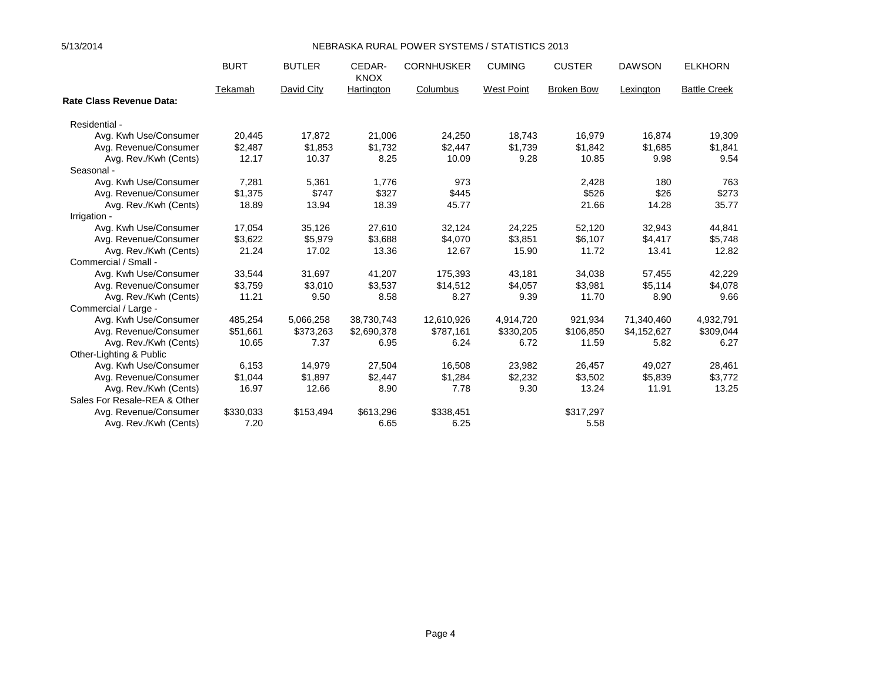NEBRASKA RURAL POWER SYSTEMS / STATISTICS 2013

| | BURT | BUTLER | CEDAR-KNOX | CORNHUSKER | CUMING | CUSTER | DAWSON | ELKHORN |
|---|---|---|---|---|---|---|---|---|
| | Tekamah | David City | Hartington | Columbus | West Point | Broken Bow | Lexington | Battle Creek |
| **Rate Class Revenue Data:** | | | | | | | | |
| Residential - | | | | | | | | |
| Avg. Kwh Use/Consumer | 20,445 | 17,872 | 21,006 | 24,250 | 18,743 | 16,979 | 16,874 | 19,309 |
| Avg. Revenue/Consumer | $2,487 | $1,853 | $1,732 | $2,447 | $1,739 | $1,842 | $1,685 | $1,841 |
| Avg. Rev./Kwh (Cents) | 12.17 | 10.37 | 8.25 | 10.09 | 9.28 | 10.85 | 9.98 | 9.54 |
| Seasonal - | | | | | | | | |
| Avg. Kwh Use/Consumer | 7,281 | 5,361 | 1,776 | 973 | | 2,428 | 180 | 763 |
| Avg. Revenue/Consumer | $1,375 | $747 | $327 | $445 | | $526 | $26 | $273 |
| Avg. Rev./Kwh (Cents) | 18.89 | 13.94 | 18.39 | 45.77 | | 21.66 | 14.28 | 35.77 |
| Irrigation - | | | | | | | | |
| Avg. Kwh Use/Consumer | 17,054 | 35,126 | 27,610 | 32,124 | 24,225 | 52,120 | 32,943 | 44,841 |
| Avg. Revenue/Consumer | $3,622 | $5,979 | $3,688 | $4,070 | $3,851 | $6,107 | $4,417 | $5,748 |
| Avg. Rev./Kwh (Cents) | 21.24 | 17.02 | 13.36 | 12.67 | 15.90 | 11.72 | 13.41 | 12.82 |
| Commercial / Small - | | | | | | | | |
| Avg. Kwh Use/Consumer | 33,544 | 31,697 | 41,207 | 175,393 | 43,181 | 34,038 | 57,455 | 42,229 |
| Avg. Revenue/Consumer | $3,759 | $3,010 | $3,537 | $14,512 | $4,057 | $3,981 | $5,114 | $4,078 |
| Avg. Rev./Kwh (Cents) | 11.21 | 9.50 | 8.58 | 8.27 | 9.39 | 11.70 | 8.90 | 9.66 |
| Commercial / Large - | | | | | | | | |
| Avg. Kwh Use/Consumer | 485,254 | 5,066,258 | 38,730,743 | 12,610,926 | 4,914,720 | 921,934 | 71,340,460 | 4,932,791 |
| Avg. Revenue/Consumer | $51,661 | $373,263 | $2,690,378 | $787,161 | $330,205 | $106,850 | $4,152,627 | $309,044 |
| Avg. Rev./Kwh (Cents) | 10.65 | 7.37 | 6.95 | 6.24 | 6.72 | 11.59 | 5.82 | 6.27 |
| Other-Lighting & Public | | | | | | | | |
| Avg. Kwh Use/Consumer | 6,153 | 14,979 | 27,504 | 16,508 | 23,982 | 26,457 | 49,027 | 28,461 |
| Avg. Revenue/Consumer | $1,044 | $1,897 | $2,447 | $1,284 | $2,232 | $3,502 | $5,839 | $3,772 |
| Avg. Rev./Kwh (Cents) | 16.97 | 12.66 | 8.90 | 7.78 | 9.30 | 13.24 | 11.91 | 13.25 |
| Sales For Resale-REA & Other | | | | | | | | |
| Avg. Revenue/Consumer | $330,033 | $153,494 | $613,296 | $338,451 | | $317,297 | | |
| Avg. Rev./Kwh (Cents) | 7.20 | | 6.65 | 6.25 | | 5.58 | | |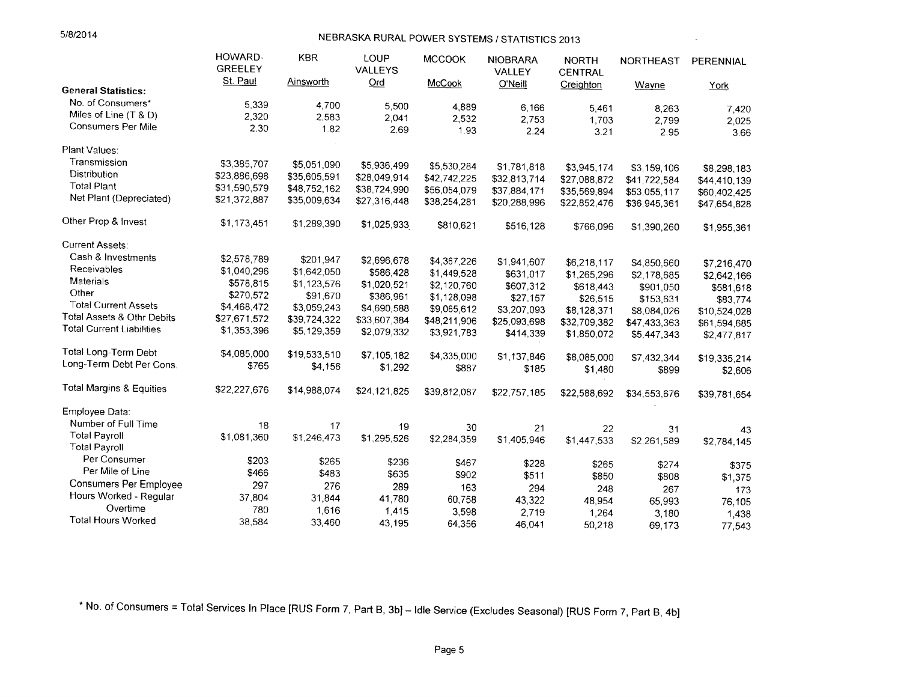5/8/2014

# NEBRASKA RURAL POWER SYSTEMS / STATISTICS 2013

| | HOWARD-GREELEY St. Paul | KBR Ainsworth | LOUP VALLEYS Ord | MCCOOK McCook | NIOBRARA VALLEY O'Neill | NORTH CENTRAL Creighton | NORTHEAST Wayne | PERENNIAL York |
|---|---|---|---|---|---|---|---|---|
| **General Statistics:** | | | | | | | | |
| No. of Consumers* | 5,339 | 4,700 | 5,500 | 4,889 | 6,166 | 5,461 | 8,263 | 7,420 |
| Miles of Line (T & D) | 2,320 | 2,583 | 2,041 | 2,532 | 2,753 | 1,703 | 2,799 | 2,025 |
| Consumers Per Mile | 2.30 | 1.82 | 2.69 | 1.93 | 2.24 | 3.21 | 2.95 | 3.66 |
| Plant Values: | | | | | | | | |
| Transmission | $3,385,707 | $5,051,090 | $5,936,499 | $5,530,284 | $1,781,818 | $3,945,174 | $3,159,106 | $8,298,183 |
| Distribution | $23,886,698 | $35,605,591 | $28,049,914 | $42,742,225 | $32,813,714 | $27,088,872 | $41,722,584 | $44,410,139 |
| Total Plant | $31,590,579 | $48,752,162 | $38,724,990 | $56,054,079 | $37,884,171 | $35,569,894 | $53,055,117 | $60,402,425 |
| Net Plant (Depreciated) | $21,372,887 | $35,009,634 | $27,316,448 | $38,254,281 | $20,288,996 | $22,852,476 | $36,945,361 | $47,654,828 |
| Other Prop & Invest | $1,173,451 | $1,289,390 | $1,025,933 | $810,621 | $516,128 | $766,096 | $1,390,260 | $1,955,361 |
| Current Assets: | | | | | | | | |
| Cash & Investments | $2,578,789 | $201,947 | $2,696,678 | $4,367,226 | $1,941,607 | $6,218,117 | $4,850,660 | $7,216,470 |
| Receivables | $1,040,296 | $1,642,050 | $586,428 | $1,449,528 | $631,017 | $1,265,296 | $2,178,685 | $2,642,166 |
| Materials | $578,815 | $1,123,576 | $1,020,521 | $2,120,760 | $607,312 | $618,443 | $901,050 | $581,618 |
| Other | $270,572 | $91,670 | $386,961 | $1,128,098 | $27,157 | $26,515 | $153,631 | $83,774 |
| Total Current Assets | $4,468,472 | $3,059,243 | $4,690,588 | $9,065,612 | $3,207,093 | $8,128,371 | $8,084,026 | $10,524,028 |
| Total Assets & Othr Debits | $27,671,572 | $39,724,322 | $33,607,384 | $48,211,906 | $25,093,698 | $32,709,382 | $47,433,363 | $61,594,685 |
| Total Current Liabilities | $1,353,396 | $5,129,359 | $2,079,332 | $3,921,783 | $414,339 | $1,850,072 | $5,447,343 | $2,477,817 |
| Total Long-Term Debt | $4,085,000 | $19,533,510 | $7,105,182 | $4,335,000 | $1,137,846 | $8,085,000 | $7,432,344 | $19,335,214 |
| Long-Term Debt Per Cons. | $765 | $4,156 | $1,292 | $887 | $185 | $1,480 | $899 | $2,606 |
| Total Margins & Equities | $22,227,676 | $14,988,074 | $24,121,825 | $39,812,087 | $22,757,185 | $22,588,692 | $34,553,676 | $39,781,654 |
| Employee Data: | | | | | | | | |
| Number of Full Time | 18 | 17 | 19 | 30 | 21 | 22 | 31 | 43 |
| Total Payroll | $1,081,360 | $1,246,473 | $1,295,526 | $2,284,359 | $1,405,946 | $1,447,533 | $2,261,589 | $2,784,145 |
| Total Payroll | | | | | | | | |
| Per Consumer | $203 | $265 | $236 | $467 | $228 | $265 | $274 | $375 |
| Per Mile of Line | $466 | $483 | $635 | $902 | $511 | $850 | $808 | $1,375 |
| Consumers Per Employee | 297 | 276 | 289 | 163 | 294 | 248 | 267 | 173 |
| Hours Worked - Regular | 37,804 | 31,844 | 41,780 | 60,758 | 43,322 | 48,954 | 65,993 | 76,105 |
| Overtime | 780 | 1,616 | 1,415 | 3,598 | 2,719 | 1,264 | 3,180 | 1,438 |
| Total Hours Worked | 38,584 | 33,460 | 43,195 | 64,356 | 46,041 | 50,218 | 69,173 | 77,543 |

* No. of Consumers = Total Services In Place [RUS Form 7, Part B, 3b] – Idle Service (Excludes Seasonal) [RUS Form 7, Part B, 4b]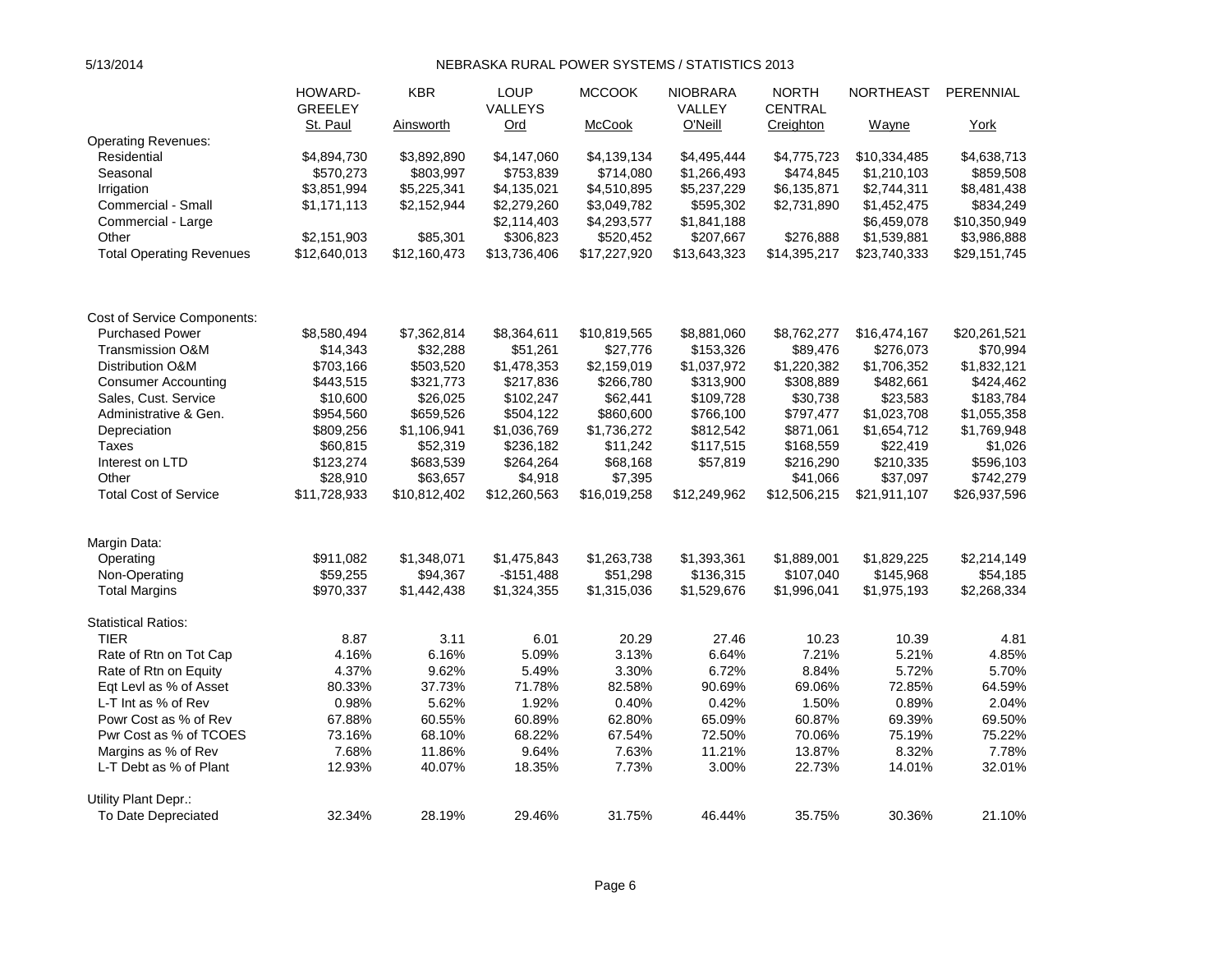5/13/2014

# NEBRASKA RURAL POWER SYSTEMS / STATISTICS 2013

| | HOWARD-GREELEY St. Paul | KBR Ainsworth | LOUP VALLEYS Ord | MCCOOK McCook | NIOBRARA VALLEY O'Neill | NORTH CENTRAL Creighton | NORTHEAST Wayne | PERENNIAL York |
|---|---|---|---|---|---|---|---|---|
| Operating Revenues: | | | | | | | | |
| Residential | $4,894,730 | $3,892,890 | $4,147,060 | $4,139,134 | $4,495,444 | $4,775,723 | $10,334,485 | $4,638,713 |
| Seasonal | $570,273 | $803,997 | $753,839 | $714,080 | $1,266,493 | $474,845 | $1,210,103 | $859,508 |
| Irrigation | $3,851,994 | $5,225,341 | $4,135,021 | $4,510,895 | $5,237,229 | $6,135,871 | $2,744,311 | $8,481,438 |
| Commercial - Small | $1,171,113 | $2,152,944 | $2,279,260 | $3,049,782 | $595,302 | $2,731,890 | $1,452,475 | $834,249 |
| Commercial - Large | | | $2,114,403 | $4,293,577 | $1,841,188 | | $6,459,078 | $10,350,949 |
| Other | $2,151,903 | $85,301 | $306,823 | $520,452 | $207,667 | $276,888 | $1,539,881 | $3,986,888 |
| Total Operating Revenues | $12,640,013 | $12,160,473 | $13,736,406 | $17,227,920 | $13,643,323 | $14,395,217 | $23,740,333 | $29,151,745 |
| Cost of Service Components: | | | | | | | | |
| Purchased Power | $8,580,494 | $7,362,814 | $8,364,611 | $10,819,565 | $8,881,060 | $8,762,277 | $16,474,167 | $20,261,521 |
| Transmission O&M | $14,343 | $32,288 | $51,261 | $27,776 | $153,326 | $89,476 | $276,073 | $70,994 |
| Distribution O&M | $703,166 | $503,520 | $1,478,353 | $2,159,019 | $1,037,972 | $1,220,382 | $1,706,352 | $1,832,121 |
| Consumer Accounting | $443,515 | $321,773 | $217,836 | $266,780 | $313,900 | $308,889 | $482,661 | $424,462 |
| Sales, Cust. Service | $10,600 | $26,025 | $102,247 | $62,441 | $109,728 | $30,738 | $23,583 | $183,784 |
| Administrative & Gen. | $954,560 | $659,526 | $504,122 | $860,600 | $766,100 | $797,477 | $1,023,708 | $1,055,358 |
| Depreciation | $809,256 | $1,106,941 | $1,036,769 | $1,736,272 | $812,542 | $871,061 | $1,654,712 | $1,769,948 |
| Taxes | $60,815 | $52,319 | $236,182 | $11,242 | $117,515 | $168,559 | $22,419 | $1,026 |
| Interest on LTD | $123,274 | $683,539 | $264,264 | $68,168 | $57,819 | $216,290 | $210,335 | $596,103 |
| Other | $28,910 | $63,657 | $4,918 | $7,395 | | $41,066 | $37,097 | $742,279 |
| Total Cost of Service | $11,728,933 | $10,812,402 | $12,260,563 | $16,019,258 | $12,249,962 | $12,506,215 | $21,911,107 | $26,937,596 |
| Margin Data: | | | | | | | | |
| Operating | $911,082 | $1,348,071 | $1,475,843 | $1,263,738 | $1,393,361 | $1,889,001 | $1,829,225 | $2,214,149 |
| Non-Operating | $59,255 | $94,367 | -$151,488 | $51,298 | $136,315 | $107,040 | $145,968 | $54,185 |
| Total Margins | $970,337 | $1,442,438 | $1,324,355 | $1,315,036 | $1,529,676 | $1,996,041 | $1,975,193 | $2,268,334 |
| Statistical Ratios: | | | | | | | | |
| TIER | 8.87 | 3.11 | 6.01 | 20.29 | 27.46 | 10.23 | 10.39 | 4.81 |
| Rate of Rtn on Tot Cap | 4.16% | 6.16% | 5.09% | 3.13% | 6.64% | 7.21% | 5.21% | 4.85% |
| Rate of Rtn on Equity | 4.37% | 9.62% | 5.49% | 3.30% | 6.72% | 8.84% | 5.72% | 5.70% |
| Eqt Levl as % of Asset | 80.33% | 37.73% | 71.78% | 82.58% | 90.69% | 69.06% | 72.85% | 64.59% |
| L-T Int as % of Rev | 0.98% | 5.62% | 1.92% | 0.40% | 0.42% | 1.50% | 0.89% | 2.04% |
| Powr Cost as % of Rev | 67.88% | 60.55% | 60.89% | 62.80% | 65.09% | 60.87% | 69.39% | 69.50% |
| Pwr Cost as % of TCOES | 73.16% | 68.10% | 68.22% | 67.54% | 72.50% | 70.06% | 75.19% | 75.22% |
| Margins as % of Rev | 7.68% | 11.86% | 9.64% | 7.63% | 11.21% | 13.87% | 8.32% | 7.78% |
| L-T Debt as % of Plant | 12.93% | 40.07% | 18.35% | 7.73% | 3.00% | 22.73% | 14.01% | 32.01% |
| Utility Plant Depr.: | | | | | | | | |
| To Date Depreciated | 32.34% | 28.19% | 29.46% | 31.75% | 46.44% | 35.75% | 30.36% | 21.10% |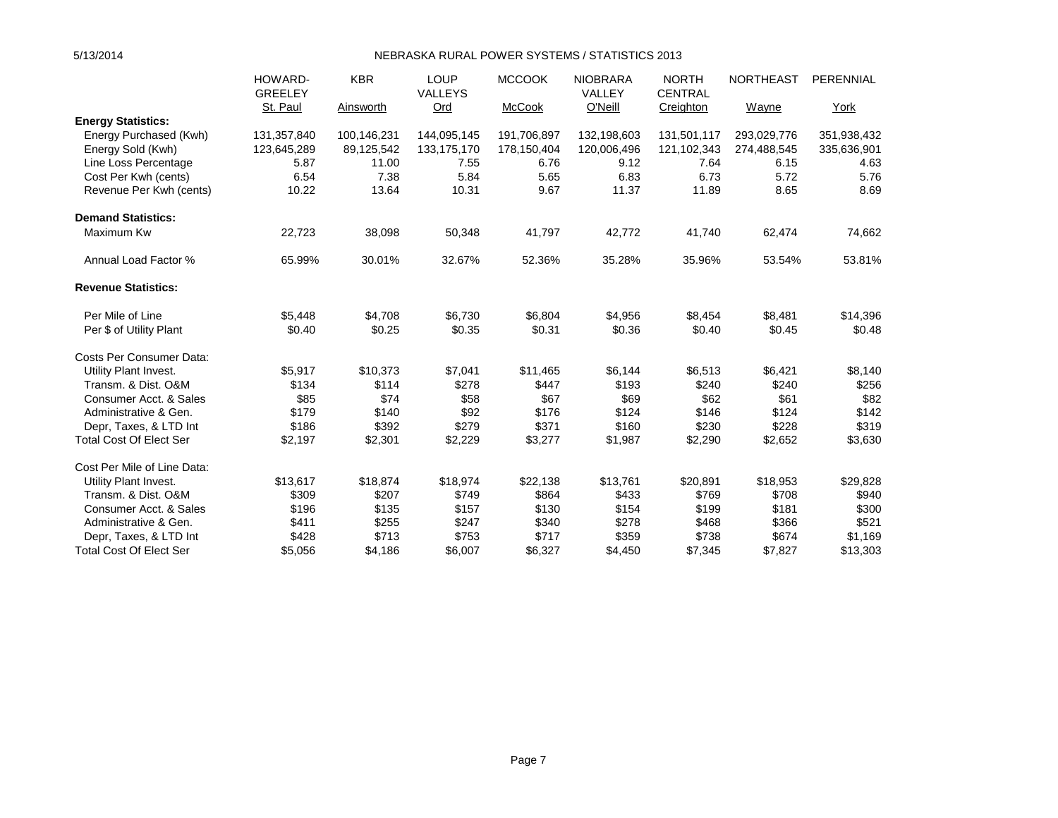# NEBRASKA RURAL POWER SYSTEMS / STATISTICS 2013

| | HOWARD-GREELEY St. Paul | KBR Ainsworth | LOUP VALLEYS Ord | MCCOOK McCook | NIOBRARA VALLEY O'Neill | NORTH CENTRAL Creighton | NORTHEAST Wayne | PERENNIAL York |
|---|---|---|---|---|---|---|---|---|
| **Energy Statistics:** | | | | | | | | |
| Energy Purchased (Kwh) | 131,357,840 | 100,146,231 | 144,095,145 | 191,706,897 | 132,198,603 | 131,501,117 | 293,029,776 | 351,938,432 |
| Energy Sold (Kwh) | 123,645,289 | 89,125,542 | 133,175,170 | 178,150,404 | 120,006,496 | 121,102,343 | 274,488,545 | 335,636,901 |
| Line Loss Percentage | 5.87 | 11.00 | 7.55 | 6.76 | 9.12 | 7.64 | 6.15 | 4.63 |
| Cost Per Kwh (cents) | 6.54 | 7.38 | 5.84 | 5.65 | 6.83 | 6.73 | 5.72 | 5.76 |
| Revenue Per Kwh (cents) | 10.22 | 13.64 | 10.31 | 9.67 | 11.37 | 11.89 | 8.65 | 8.69 |
| **Demand Statistics:** | | | | | | | | |
| Maximum Kw | 22,723 | 38,098 | 50,348 | 41,797 | 42,772 | 41,740 | 62,474 | 74,662 |
| Annual Load Factor % | 65.99% | 30.01% | 32.67% | 52.36% | 35.28% | 35.96% | 53.54% | 53.81% |
| **Revenue Statistics:** | | | | | | | | |
| Per Mile of Line | $5,448 | $4,708 | $6,730 | $6,804 | $4,956 | $8,454 | $8,481 | $14,396 |
| Per $ of Utility Plant | $0.40 | $0.25 | $0.35 | $0.31 | $0.36 | $0.40 | $0.45 | $0.48 |
| Costs Per Consumer Data: | | | | | | | | |
| Utility Plant Invest. | $5,917 | $10,373 | $7,041 | $11,465 | $6,144 | $6,513 | $6,421 | $8,140 |
| Transm. & Dist. O&M | $134 | $114 | $278 | $447 | $193 | $240 | $240 | $256 |
| Consumer Acct. & Sales | $85 | $74 | $58 | $67 | $69 | $62 | $61 | $82 |
| Administrative & Gen. | $179 | $140 | $92 | $176 | $124 | $146 | $124 | $142 |
| Depr, Taxes, & LTD Int | $186 | $392 | $279 | $371 | $160 | $230 | $228 | $319 |
| Total Cost Of Elect Ser | $2,197 | $2,301 | $2,229 | $3,277 | $1,987 | $2,290 | $2,652 | $3,630 |
| Cost Per Mile of Line Data: | | | | | | | | |
| Utility Plant Invest. | $13,617 | $18,874 | $18,974 | $22,138 | $13,761 | $20,891 | $18,953 | $29,828 |
| Transm. & Dist. O&M | $309 | $207 | $749 | $864 | $433 | $769 | $708 | $940 |
| Consumer Acct. & Sales | $196 | $135 | $157 | $130 | $154 | $199 | $181 | $300 |
| Administrative & Gen. | $411 | $255 | $247 | $340 | $278 | $468 | $366 | $521 |
| Depr, Taxes, & LTD Int | $428 | $713 | $753 | $717 | $359 | $738 | $674 | $1,169 |
| Total Cost Of Elect Ser | $5,056 | $4,186 | $6,007 | $6,327 | $4,450 | $7,345 | $7,827 | $13,303 |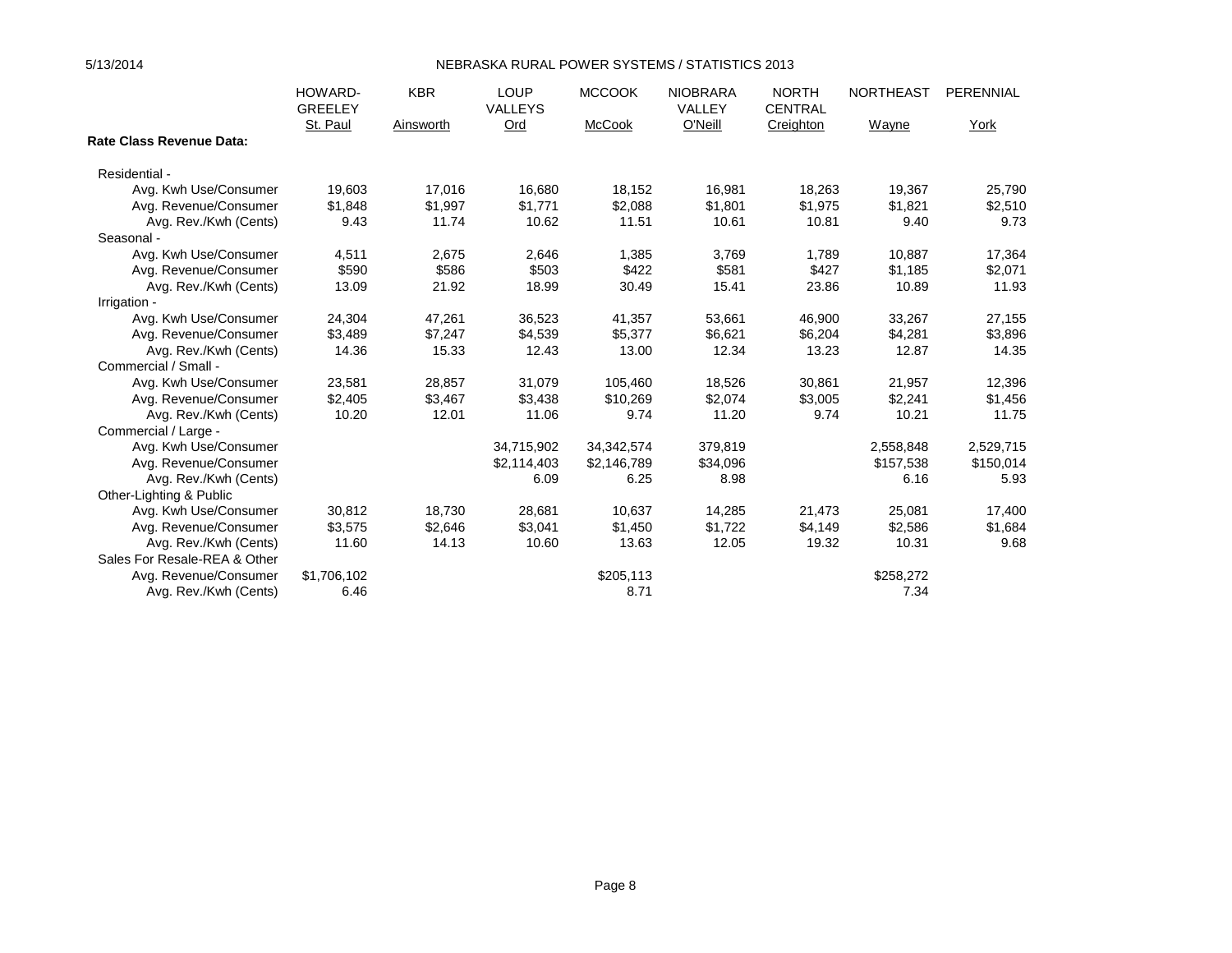5/13/2014 NEBRASKA RURAL POWER SYSTEMS / STATISTICS 2013

| | HOWARD-GREELEY St. Paul | KBR Ainsworth | LOUP VALLEYS Ord | MCCOOK McCook | NIOBRARA VALLEY O'Neill | NORTH CENTRAL Creighton | NORTHEAST Wayne | PERENNIAL York |
|---|---|---|---|---|---|---|---|---|
| **Rate Class Revenue Data:** | | | | | | | | |
| Residential - | | | | | | | | |
| Avg. Kwh Use/Consumer | 19,603 | 17,016 | 16,680 | 18,152 | 16,981 | 18,263 | 19,367 | 25,790 |
| Avg. Revenue/Consumer | $1,848 | $1,997 | $1,771 | $2,088 | $1,801 | $1,975 | $1,821 | $2,510 |
| Avg. Rev./Kwh (Cents) | 9.43 | 11.74 | 10.62 | 11.51 | 10.61 | 10.81 | 9.40 | 9.73 |
| Seasonal - | | | | | | | | |
| Avg. Kwh Use/Consumer | 4,511 | 2,675 | 2,646 | 1,385 | 3,769 | 1,789 | 10,887 | 17,364 |
| Avg. Revenue/Consumer | $590 | $586 | $503 | $422 | $581 | $427 | $1,185 | $2,071 |
| Avg. Rev./Kwh (Cents) | 13.09 | 21.92 | 18.99 | 30.49 | 15.41 | 23.86 | 10.89 | 11.93 |
| Irrigation - | | | | | | | | |
| Avg. Kwh Use/Consumer | 24,304 | 47,261 | 36,523 | 41,357 | 53,661 | 46,900 | 33,267 | 27,155 |
| Avg. Revenue/Consumer | $3,489 | $7,247 | $4,539 | $5,377 | $6,621 | $6,204 | $4,281 | $3,896 |
| Avg. Rev./Kwh (Cents) | 14.36 | 15.33 | 12.43 | 13.00 | 12.34 | 13.23 | 12.87 | 14.35 |
| Commercial / Small - | | | | | | | | |
| Avg. Kwh Use/Consumer | 23,581 | 28,857 | 31,079 | 105,460 | 18,526 | 30,861 | 21,957 | 12,396 |
| Avg. Revenue/Consumer | $2,405 | $3,467 | $3,438 | $10,269 | $2,074 | $3,005 | $2,241 | $1,456 |
| Avg. Rev./Kwh (Cents) | 10.20 | 12.01 | 11.06 | 9.74 | 11.20 | 9.74 | 10.21 | 11.75 |
| Commercial / Large - | | | | | | | | |
| Avg. Kwh Use/Consumer | | | 34,715,902 | 34,342,574 | 379,819 | | 2,558,848 | 2,529,715 |
| Avg. Revenue/Consumer | | | $2,114,403 | $2,146,789 | $34,096 | | $157,538 | $150,014 |
| Avg. Rev./Kwh (Cents) | | | 6.09 | 6.25 | 8.98 | | 6.16 | 5.93 |
| Other-Lighting & Public | | | | | | | | |
| Avg. Kwh Use/Consumer | 30,812 | 18,730 | 28,681 | 10,637 | 14,285 | 21,473 | 25,081 | 17,400 |
| Avg. Revenue/Consumer | $3,575 | $2,646 | $3,041 | $1,450 | $1,722 | $4,149 | $2,586 | $1,684 |
| Avg. Rev./Kwh (Cents) | 11.60 | 14.13 | 10.60 | 13.63 | 12.05 | 19.32 | 10.31 | 9.68 |
| Sales For Resale-REA & Other | | | | | | | | |
| Avg. Revenue/Consumer | $1,706,102 | | | $205,113 | | | $258,272 | |
| Avg. Rev./Kwh (Cents) | 6.46 | | | 8.71 | | | 7.34 | |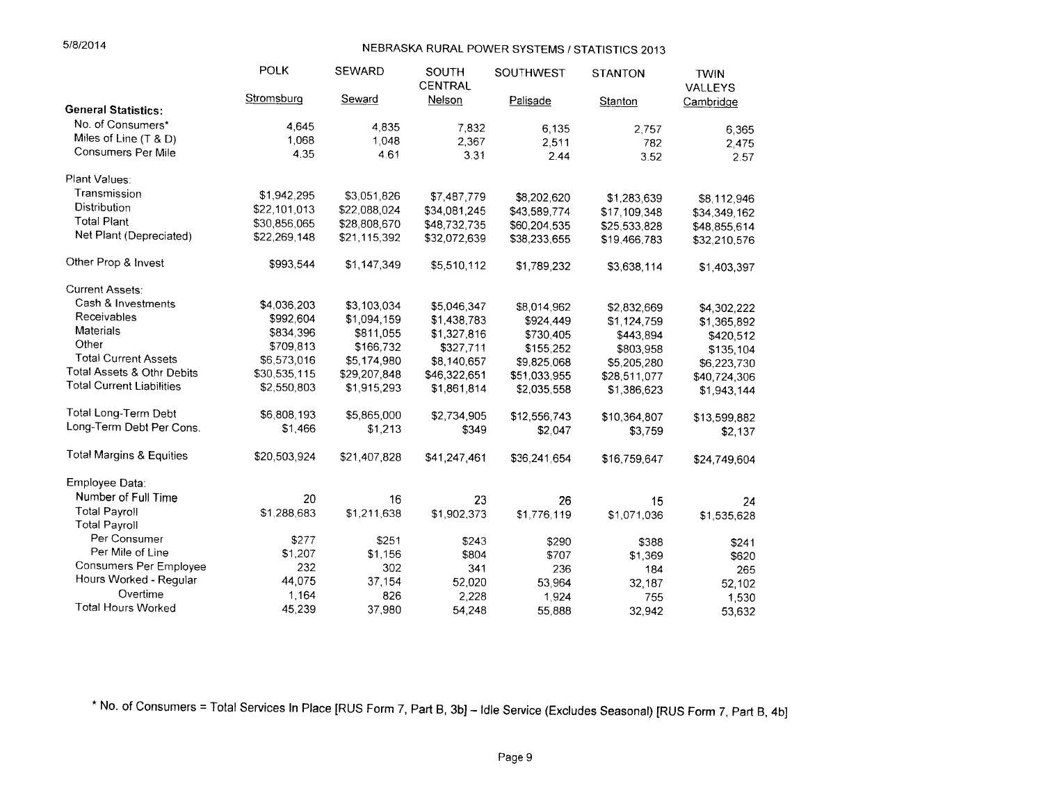# NEBRASKA RURAL POWER SYSTEMS / STATISTICS 2013

| | POLK | SEWARD | SOUTH CENTRAL | SOUTHWEST | STANTON | TWIN VALLEYS |
|---|---|---|---|---|---|---|
| | Stromsburg | Seward | Nelson | Palisade | Stanton | Cambridge |
| **General Statistics:** | | | | | | |
| No. of Consumers* | 4,645 | 4,835 | 7,832 | 6,135 | 2,757 | 6,365 |
| Miles of Line (T & D) | 1,068 | 1,048 | 2,367 | 2,511 | 782 | 2,475 |
| Consumers Per Mile | 4.35 | 4.61 | 3.31 | 2.44 | 3.52 | 2.57 |
| Plant Values: | | | | | | |
| Transmission | $1,942,295 | $3,051,826 | $7,487,779 | $8,202,620 | $1,283,639 | $8,112,946 |
| Distribution | $22,101,013 | $22,088,024 | $34,081,245 | $43,589,774 | $17,109,348 | $34,349,162 |
| Total Plant | $30,856,065 | $28,808,670 | $48,732,735 | $60,204,535 | $25,533,828 | $48,855,614 |
| Net Plant (Depreciated) | $22,269,148 | $21,115,392 | $32,072,639 | $38,233,655 | $19,466,783 | $32,210,576 |
| Other Prop & Invest | $993,544 | $1,147,349 | $5,510,112 | $1,789,232 | $3,638,114 | $1,403,397 |
| Current Assets: | | | | | | |
| Cash & Investments | $4,036,203 | $3,103,034 | $5,046,347 | $8,014,962 | $2,832,669 | $4,302,222 |
| Receivables | $992,604 | $1,094,159 | $1,438,783 | $924,449 | $1,124,759 | $1,365,892 |
| Materials | $834,396 | $811,055 | $1,327,816 | $730,405 | $443,894 | $420,512 |
| Other | $709,813 | $166,732 | $327,711 | $155,252 | $803,958 | $135,104 |
| Total Current Assets | $6,573,016 | $5,174,980 | $8,140,657 | $9,825,068 | $5,205,280 | $6,223,730 |
| Total Assets & Othr Debits | $30,535,115 | $29,207,848 | $46,322,651 | $51,033,955 | $28,511,077 | $40,724,306 |
| Total Current Liabilities | $2,550,803 | $1,915,293 | $1,861,814 | $2,035,558 | $1,386,623 | $1,943,144 |
| Total Long-Term Debt | $6,808,193 | $5,865,000 | $2,734,905 | $12,556,743 | $10,364,807 | $13,599,882 |
| Long-Term Debt Per Cons. | $1,466 | $1,213 | $349 | $2,047 | $3,759 | $2,137 |
| Total Margins & Equities | $20,503,924 | $21,407,828 | $41,247,461 | $36,241,654 | $16,759,647 | $24,749,604 |
| Employee Data: | | | | | | |
| Number of Full Time | 20 | 16 | 23 | 26 | 15 | 24 |
| Total Payroll | $1,288,683 | $1,211,638 | $1,902,373 | $1,776,119 | $1,071,036 | $1,535,628 |
| Total Payroll | | | | | | |
| Per Consumer | $277 | $251 | $243 | $290 | $388 | $241 |
| Per Mile of Line | $1,207 | $1,156 | $804 | $707 | $1,369 | $620 |
| Consumers Per Employee | 232 | 302 | 341 | 236 | 184 | 265 |
| Hours Worked - Regular | 44,075 | 37,154 | 52,020 | 53,964 | 32,187 | 52,102 |
| Overtime | 1,164 | 826 | 2,228 | 1,924 | 755 | 1,530 |
| Total Hours Worked | 45,239 | 37,980 | 54,248 | 55,888 | 32,942 | 53,632 |

* No. of Consumers = Total Services In Place [RUS Form 7, Part B, 3b] – Idle Service (Excludes Seasonal) [RUS Form 7, Part B, 4b]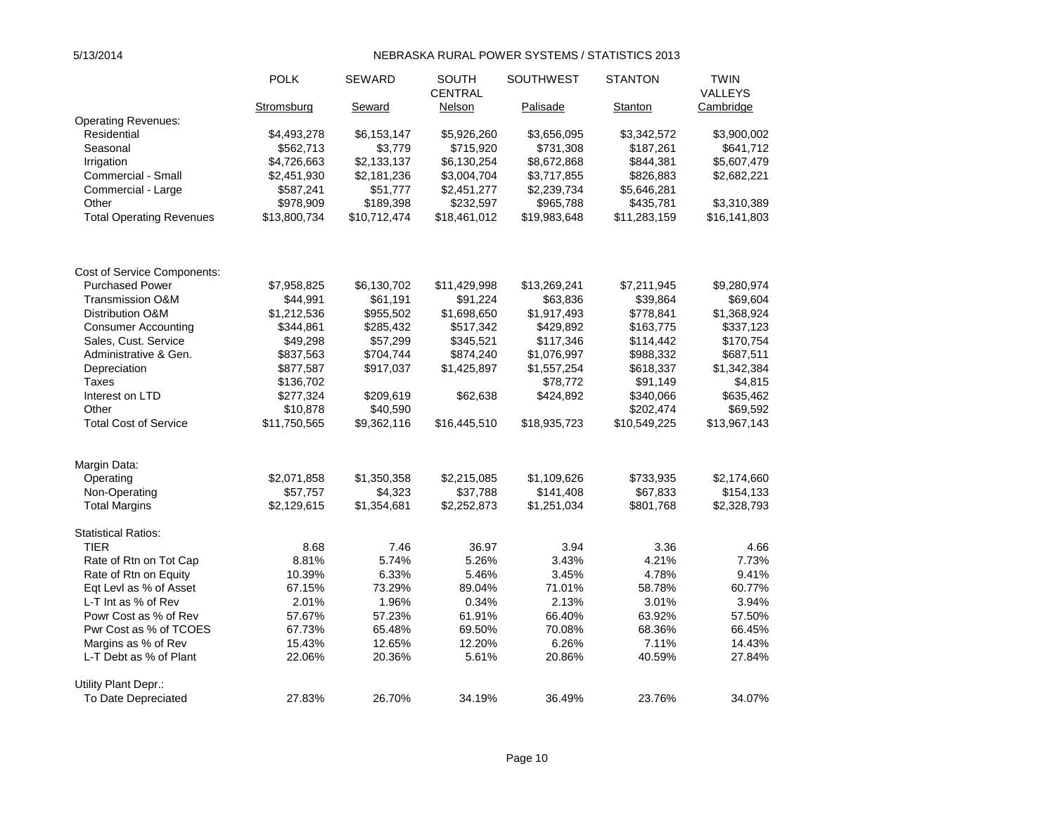5/13/2014

NEBRASKA RURAL POWER SYSTEMS / STATISTICS 2013

| | POLK | SEWARD | SOUTH CENTRAL | SOUTHWEST | STANTON | TWIN VALLEYS |
|---|---|---|---|---|---|---|
| | Stromsburg | Seward | Nelson | Palisade | Stanton | Cambridge |
| Operating Revenues: | | | | | | |
| Residential | $4,493,278 | $6,153,147 | $5,926,260 | $3,656,095 | $3,342,572 | $3,900,002 |
| Seasonal | $562,713 | $3,779 | $715,920 | $731,308 | $187,261 | $641,712 |
| Irrigation | $4,726,663 | $2,133,137 | $6,130,254 | $8,672,868 | $844,381 | $5,607,479 |
| Commercial - Small | $2,451,930 | $2,181,236 | $3,004,704 | $3,717,855 | $826,883 | $2,682,221 |
| Commercial - Large | $587,241 | $51,777 | $2,451,277 | $2,239,734 | $5,646,281 | |
| Other | $978,909 | $189,398 | $232,597 | $965,788 | $435,781 | $3,310,389 |
| Total Operating Revenues | $13,800,734 | $10,712,474 | $18,461,012 | $19,983,648 | $11,283,159 | $16,141,803 |
| | | | | | | |
| Cost of Service Components: | | | | | | |
| Purchased Power | $7,958,825 | $6,130,702 | $11,429,998 | $13,269,241 | $7,211,945 | $9,280,974 |
| Transmission O&M | $44,991 | $61,191 | $91,224 | $63,836 | $39,864 | $69,604 |
| Distribution O&M | $1,212,536 | $955,502 | $1,698,650 | $1,917,493 | $778,841 | $1,368,924 |
| Consumer Accounting | $344,861 | $285,432 | $517,342 | $429,892 | $163,775 | $337,123 |
| Sales, Cust. Service | $49,298 | $57,299 | $345,521 | $117,346 | $114,442 | $170,754 |
| Administrative & Gen. | $837,563 | $704,744 | $874,240 | $1,076,997 | $988,332 | $687,511 |
| Depreciation | $877,587 | $917,037 | $1,425,897 | $1,557,254 | $618,337 | $1,342,384 |
| Taxes | $136,702 | | | $78,772 | $91,149 | $4,815 |
| Interest on LTD | $277,324 | $209,619 | $62,638 | $424,892 | $340,066 | $635,462 |
| Other | $10,878 | $40,590 | | | $202,474 | $69,592 |
| Total Cost of Service | $11,750,565 | $9,362,116 | $16,445,510 | $18,935,723 | $10,549,225 | $13,967,143 |
| | | | | | | |
| Margin Data: | | | | | | |
| Operating | $2,071,858 | $1,350,358 | $2,215,085 | $1,109,626 | $733,935 | $2,174,660 |
| Non-Operating | $57,757 | $4,323 | $37,788 | $141,408 | $67,833 | $154,133 |
| Total Margins | $2,129,615 | $1,354,681 | $2,252,873 | $1,251,034 | $801,768 | $2,328,793 |
| | | | | | | |
| Statistical Ratios: | | | | | | |
| TIER | 8.68 | 7.46 | 36.97 | 3.94 | 3.36 | 4.66 |
| Rate of Rtn on Tot Cap | 8.81% | 5.74% | 5.26% | 3.43% | 4.21% | 7.73% |
| Rate of Rtn on Equity | 10.39% | 6.33% | 5.46% | 3.45% | 4.78% | 9.41% |
| Eqt Levl as % of Asset | 67.15% | 73.29% | 89.04% | 71.01% | 58.78% | 60.77% |
| L-T Int as % of Rev | 2.01% | 1.96% | 0.34% | 2.13% | 3.01% | 3.94% |
| Powr Cost as % of Rev | 57.67% | 57.23% | 61.91% | 66.40% | 63.92% | 57.50% |
| Pwr Cost as % of TCOES | 67.73% | 65.48% | 69.50% | 70.08% | 68.36% | 66.45% |
| Margins as % of Rev | 15.43% | 12.65% | 12.20% | 6.26% | 7.11% | 14.43% |
| L-T Debt as % of Plant | 22.06% | 20.36% | 5.61% | 20.86% | 40.59% | 27.84% |
| | | | | | | |
| Utility Plant Depr.: | | | | | | |
| To Date Depreciated | 27.83% | 26.70% | 34.19% | 36.49% | 23.76% | 34.07% |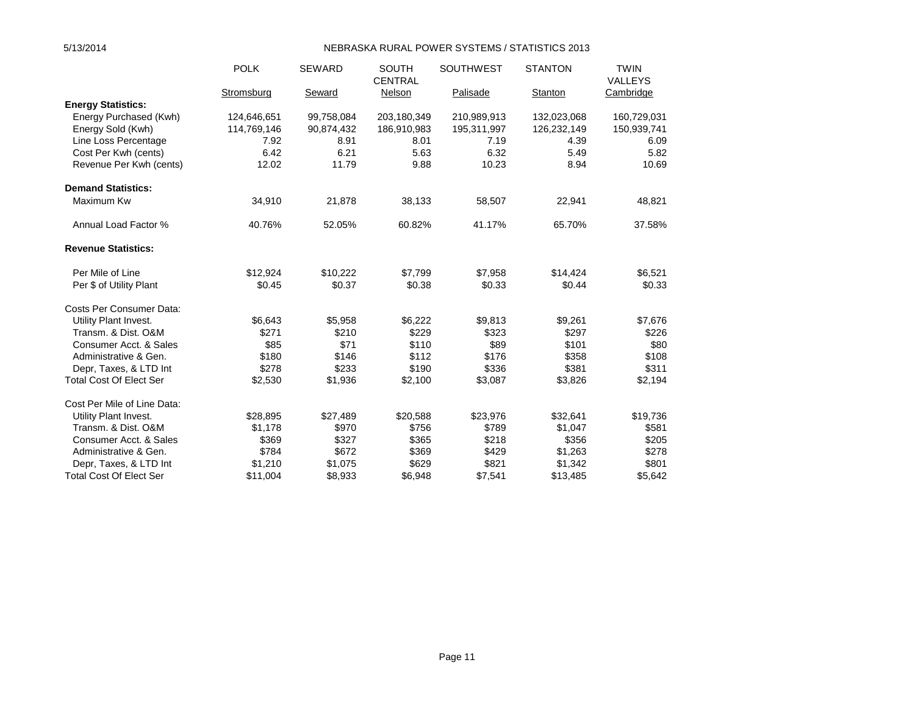## NEBRASKA RURAL POWER SYSTEMS / STATISTICS 2013

| | POLK | SEWARD | SOUTH CENTRAL | SOUTHWEST | STANTON | TWIN VALLEYS |
|---|---|---|---|---|---|---|
| | Stromsburg | Seward | Nelson | Palisade | Stanton | Cambridge |
| **Energy Statistics:** | | | | | | |
| Energy Purchased (Kwh) | 124,646,651 | 99,758,084 | 203,180,349 | 210,989,913 | 132,023,068 | 160,729,031 |
| Energy Sold (Kwh) | 114,769,146 | 90,874,432 | 186,910,983 | 195,311,997 | 126,232,149 | 150,939,741 |
| Line Loss Percentage | 7.92 | 8.91 | 8.01 | 7.19 | 4.39 | 6.09 |
| Cost Per Kwh (cents) | 6.42 | 6.21 | 5.63 | 6.32 | 5.49 | 5.82 |
| Revenue Per Kwh (cents) | 12.02 | 11.79 | 9.88 | 10.23 | 8.94 | 10.69 |
| **Demand Statistics:** | | | | | | |
| Maximum Kw | 34,910 | 21,878 | 38,133 | 58,507 | 22,941 | 48,821 |
| Annual Load Factor % | 40.76% | 52.05% | 60.82% | 41.17% | 65.70% | 37.58% |
| **Revenue Statistics:** | | | | | | |
| Per Mile of Line | $12,924 | $10,222 | $7,799 | $7,958 | $14,424 | $6,521 |
| Per $ of Utility Plant | $0.45 | $0.37 | $0.38 | $0.33 | $0.44 | $0.33 |
| Costs Per Consumer Data: | | | | | | |
| Utility Plant Invest. | $6,643 | $5,958 | $6,222 | $9,813 | $9,261 | $7,676 |
| Transm. & Dist. O&M | $271 | $210 | $229 | $323 | $297 | $226 |
| Consumer Acct. & Sales | $85 | $71 | $110 | $89 | $101 | $80 |
| Administrative & Gen. | $180 | $146 | $112 | $176 | $358 | $108 |
| Depr, Taxes, & LTD Int | $278 | $233 | $190 | $336 | $381 | $311 |
| Total Cost Of Elect Ser | $2,530 | $1,936 | $2,100 | $3,087 | $3,826 | $2,194 |
| Cost Per Mile of Line Data: | | | | | | |
| Utility Plant Invest. | $28,895 | $27,489 | $20,588 | $23,976 | $32,641 | $19,736 |
| Transm. & Dist. O&M | $1,178 | $970 | $756 | $789 | $1,047 | $581 |
| Consumer Acct. & Sales | $369 | $327 | $365 | $218 | $356 | $205 |
| Administrative & Gen. | $784 | $672 | $369 | $429 | $1,263 | $278 |
| Depr, Taxes, & LTD Int | $1,210 | $1,075 | $629 | $821 | $1,342 | $801 |
| Total Cost Of Elect Ser | $11,004 | $8,933 | $6,948 | $7,541 | $13,485 | $5,642 |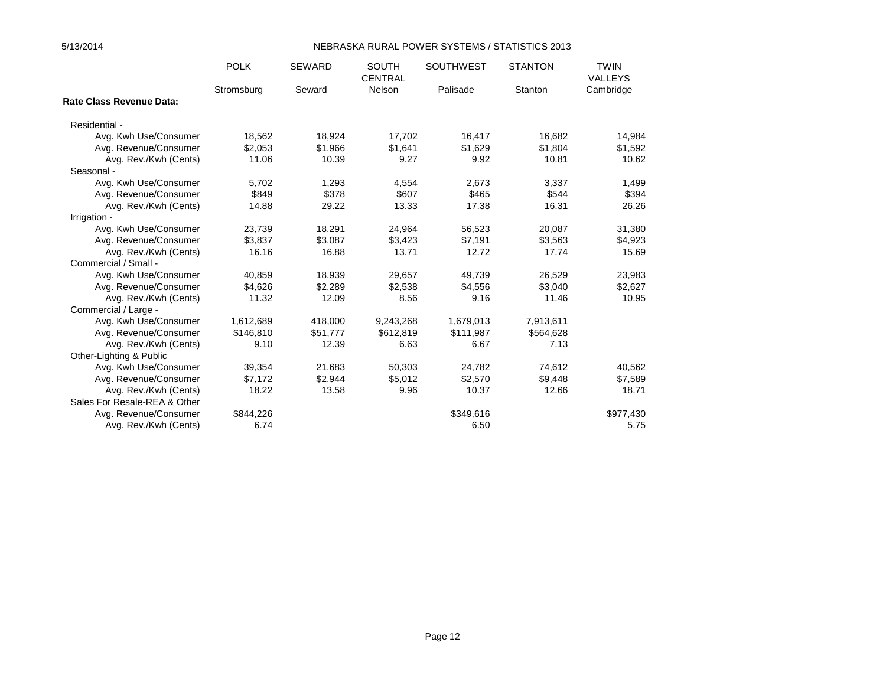NEBRASKA RURAL POWER SYSTEMS / STATISTICS 2013

| | POLK | SEWARD | SOUTH CENTRAL | SOUTHWEST | STANTON | TWIN VALLEYS |
|---|---|---|---|---|---|---|
| | Stromsburg | Seward | Nelson | Palisade | Stanton | Cambridge |
| **Rate Class Revenue Data:** | | | | | | |
| Residential - | | | | | | |
| Avg. Kwh Use/Consumer | 18,562 | 18,924 | 17,702 | 16,417 | 16,682 | 14,984 |
| Avg. Revenue/Consumer | $2,053 | $1,966 | $1,641 | $1,629 | $1,804 | $1,592 |
| Avg. Rev./Kwh (Cents) | 11.06 | 10.39 | 9.27 | 9.92 | 10.81 | 10.62 |
| Seasonal - | | | | | | |
| Avg. Kwh Use/Consumer | 5,702 | 1,293 | 4,554 | 2,673 | 3,337 | 1,499 |
| Avg. Revenue/Consumer | $849 | $378 | $607 | $465 | $544 | $394 |
| Avg. Rev./Kwh (Cents) | 14.88 | 29.22 | 13.33 | 17.38 | 16.31 | 26.26 |
| Irrigation - | | | | | | |
| Avg. Kwh Use/Consumer | 23,739 | 18,291 | 24,964 | 56,523 | 20,087 | 31,380 |
| Avg. Revenue/Consumer | $3,837 | $3,087 | $3,423 | $7,191 | $3,563 | $4,923 |
| Avg. Rev./Kwh (Cents) | 16.16 | 16.88 | 13.71 | 12.72 | 17.74 | 15.69 |
| Commercial / Small - | | | | | | |
| Avg. Kwh Use/Consumer | 40,859 | 18,939 | 29,657 | 49,739 | 26,529 | 23,983 |
| Avg. Revenue/Consumer | $4,626 | $2,289 | $2,538 | $4,556 | $3,040 | $2,627 |
| Avg. Rev./Kwh (Cents) | 11.32 | 12.09 | 8.56 | 9.16 | 11.46 | 10.95 |
| Commercial / Large - | | | | | | |
| Avg. Kwh Use/Consumer | 1,612,689 | 418,000 | 9,243,268 | 1,679,013 | 7,913,611 | |
| Avg. Revenue/Consumer | $146,810 | $51,777 | $612,819 | $111,987 | $564,628 | |
| Avg. Rev./Kwh (Cents) | 9.10 | 12.39 | 6.63 | 6.67 | 7.13 | |
| Other-Lighting & Public | | | | | | |
| Avg. Kwh Use/Consumer | 39,354 | 21,683 | 50,303 | 24,782 | 74,612 | 40,562 |
| Avg. Revenue/Consumer | $7,172 | $2,944 | $5,012 | $2,570 | $9,448 | $7,589 |
| Avg. Rev./Kwh (Cents) | 18.22 | 13.58 | 9.96 | 10.37 | 12.66 | 18.71 |
| Sales For Resale-REA & Other | | | | | | |
| Avg. Revenue/Consumer | $844,226 | | | $349,616 | | $977,430 |
| Avg. Rev./Kwh (Cents) | 6.74 | | | 6.50 | | 5.75 |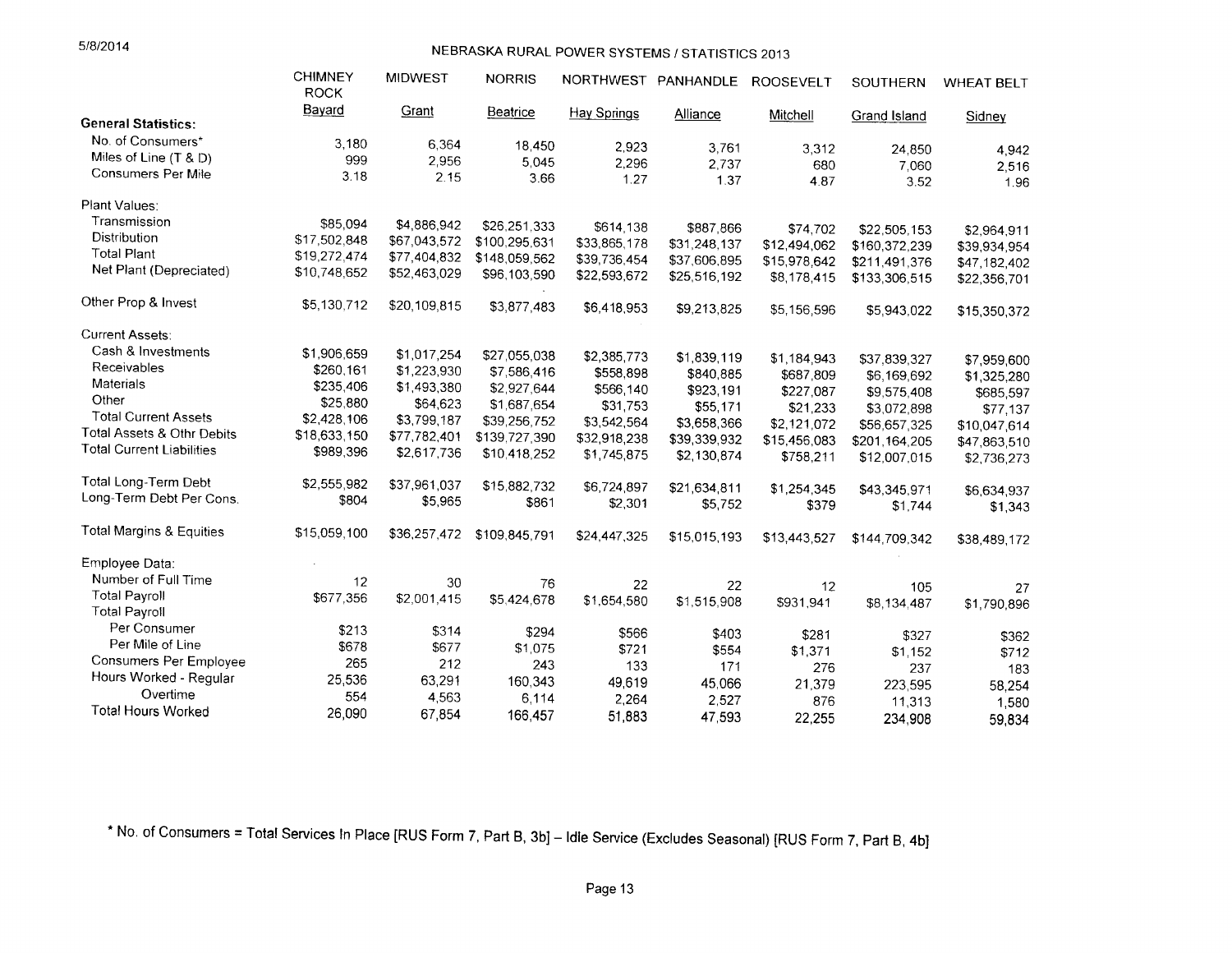# NEBRASKA RURAL POWER SYSTEMS / STATISTICS 2013

| | CHIMNEY ROCK | MIDWEST | NORRIS | NORTHWEST | PANHANDLE | ROOSEVELT | SOUTHERN | WHEAT BELT |
|---|---|---|---|---|---|---|---|---|
| | Bayard | Grant | Beatrice | Hay Springs | Alliance | Mitchell | Grand Island | Sidney |
| **General Statistics:** | | | | | | | | |
| No. of Consumers* | 3,180 | 6,364 | 18,450 | 2,923 | 3,761 | 3,312 | 24,850 | 4,942 |
| Miles of Line (T & D) | 999 | 2,956 | 5,045 | 2,296 | 2,737 | 680 | 7,060 | 2,516 |
| Consumers Per Mile | 3.18 | 2.15 | 3.66 | 1.27 | 1.37 | 4.87 | 3.52 | 1.96 |
| Plant Values: | | | | | | | | |
| Transmission | $85,094 | $4,886,942 | $26,251,333 | $614,138 | $887,866 | $74,702 | $22,505,153 | $2,964,911 |
| Distribution | $17,502,848 | $67,043,572 | $100,295,631 | $33,865,178 | $31,248,137 | $12,494,062 | $160,372,239 | $39,934,954 |
| Total Plant | $19,272,474 | $77,404,832 | $148,059,562 | $39,736,454 | $37,606,895 | $15,978,642 | $211,491,376 | $47,182,402 |
| Net Plant (Depreciated) | $10,748,652 | $52,463,029 | $96,103,590 | $22,593,672 | $25,516,192 | $8,178,415 | $133,306,515 | $22,356,701 |
| Other Prop & Invest | $5,130,712 | $20,109,815 | $3,877,483 | $6,418,953 | $9,213,825 | $5,156,596 | $5,943,022 | $15,350,372 |
| Current Assets: | | | | | | | | |
| Cash & Investments | $1,906,659 | $1,017,254 | $27,055,038 | $2,385,773 | $1,839,119 | $1,184,943 | $37,839,327 | $7,959,600 |
| Receivables | $260,161 | $1,223,930 | $7,586,416 | $558,898 | $840,885 | $687,809 | $6,169,692 | $1,325,280 |
| Materials | $235,406 | $1,493,380 | $2,927,644 | $566,140 | $923,191 | $227,087 | $9,575,408 | $685,597 |
| Other | $25,880 | $64,623 | $1,687,654 | $31,753 | $55,171 | $21,233 | $3,072,898 | $77,137 |
| Total Current Assets | $2,428,106 | $3,799,187 | $39,256,752 | $3,542,564 | $3,658,366 | $2,121,072 | $56,657,325 | $10,047,614 |
| Total Assets & Othr Debits | $18,633,150 | $77,782,401 | $139,727,390 | $32,918,238 | $39,339,932 | $15,456,083 | $201,164,205 | $47,863,510 |
| Total Current Liabilities | $989,396 | $2,617,736 | $10,418,252 | $1,745,875 | $2,130,874 | $758,211 | $12,007,015 | $2,736,273 |
| Total Long-Term Debt | $2,555,982 | $37,961,037 | $15,882,732 | $6,724,897 | $21,634,811 | $1,254,345 | $43,345,971 | $6,634,937 |
| Long-Term Debt Per Cons. | $804 | $5,965 | $861 | $2,301 | $5,752 | $379 | $1,744 | $1,343 |
| Total Margins & Equities | $15,059,100 | $36,257,472 | $109,845,791 | $24,447,325 | $15,015,193 | $13,443,527 | $144,709,342 | $38,489,172 |
| Employee Data: | | | | | | | | |
| Number of Full Time | 12 | 30 | 76 | 22 | 22 | 12 | 105 | 27 |
| Total Payroll | $677,356 | $2,001,415 | $5,424,678 | $1,654,580 | $1,515,908 | $931,941 | $8,134,487 | $1,790,896 |
| Total Payroll | | | | | | | | |
| Per Consumer | $213 | $314 | $294 | $566 | $403 | $281 | $327 | $362 |
| Per Mile of Line | $678 | $677 | $1,075 | $721 | $554 | $1,371 | $1,152 | $712 |
| Consumers Per Employee | 265 | 212 | 243 | 133 | 171 | 276 | 237 | 183 |
| Hours Worked - Regular | 25,536 | 63,291 | 160,343 | 49,619 | 45,066 | 21,379 | 223,595 | 58,254 |
| Overtime | 554 | 4,563 | 6,114 | 2,264 | 2,527 | 876 | 11,313 | 1,580 |
| Total Hours Worked | 26,090 | 67,854 | 166,457 | 51,883 | 47,593 | 22,255 | 234,908 | 59,834 |

* No. of Consumers = Total Services In Place [RUS Form 7, Part B, 3b] – Idle Service (Excludes Seasonal) [RUS Form 7, Part B, 4b]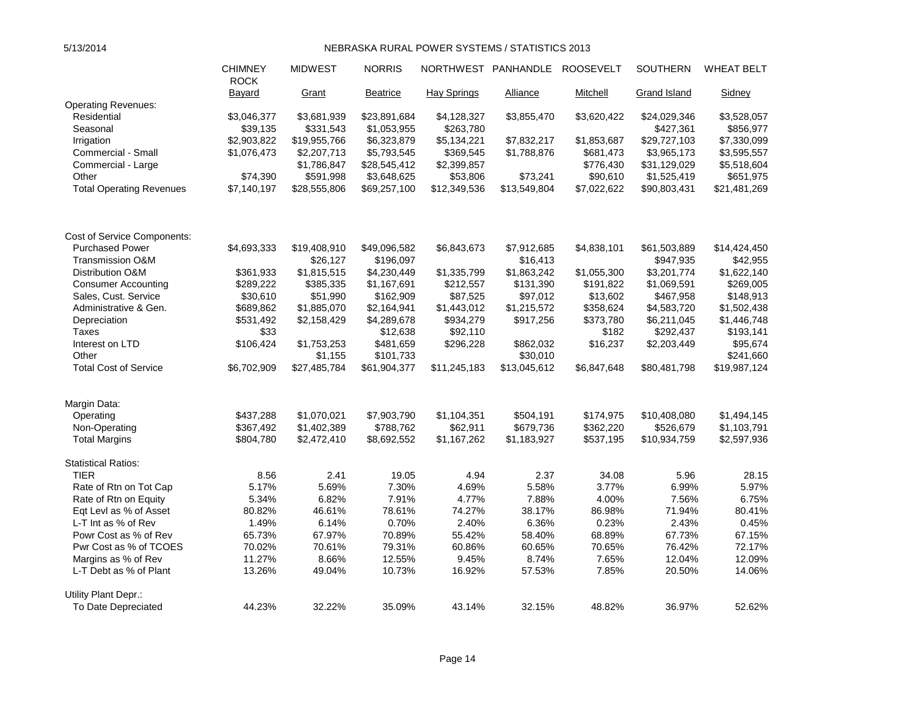# NEBRASKA RURAL POWER SYSTEMS / STATISTICS 2013

| | CHIMNEY ROCK | MIDWEST | NORRIS | NORTHWEST | PANHANDLE | ROOSEVELT | SOUTHERN | WHEAT BELT |
|---|---|---|---|---|---|---|---|---|
| | Bayard | Grant | Beatrice | Hay Springs | Alliance | Mitchell | Grand Island | Sidney |
| **Operating Revenues:** | | | | | | | | |
| Residential | $3,046,377 | $3,681,939 | $23,891,684 | $4,128,327 | $3,855,470 | $3,620,422 | $24,029,346 | $3,528,057 |
| Seasonal | $39,135 | $331,543 | $1,053,955 | $263,780 | | | $427,361 | $856,977 |
| Irrigation | $2,903,822 | $19,955,766 | $6,323,879 | $5,134,221 | $7,832,217 | $1,853,687 | $29,727,103 | $7,330,099 |
| Commercial - Small | $1,076,473 | $2,207,713 | $5,793,545 | $369,545 | $1,788,876 | $681,473 | $3,965,173 | $3,595,557 |
| Commercial - Large | | $1,786,847 | $28,545,412 | $2,399,857 | | $776,430 | $31,129,029 | $5,518,604 |
| Other | $74,390 | $591,998 | $3,648,625 | $53,806 | $73,241 | $90,610 | $1,525,419 | $651,975 |
| Total Operating Revenues | $7,140,197 | $28,555,806 | $69,257,100 | $12,349,536 | $13,549,804 | $7,022,622 | $90,803,431 | $21,481,269 |
| **Cost of Service Components:** | | | | | | | | |
| Purchased Power | $4,693,333 | $19,408,910 | $49,096,582 | $6,843,673 | $7,912,685 | $4,838,101 | $61,503,889 | $14,424,450 |
| Transmission O&M | | $26,127 | $196,097 | | $16,413 | | $947,935 | $42,955 |
| Distribution O&M | $361,933 | $1,815,515 | $4,230,449 | $1,335,799 | $1,863,242 | $1,055,300 | $3,201,774 | $1,622,140 |
| Consumer Accounting | $289,222 | $385,335 | $1,167,691 | $212,557 | $131,390 | $191,822 | $1,069,591 | $269,005 |
| Sales, Cust. Service | $30,610 | $51,990 | $162,909 | $87,525 | $97,012 | $13,602 | $467,958 | $148,913 |
| Administrative & Gen. | $689,862 | $1,885,070 | $2,164,941 | $1,443,012 | $1,215,572 | $358,624 | $4,583,720 | $1,502,438 |
| Depreciation | $531,492 | $2,158,429 | $4,289,678 | $934,279 | $917,256 | $373,780 | $6,211,045 | $1,446,748 |
| Taxes | $33 | | $12,638 | $92,110 | | $182 | $292,437 | $193,141 |
| Interest on LTD | $106,424 | $1,753,253 | $481,659 | $296,228 | $862,032 | $16,237 | $2,203,449 | $95,674 |
| Other | | $1,155 | $101,733 | | $30,010 | | | $241,660 |
| Total Cost of Service | $6,702,909 | $27,485,784 | $61,904,377 | $11,245,183 | $13,045,612 | $6,847,648 | $80,481,798 | $19,987,124 |
| **Margin Data:** | | | | | | | | |
| Operating | $437,288 | $1,070,021 | $7,903,790 | $1,104,351 | $504,191 | $174,975 | $10,408,080 | $1,494,145 |
| Non-Operating | $367,492 | $1,402,389 | $788,762 | $62,911 | $679,736 | $362,220 | $526,679 | $1,103,791 |
| Total Margins | $804,780 | $2,472,410 | $8,692,552 | $1,167,262 | $1,183,927 | $537,195 | $10,934,759 | $2,597,936 |
| **Statistical Ratios:** | | | | | | | | |
| TIER | 8.56 | 2.41 | 19.05 | 4.94 | 2.37 | 34.08 | 5.96 | 28.15 |
| Rate of Rtn on Tot Cap | 5.17% | 5.69% | 7.30% | 4.69% | 5.58% | 3.77% | 6.99% | 5.97% |
| Rate of Rtn on Equity | 5.34% | 6.82% | 7.91% | 4.77% | 7.88% | 4.00% | 7.56% | 6.75% |
| Eqt Levl as % of Asset | 80.82% | 46.61% | 78.61% | 74.27% | 38.17% | 86.98% | 71.94% | 80.41% |
| L-T Int as % of Rev | 1.49% | 6.14% | 0.70% | 2.40% | 6.36% | 0.23% | 2.43% | 0.45% |
| Powr Cost as % of Rev | 65.73% | 67.97% | 70.89% | 55.42% | 58.40% | 68.89% | 67.73% | 67.15% |
| Pwr Cost as % of TCOES | 70.02% | 70.61% | 79.31% | 60.86% | 60.65% | 70.65% | 76.42% | 72.17% |
| Margins as % of Rev | 11.27% | 8.66% | 12.55% | 9.45% | 8.74% | 7.65% | 12.04% | 12.09% |
| L-T Debt as % of Plant | 13.26% | 49.04% | 10.73% | 16.92% | 57.53% | 7.85% | 20.50% | 14.06% |
| **Utility Plant Depr.:** | | | | | | | | |
| To Date Depreciated | 44.23% | 32.22% | 35.09% | 43.14% | 32.15% | 48.82% | 36.97% | 52.62% |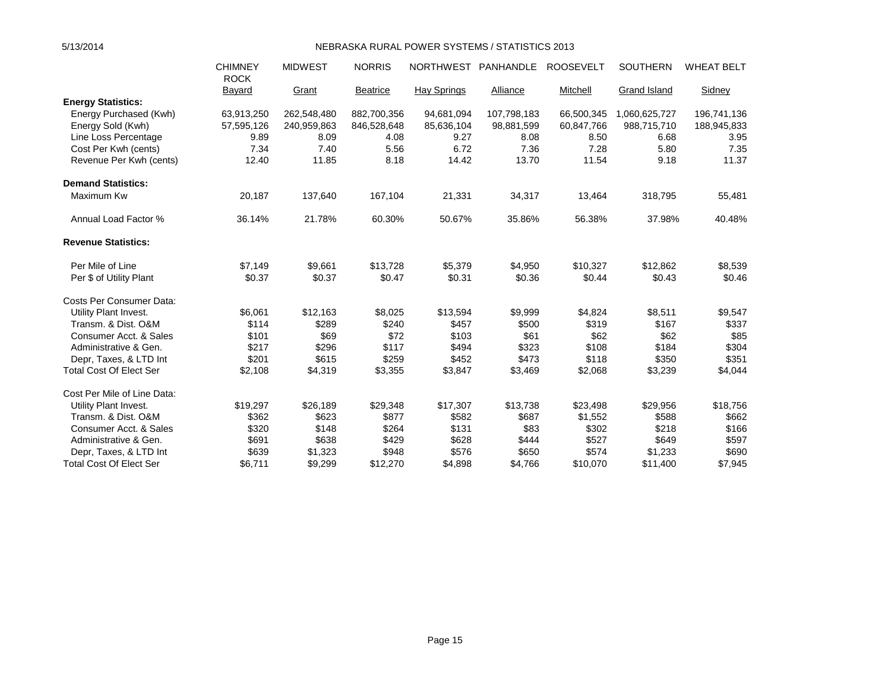NEBRASKA RURAL POWER SYSTEMS / STATISTICS 2013

| | CHIMNEY ROCK | MIDWEST | NORRIS | NORTHWEST | PANHANDLE | ROOSEVELT | SOUTHERN | WHEAT BELT |
|---|---|---|---|---|---|---|---|---|
| | Bayard | Grant | Beatrice | Hay Springs | Alliance | Mitchell | Grand Island | Sidney |
| **Energy Statistics:** | | | | | | | | |
| Energy Purchased (Kwh) | 63,913,250 | 262,548,480 | 882,700,356 | 94,681,094 | 107,798,183 | 66,500,345 | 1,060,625,727 | 196,741,136 |
| Energy Sold (Kwh) | 57,595,126 | 240,959,863 | 846,528,648 | 85,636,104 | 98,881,599 | 60,847,766 | 988,715,710 | 188,945,833 |
| Line Loss Percentage | 9.89 | 8.09 | 4.08 | 9.27 | 8.08 | 8.50 | 6.68 | 3.95 |
| Cost Per Kwh (cents) | 7.34 | 7.40 | 5.56 | 6.72 | 7.36 | 7.28 | 5.80 | 7.35 |
| Revenue Per Kwh (cents) | 12.40 | 11.85 | 8.18 | 14.42 | 13.70 | 11.54 | 9.18 | 11.37 |
| **Demand Statistics:** | | | | | | | | |
| Maximum Kw | 20,187 | 137,640 | 167,104 | 21,331 | 34,317 | 13,464 | 318,795 | 55,481 |
| Annual Load Factor % | 36.14% | 21.78% | 60.30% | 50.67% | 35.86% | 56.38% | 37.98% | 40.48% |
| **Revenue Statistics:** | | | | | | | | |
| Per Mile of Line | $7,149 | $9,661 | $13,728 | $5,379 | $4,950 | $10,327 | $12,862 | $8,539 |
| Per $ of Utility Plant | $0.37 | $0.37 | $0.47 | $0.31 | $0.36 | $0.44 | $0.43 | $0.46 |
| Costs Per Consumer Data: | | | | | | | | |
| Utility Plant Invest. | $6,061 | $12,163 | $8,025 | $13,594 | $9,999 | $4,824 | $8,511 | $9,547 |
| Transm. & Dist. O&M | $114 | $289 | $240 | $457 | $500 | $319 | $167 | $337 |
| Consumer Acct. & Sales | $101 | $69 | $72 | $103 | $61 | $62 | $62 | $85 |
| Administrative & Gen. | $217 | $296 | $117 | $494 | $323 | $108 | $184 | $304 |
| Depr, Taxes, & LTD Int | $201 | $615 | $259 | $452 | $473 | $118 | $350 | $351 |
| Total Cost Of Elect Ser | $2,108 | $4,319 | $3,355 | $3,847 | $3,469 | $2,068 | $3,239 | $4,044 |
| Cost Per Mile of Line Data: | | | | | | | | |
| Utility Plant Invest. | $19,297 | $26,189 | $29,348 | $17,307 | $13,738 | $23,498 | $29,956 | $18,756 |
| Transm. & Dist. O&M | $362 | $623 | $877 | $582 | $687 | $1,552 | $588 | $662 |
| Consumer Acct. & Sales | $320 | $148 | $264 | $131 | $83 | $302 | $218 | $166 |
| Administrative & Gen. | $691 | $638 | $429 | $628 | $444 | $527 | $649 | $597 |
| Depr, Taxes, & LTD Int | $639 | $1,323 | $948 | $576 | $650 | $574 | $1,233 | $690 |
| Total Cost Of Elect Ser | $6,711 | $9,299 | $12,270 | $4,898 | $4,766 | $10,070 | $11,400 | $7,945 |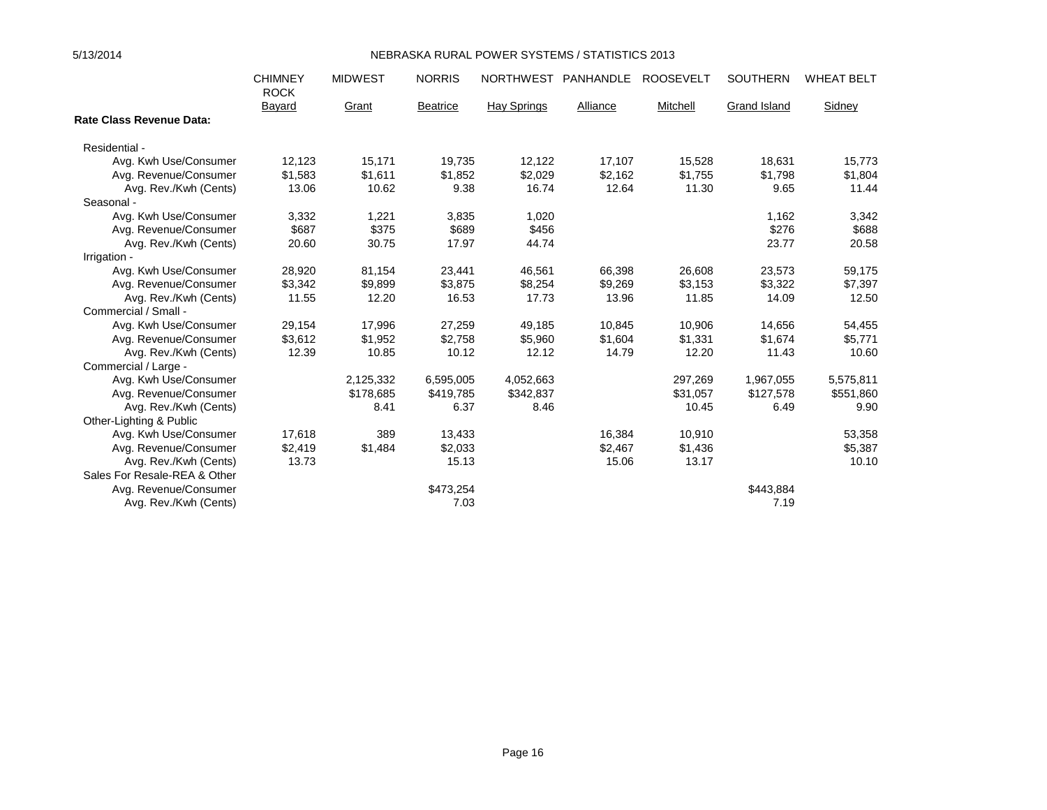# NEBRASKA RURAL POWER SYSTEMS / STATISTICS 2013

| | CHIMNEY ROCK | MIDWEST | NORRIS | NORTHWEST | PANHANDLE | ROOSEVELT | SOUTHERN | WHEAT BELT |
|---|---|---|---|---|---|---|---|---|
| | Bayard | Grant | Beatrice | Hay Springs | Alliance | Mitchell | Grand Island | Sidney |
| **Rate Class Revenue Data:** | | | | | | | | |
| Residential - | | | | | | | | |
| Avg. Kwh Use/Consumer | 12,123 | 15,171 | 19,735 | 12,122 | 17,107 | 15,528 | 18,631 | 15,773 |
| Avg. Revenue/Consumer | $1,583 | $1,611 | $1,852 | $2,029 | $2,162 | $1,755 | $1,798 | $1,804 |
| Avg. Rev./Kwh (Cents) | 13.06 | 10.62 | 9.38 | 16.74 | 12.64 | 11.30 | 9.65 | 11.44 |
| Seasonal - | | | | | | | | |
| Avg. Kwh Use/Consumer | 3,332 | 1,221 | 3,835 | 1,020 | | | 1,162 | 3,342 |
| Avg. Revenue/Consumer | $687 | $375 | $689 | $456 | | | $276 | $688 |
| Avg. Rev./Kwh (Cents) | 20.60 | 30.75 | 17.97 | 44.74 | | | 23.77 | 20.58 |
| Irrigation - | | | | | | | | |
| Avg. Kwh Use/Consumer | 28,920 | 81,154 | 23,441 | 46,561 | 66,398 | 26,608 | 23,573 | 59,175 |
| Avg. Revenue/Consumer | $3,342 | $9,899 | $3,875 | $8,254 | $9,269 | $3,153 | $3,322 | $7,397 |
| Avg. Rev./Kwh (Cents) | 11.55 | 12.20 | 16.53 | 17.73 | 13.96 | 11.85 | 14.09 | 12.50 |
| Commercial / Small - | | | | | | | | |
| Avg. Kwh Use/Consumer | 29,154 | 17,996 | 27,259 | 49,185 | 10,845 | 10,906 | 14,656 | 54,455 |
| Avg. Revenue/Consumer | $3,612 | $1,952 | $2,758 | $5,960 | $1,604 | $1,331 | $1,674 | $5,771 |
| Avg. Rev./Kwh (Cents) | 12.39 | 10.85 | 10.12 | 12.12 | 14.79 | 12.20 | 11.43 | 10.60 |
| Commercial / Large - | | | | | | | | |
| Avg. Kwh Use/Consumer | | 2,125,332 | 6,595,005 | 4,052,663 | | 297,269 | 1,967,055 | 5,575,811 |
| Avg. Revenue/Consumer | | $178,685 | $419,785 | $342,837 | | $31,057 | $127,578 | $551,860 |
| Avg. Rev./Kwh (Cents) | | 8.41 | 6.37 | 8.46 | | 10.45 | 6.49 | 9.90 |
| Other-Lighting & Public | | | | | | | | |
| Avg. Kwh Use/Consumer | 17,618 | 389 | 13,433 | | 16,384 | 10,910 | | 53,358 |
| Avg. Revenue/Consumer | $2,419 | $1,484 | $2,033 | | $2,467 | $1,436 | | $5,387 |
| Avg. Rev./Kwh (Cents) | 13.73 | | 15.13 | | 15.06 | 13.17 | | 10.10 |
| Sales For Resale-REA & Other | | | | | | | | |
| Avg. Revenue/Consumer | | | $473,254 | | | | $443,884 | |
| Avg. Rev./Kwh (Cents) | | | 7.03 | | | | 7.19 | |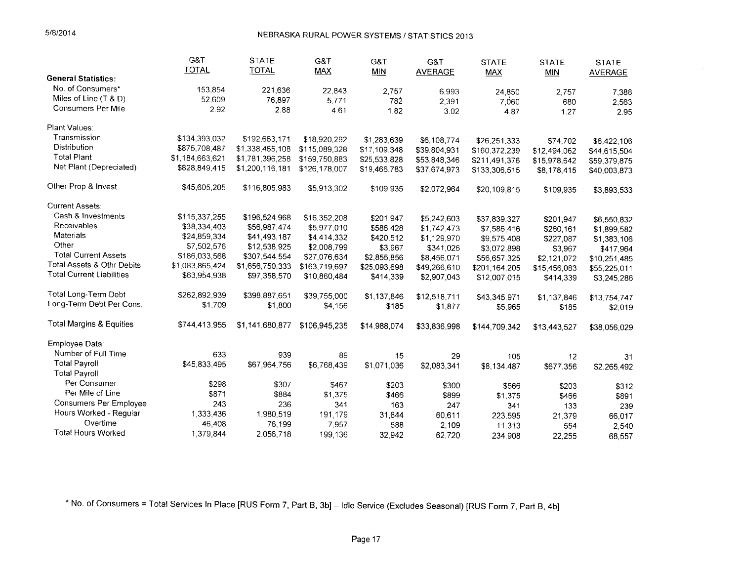# NEBRASKA RURAL POWER SYSTEMS / STATISTICS 2013

| | G&T TOTAL | STATE TOTAL | G&T MAX | G&T MIN | G&T AVERAGE | STATE MAX | STATE MIN | STATE AVERAGE |
|---|---|---|---|---|---|---|---|---|
| **General Statistics:** | | | | | | | | |
| No. of Consumers* | 153,854 | 221,636 | 22,843 | 2,757 | 6,993 | 24,850 | 2,757 | 7,388 |
| Miles of Line (T & D) | 52,609 | 76,897 | 5,771 | 782 | 2,391 | 7,060 | 680 | 2,563 |
| Consumers Per Mile | 2.92 | 2.88 | 4.61 | 1.82 | 3.02 | 4.87 | 1.27 | 2.95 |
| Plant Values: | | | | | | | | |
| Transmission | $134,393,032 | $192,663,171 | $18,920,292 | $1,283,639 | $6,108,774 | $26,251,333 | $74,702 | $6,422,106 |
| Distribution | $875,708,487 | $1,338,465,108 | $115,089,328 | $17,109,348 | $39,804,931 | $160,372,239 | $12,494,062 | $44,615,504 |
| Total Plant | $1,184,663,621 | $1,781,396,258 | $159,750,883 | $25,533,828 | $53,848,346 | $211,491,376 | $15,978,642 | $59,379,875 |
| Net Plant (Depreciated) | $828,849,415 | $1,200,116,181 | $126,178,007 | $19,466,783 | $37,674,973 | $133,306,515 | $8,178,415 | $40,003,873 |
| Other Prop & Invest | $45,605,205 | $116,805,983 | $5,913,302 | $109,935 | $2,072,964 | $20,109,815 | $109,935 | $3,893,533 |
| Current Assets: | | | | | | | | |
| Cash & Investments | $115,337,255 | $196,524,968 | $16,352,208 | $201,947 | $5,242,603 | $37,839,327 | $201,947 | $6,550,832 |
| Receivables | $38,334,403 | $56,987,474 | $5,977,010 | $586,428 | $1,742,473 | $7,586,416 | $260,161 | $1,899,582 |
| Materials | $24,859,334 | $41,493,187 | $4,414,332 | $420,512 | $1,129,970 | $9,575,408 | $227,087 | $1,383,106 |
| Other | $7,502,576 | $12,538,925 | $2,008,799 | $3,967 | $341,026 | $3,072,898 | $3,967 | $417,964 |
| Total Current Assets | $186,033,568 | $307,544,554 | $27,076,634 | $2,855,856 | $8,456,071 | $56,657,325 | $2,121,072 | $10,251,485 |
| Total Assets & Othr Debits | $1,083,865,424 | $1,656,750,333 | $163,719,697 | $25,093,698 | $49,266,610 | $201,164,205 | $15,456,083 | $55,225,011 |
| Total Current Liabilities | $63,954,938 | $97,358,570 | $10,860,484 | $414,339 | $2,907,043 | $12,007,015 | $414,339 | $3,245,286 |
| Total Long-Term Debt | $262,892,939 | $398,887,651 | $39,755,000 | $1,137,846 | $12,518,711 | $43,345,971 | $1,137,846 | $13,754,747 |
| Long-Term Debt Per Cons. | $1,709 | $1,800 | $4,156 | $185 | $1,877 | $5,965 | $185 | $2,019 |
| Total Margins & Equities | $744,413,955 | $1,141,680,877 | $106,945,235 | $14,988,074 | $33,836,998 | $144,709,342 | $13,443,527 | $38,056,029 |
| Employee Data: | | | | | | | | |
| Number of Full Time | 633 | 939 | 89 | 15 | 29 | 105 | 12 | 31 |
| Total Payroll | $45,833,495 | $67,964,756 | $6,768,439 | $1,071,036 | $2,083,341 | $8,134,487 | $677,356 | $2,265,492 |
| Total Payroll | | | | | | | | |
| Per Consumer | $298 | $307 | $467 | $203 | $300 | $566 | $203 | $312 |
| Per Mile of Line | $871 | $884 | $1,375 | $466 | $899 | $1,375 | $466 | $891 |
| Consumers Per Employee | 243 | 236 | 341 | 163 | 247 | 341 | 133 | 239 |
| Hours Worked - Regular | 1,333,436 | 1,980,519 | 191,179 | 31,844 | 60,611 | 223,595 | 21,379 | 66,017 |
| Overtime | 46,408 | 76,199 | 7,957 | 588 | 2,109 | 11,313 | 554 | 2,540 |
| Total Hours Worked | 1,379,844 | 2,056,718 | 199,136 | 32,942 | 62,720 | 234,908 | 22,255 | 68,557 |

\* No. of Consumers = Total Services In Place [RUS Form 7, Part B, 3b] – Idle Service (Excludes Seasonal) [RUS Form 7, Part B, 4b]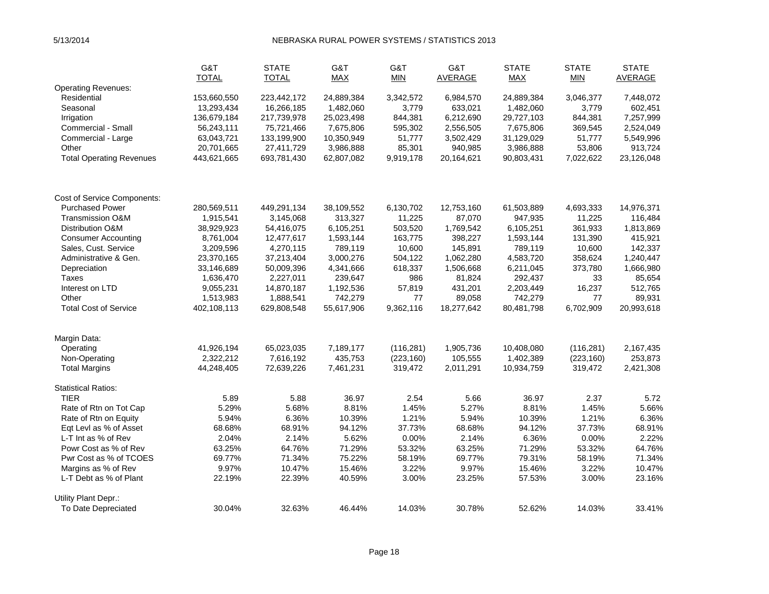# NEBRASKA RURAL POWER SYSTEMS / STATISTICS 2013

| | G&T TOTAL | STATE TOTAL | G&T MAX | G&T MIN | G&T AVERAGE | STATE MAX | STATE MIN | STATE AVERAGE |
|---|---|---|---|---|---|---|---|---|
| **Operating Revenues:** | | | | | | | | |
| Residential | 153,660,550 | 223,442,172 | 24,889,384 | 3,342,572 | 6,984,570 | 24,889,384 | 3,046,377 | 7,448,072 |
| Seasonal | 13,293,434 | 16,266,185 | 1,482,060 | 3,779 | 633,021 | 1,482,060 | 3,779 | 602,451 |
| Irrigation | 136,679,184 | 217,739,978 | 25,023,498 | 844,381 | 6,212,690 | 29,727,103 | 844,381 | 7,257,999 |
| Commercial - Small | 56,243,111 | 75,721,466 | 7,675,806 | 595,302 | 2,556,505 | 7,675,806 | 369,545 | 2,524,049 |
| Commercial - Large | 63,043,721 | 133,199,900 | 10,350,949 | 51,777 | 3,502,429 | 31,129,029 | 51,777 | 5,549,996 |
| Other | 20,701,665 | 27,411,729 | 3,986,888 | 85,301 | 940,985 | 3,986,888 | 53,806 | 913,724 |
| Total Operating Revenues | 443,621,665 | 693,781,430 | 62,807,082 | 9,919,178 | 20,164,621 | 90,803,431 | 7,022,622 | 23,126,048 |
| **Cost of Service Components:** | | | | | | | | |
| Purchased Power | 280,569,511 | 449,291,134 | 38,109,552 | 6,130,702 | 12,753,160 | 61,503,889 | 4,693,333 | 14,976,371 |
| Transmission O&M | 1,915,541 | 3,145,068 | 313,327 | 11,225 | 87,070 | 947,935 | 11,225 | 116,484 |
| Distribution O&M | 38,929,923 | 54,416,075 | 6,105,251 | 503,520 | 1,769,542 | 6,105,251 | 361,933 | 1,813,869 |
| Consumer Accounting | 8,761,004 | 12,477,617 | 1,593,144 | 163,775 | 398,227 | 1,593,144 | 131,390 | 415,921 |
| Sales, Cust. Service | 3,209,596 | 4,270,115 | 789,119 | 10,600 | 145,891 | 789,119 | 10,600 | 142,337 |
| Administrative & Gen. | 23,370,165 | 37,213,404 | 3,000,276 | 504,122 | 1,062,280 | 4,583,720 | 358,624 | 1,240,447 |
| Depreciation | 33,146,689 | 50,009,396 | 4,341,666 | 618,337 | 1,506,668 | 6,211,045 | 373,780 | 1,666,980 |
| Taxes | 1,636,470 | 2,227,011 | 239,647 | 986 | 81,824 | 292,437 | 33 | 85,654 |
| Interest on LTD | 9,055,231 | 14,870,187 | 1,192,536 | 57,819 | 431,201 | 2,203,449 | 16,237 | 512,765 |
| Other | 1,513,983 | 1,888,541 | 742,279 | 77 | 89,058 | 742,279 | 77 | 89,931 |
| Total Cost of Service | 402,108,113 | 629,808,548 | 55,617,906 | 9,362,116 | 18,277,642 | 80,481,798 | 6,702,909 | 20,993,618 |
| **Margin Data:** | | | | | | | | |
| Operating | 41,926,194 | 65,023,035 | 7,189,177 | (116,281) | 1,905,736 | 10,408,080 | (116,281) | 2,167,435 |
| Non-Operating | 2,322,212 | 7,616,192 | 435,753 | (223,160) | 105,555 | 1,402,389 | (223,160) | 253,873 |
| Total Margins | 44,248,405 | 72,639,226 | 7,461,231 | 319,472 | 2,011,291 | 10,934,759 | 319,472 | 2,421,308 |
| **Statistical Ratios:** | | | | | | | | |
| TIER | 5.89 | 5.88 | 36.97 | 2.54 | 5.66 | 36.97 | 2.37 | 5.72 |
| Rate of Rtn on Tot Cap | 5.29% | 5.68% | 8.81% | 1.45% | 5.27% | 8.81% | 1.45% | 5.66% |
| Rate of Rtn on Equity | 5.94% | 6.36% | 10.39% | 1.21% | 5.94% | 10.39% | 1.21% | 6.36% |
| Eqt Levl as % of Asset | 68.68% | 68.91% | 94.12% | 37.73% | 68.68% | 94.12% | 37.73% | 68.91% |
| L-T Int as % of Rev | 2.04% | 2.14% | 5.62% | 0.00% | 2.14% | 6.36% | 0.00% | 2.22% |
| Powr Cost as % of Rev | 63.25% | 64.76% | 71.29% | 53.32% | 63.25% | 71.29% | 53.32% | 64.76% |
| Pwr Cost as % of TCOES | 69.77% | 71.34% | 75.22% | 58.19% | 69.77% | 79.31% | 58.19% | 71.34% |
| Margins as % of Rev | 9.97% | 10.47% | 15.46% | 3.22% | 9.97% | 15.46% | 3.22% | 10.47% |
| L-T Debt as % of Plant | 22.19% | 22.39% | 40.59% | 3.00% | 23.25% | 57.53% | 3.00% | 23.16% |
| **Utility Plant Depr.:** | | | | | | | | |
| To Date Depreciated | 30.04% | 32.63% | 46.44% | 14.03% | 30.78% | 52.62% | 14.03% | 33.41% |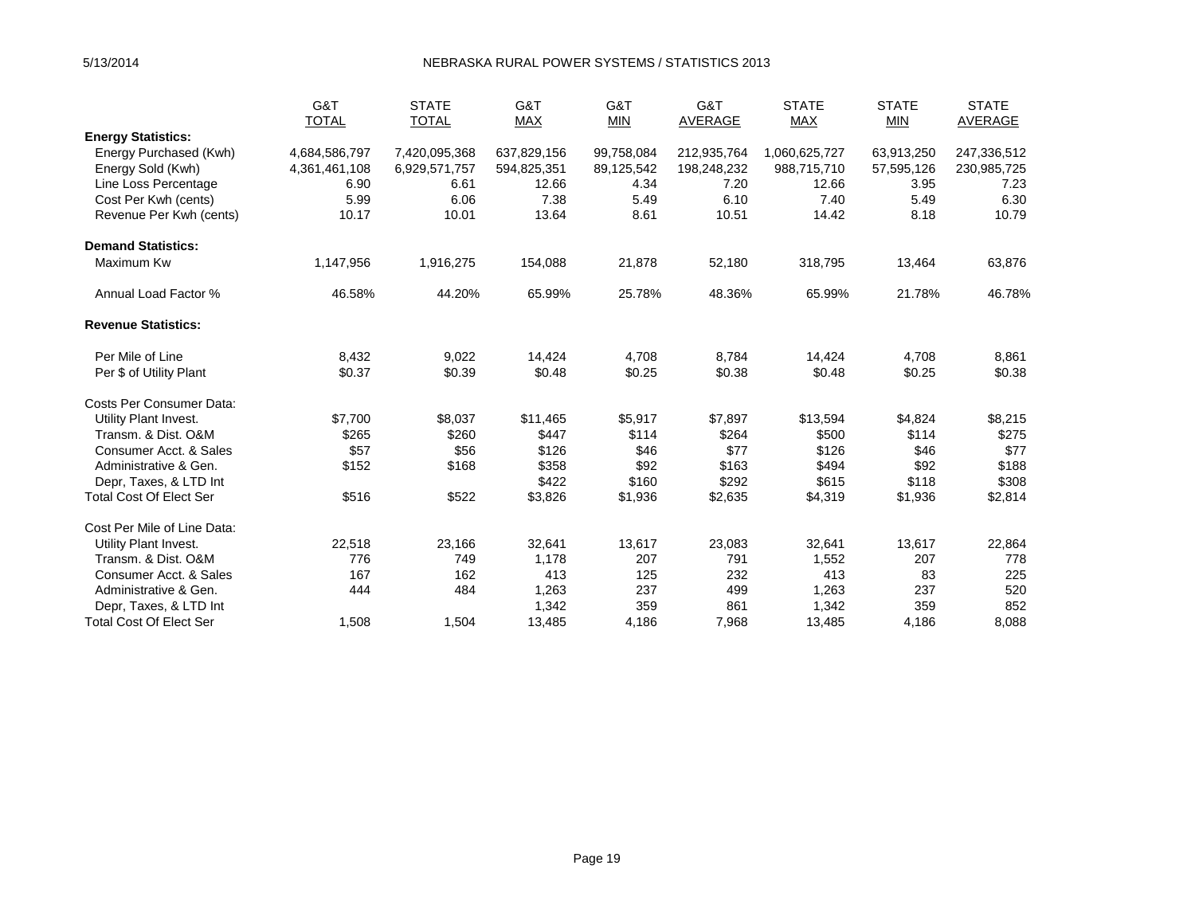NEBRASKA RURAL POWER SYSTEMS / STATISTICS 2013

| | G&T TOTAL | STATE TOTAL | G&T MAX | G&T MIN | G&T AVERAGE | STATE MAX | STATE MIN | STATE AVERAGE |
|---|---|---|---|---|---|---|---|---|
| **Energy Statistics:** | | | | | | | | |
| Energy Purchased (Kwh) | 4,684,586,797 | 7,420,095,368 | 637,829,156 | 99,758,084 | 212,935,764 | 1,060,625,727 | 63,913,250 | 247,336,512 |
| Energy Sold (Kwh) | 4,361,461,108 | 6,929,571,757 | 594,825,351 | 89,125,542 | 198,248,232 | 988,715,710 | 57,595,126 | 230,985,725 |
| Line Loss Percentage | 6.90 | 6.61 | 12.66 | 4.34 | 7.20 | 12.66 | 3.95 | 7.23 |
| Cost Per Kwh (cents) | 5.99 | 6.06 | 7.38 | 5.49 | 6.10 | 7.40 | 5.49 | 6.30 |
| Revenue Per Kwh (cents) | 10.17 | 10.01 | 13.64 | 8.61 | 10.51 | 14.42 | 8.18 | 10.79 |
| **Demand Statistics:** | | | | | | | | |
| Maximum Kw | 1,147,956 | 1,916,275 | 154,088 | 21,878 | 52,180 | 318,795 | 13,464 | 63,876 |
| Annual Load Factor % | 46.58% | 44.20% | 65.99% | 25.78% | 48.36% | 65.99% | 21.78% | 46.78% |
| **Revenue Statistics:** | | | | | | | | |
| Per Mile of Line | 8,432 | 9,022 | 14,424 | 4,708 | 8,784 | 14,424 | 4,708 | 8,861 |
| Per $ of Utility Plant | $0.37 | $0.39 | $0.48 | $0.25 | $0.38 | $0.48 | $0.25 | $0.38 |
| Costs Per Consumer Data: | | | | | | | | |
| Utility Plant Invest. | $7,700 | $8,037 | $11,465 | $5,917 | $7,897 | $13,594 | $4,824 | $8,215 |
| Transm. & Dist. O&M | $265 | $260 | $447 | $114 | $264 | $500 | $114 | $275 |
| Consumer Acct. & Sales | $57 | $56 | $126 | $46 | $77 | $126 | $46 | $77 |
| Administrative & Gen. | $152 | $168 | $358 | $92 | $163 | $494 | $92 | $188 |
| Depr, Taxes, & LTD Int | | | $422 | $160 | $292 | $615 | $118 | $308 |
| Total Cost Of Elect Ser | $516 | $522 | $3,826 | $1,936 | $2,635 | $4,319 | $1,936 | $2,814 |
| Cost Per Mile of Line Data: | | | | | | | | |
| Utility Plant Invest. | 22,518 | 23,166 | 32,641 | 13,617 | 23,083 | 32,641 | 13,617 | 22,864 |
| Transm. & Dist. O&M | 776 | 749 | 1,178 | 207 | 791 | 1,552 | 207 | 778 |
| Consumer Acct. & Sales | 167 | 162 | 413 | 125 | 232 | 413 | 83 | 225 |
| Administrative & Gen. | 444 | 484 | 1,263 | 237 | 499 | 1,263 | 237 | 520 |
| Depr, Taxes, & LTD Int | | | 1,342 | 359 | 861 | 1,342 | 359 | 852 |
| Total Cost Of Elect Ser | 1,508 | 1,504 | 13,485 | 4,186 | 7,968 | 13,485 | 4,186 | 8,088 |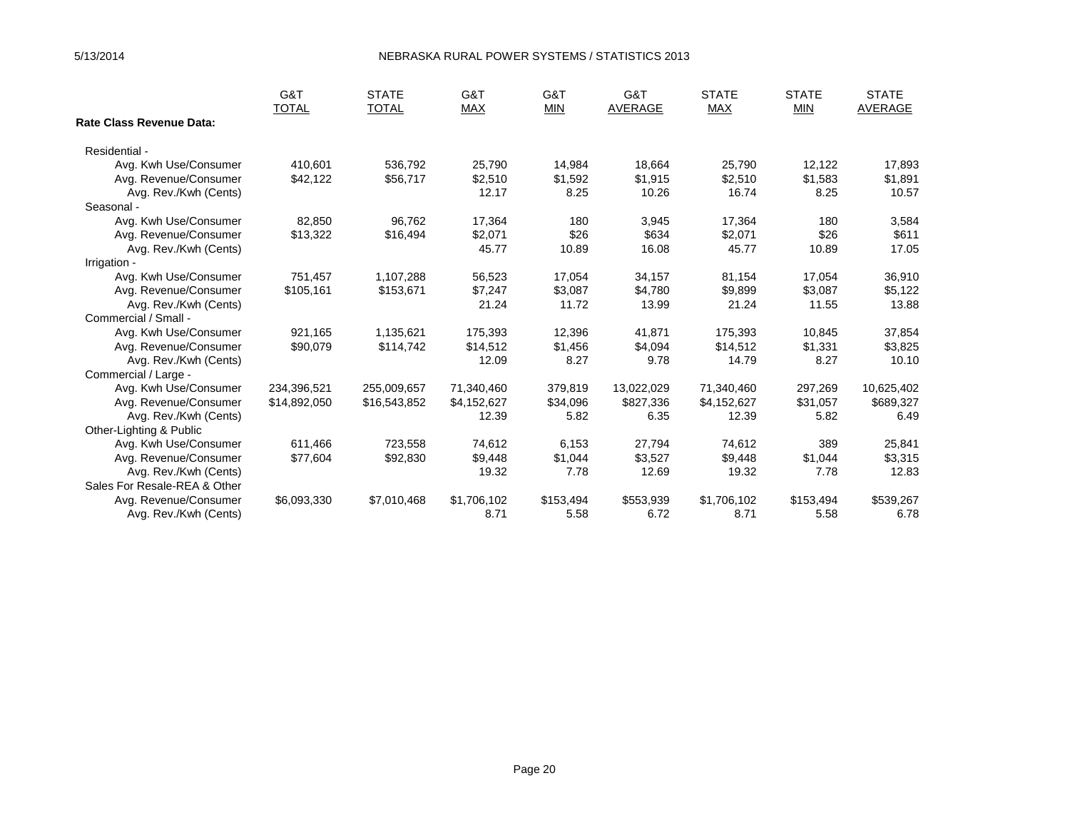| Rate Class Revenue Data: | G&T TOTAL | STATE TOTAL | G&T MAX | G&T MIN | G&T AVERAGE | STATE MAX | STATE MIN | STATE AVERAGE |
|---|---|---|---|---|---|---|---|---|
| Residential - | | | | | | | | |
| Avg. Kwh Use/Consumer | 410,601 | 536,792 | 25,790 | 14,984 | 18,664 | 25,790 | 12,122 | 17,893 |
| Avg. Revenue/Consumer | $42,122 | $56,717 | $2,510 | $1,592 | $1,915 | $2,510 | $1,583 | $1,891 |
| Avg. Rev./Kwh (Cents) | | | 12.17 | 8.25 | 10.26 | 16.74 | 8.25 | 10.57 |
| Seasonal - | | | | | | | | |
| Avg. Kwh Use/Consumer | 82,850 | 96,762 | 17,364 | 180 | 3,945 | 17,364 | 180 | 3,584 |
| Avg. Revenue/Consumer | $13,322 | $16,494 | $2,071 | $26 | $634 | $2,071 | $26 | $611 |
| Avg. Rev./Kwh (Cents) | | | 45.77 | 10.89 | 16.08 | 45.77 | 10.89 | 17.05 |
| Irrigation - | | | | | | | | |
| Avg. Kwh Use/Consumer | 751,457 | 1,107,288 | 56,523 | 17,054 | 34,157 | 81,154 | 17,054 | 36,910 |
| Avg. Revenue/Consumer | $105,161 | $153,671 | $7,247 | $3,087 | $4,780 | $9,899 | $3,087 | $5,122 |
| Avg. Rev./Kwh (Cents) | | | 21.24 | 11.72 | 13.99 | 21.24 | 11.55 | 13.88 |
| Commercial / Small - | | | | | | | | |
| Avg. Kwh Use/Consumer | 921,165 | 1,135,621 | 175,393 | 12,396 | 41,871 | 175,393 | 10,845 | 37,854 |
| Avg. Revenue/Consumer | $90,079 | $114,742 | $14,512 | $1,456 | $4,094 | $14,512 | $1,331 | $3,825 |
| Avg. Rev./Kwh (Cents) | | | 12.09 | 8.27 | 9.78 | 14.79 | 8.27 | 10.10 |
| Commercial / Large - | | | | | | | | |
| Avg. Kwh Use/Consumer | 234,396,521 | 255,009,657 | 71,340,460 | 379,819 | 13,022,029 | 71,340,460 | 297,269 | 10,625,402 |
| Avg. Revenue/Consumer | $14,892,050 | $16,543,852 | $4,152,627 | $34,096 | $827,336 | $4,152,627 | $31,057 | $689,327 |
| Avg. Rev./Kwh (Cents) | | | 12.39 | 5.82 | 6.35 | 12.39 | 5.82 | 6.49 |
| Other-Lighting & Public | | | | | | | | |
| Avg. Kwh Use/Consumer | 611,466 | 723,558 | 74,612 | 6,153 | 27,794 | 74,612 | 389 | 25,841 |
| Avg. Revenue/Consumer | $77,604 | $92,830 | $9,448 | $1,044 | $3,527 | $9,448 | $1,044 | $3,315 |
| Avg. Rev./Kwh (Cents) | | | 19.32 | 7.78 | 12.69 | 19.32 | 7.78 | 12.83 |
| Sales For Resale-REA & Other | | | | | | | | |
| Avg. Revenue/Consumer | $6,093,330 | $7,010,468 | $1,706,102 | $153,494 | $553,939 | $1,706,102 | $153,494 | $539,267 |
| Avg. Rev./Kwh (Cents) | | | 8.71 | 5.58 | 6.72 | 8.71 | 5.58 | 6.78 |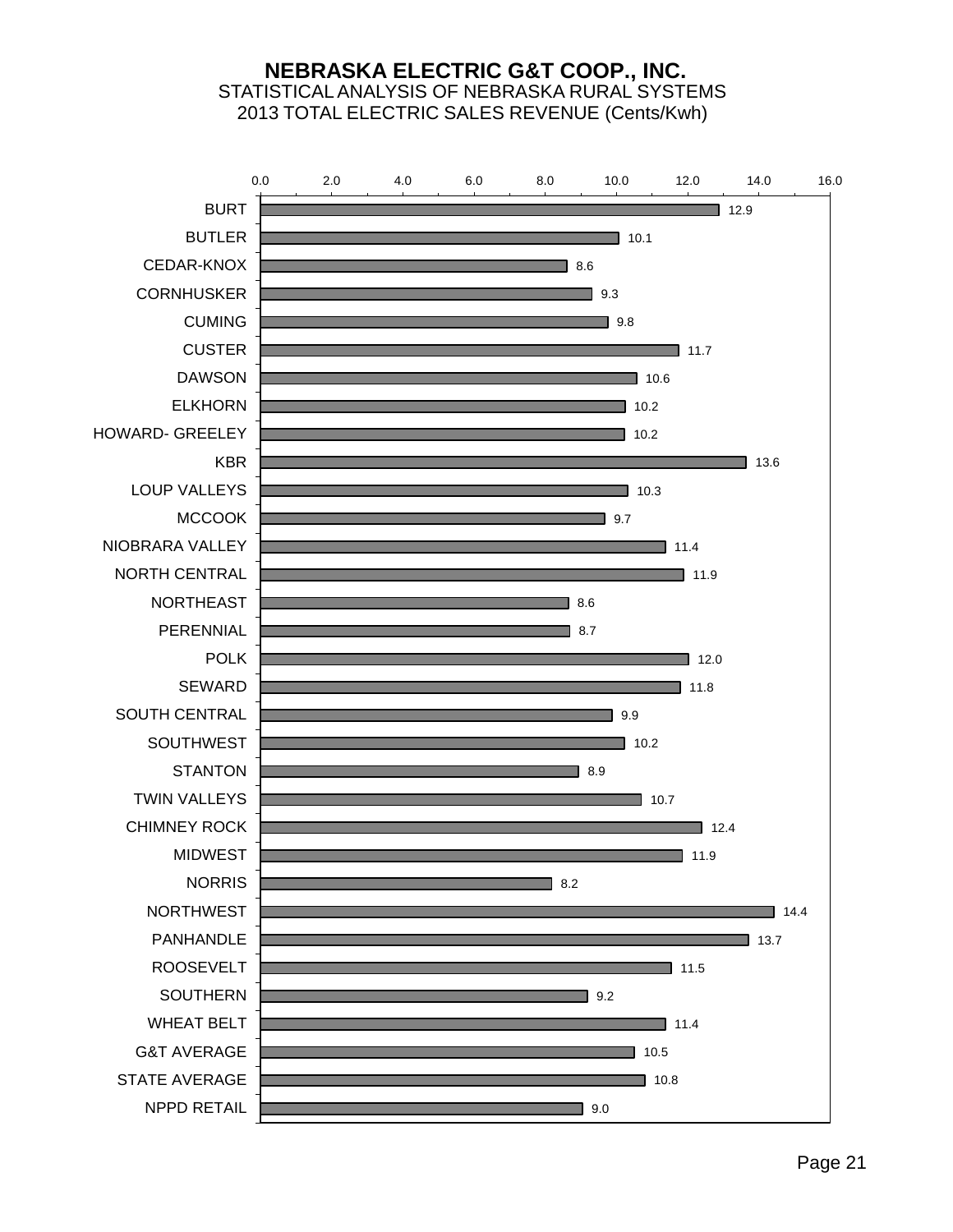# NEBRASKA ELECTRIC G&T COOP., INC.

STATISTICAL ANALYSIS OF NEBRASKA RURAL SYSTEMS

2013 TOTAL ELECTRIC SALES REVENUE (Cents/Kwh)

| System | Cents/Kwh |
|---|---|
| BURT | 12.9 |
| BUTLER | 10.1 |
| CEDAR-KNOX | 8.6 |
| CORNHUSKER | 9.3 |
| CUMING | 9.8 |
| CUSTER | 11.7 |
| DAWSON | 10.6 |
| ELKHORN | 10.2 |
| HOWARD- GREELEY | 10.2 |
| KBR | 13.6 |
| LOUP VALLEYS | 10.3 |
| MCCOOK | 9.7 |
| NIOBRARA VALLEY | 11.4 |
| NORTH CENTRAL | 11.9 |
| NORTHEAST | 8.6 |
| PERENNIAL | 8.7 |
| POLK | 12.0 |
| SEWARD | 11.8 |
| SOUTH CENTRAL | 9.9 |
| SOUTHWEST | 10.2 |
| STANTON | 8.9 |
| TWIN VALLEYS | 10.7 |
| CHIMNEY ROCK | 12.4 |
| MIDWEST | 11.9 |
| NORRIS | 8.2 |
| NORTHWEST | 14.4 |
| PANHANDLE | 13.7 |
| ROOSEVELT | 11.5 |
| SOUTHERN | 9.2 |
| WHEAT BELT | 11.4 |
| G&T AVERAGE | 10.5 |
| STATE AVERAGE | 10.8 |
| NPPD RETAIL | 9.0 |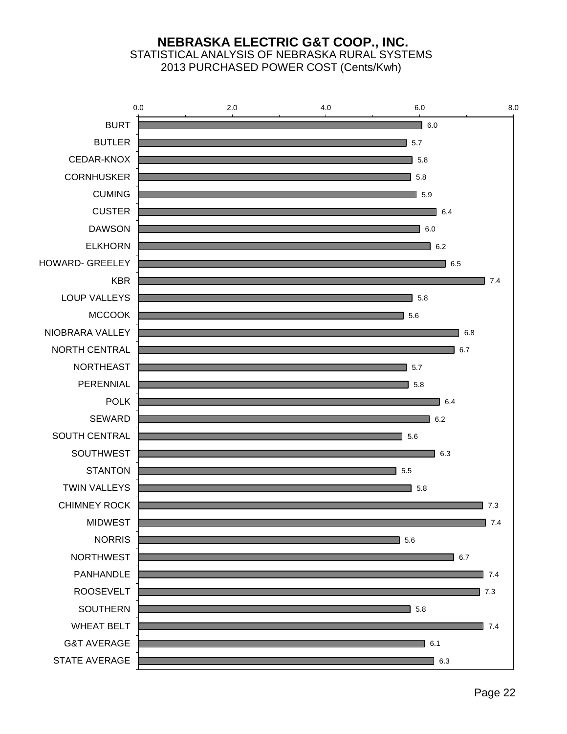# NEBRASKA ELECTRIC G&T COOP., INC.

STATISTICAL ANALYSIS OF NEBRASKA RURAL SYSTEMS

2013 PURCHASED POWER COST (Cents/Kwh)

| System | Cents/Kwh |
|---|---|
| BURT | 6.0 |
| BUTLER | 5.7 |
| CEDAR-KNOX | 5.8 |
| CORNHUSKER | 5.8 |
| CUMING | 5.9 |
| CUSTER | 6.4 |
| DAWSON | 6.0 |
| ELKHORN | 6.2 |
| HOWARD- GREELEY | 6.5 |
| KBR | 7.4 |
| LOUP VALLEYS | 5.8 |
| MCCOOK | 5.6 |
| NIOBRARA VALLEY | 6.8 |
| NORTH CENTRAL | 6.7 |
| NORTHEAST | 5.7 |
| PERENNIAL | 5.8 |
| POLK | 6.4 |
| SEWARD | 6.2 |
| SOUTH CENTRAL | 5.6 |
| SOUTHWEST | 6.3 |
| STANTON | 5.5 |
| TWIN VALLEYS | 5.8 |
| CHIMNEY ROCK | 7.3 |
| MIDWEST | 7.4 |
| NORRIS | 5.6 |
| NORTHWEST | 6.7 |
| PANHANDLE | 7.4 |
| ROOSEVELT | 7.3 |
| SOUTHERN | 5.8 |
| WHEAT BELT | 7.4 |
| G&T AVERAGE | 6.1 |
| STATE AVERAGE | 6.3 |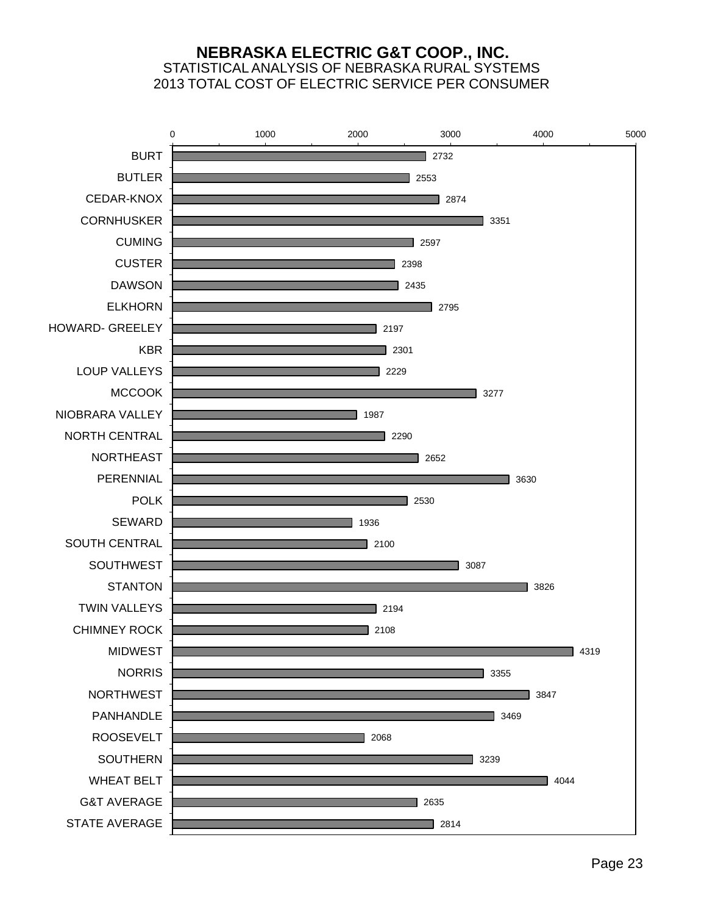# NEBRASKA ELECTRIC G&T COOP., INC.

## STATISTICAL ANALYSIS OF NEBRASKA RURAL SYSTEMS

## 2013 TOTAL COST OF ELECTRIC SERVICE PER CONSUMER

| System | Total Cost per Consumer |
|---|---|
| BURT | 2732 |
| BUTLER | 2553 |
| CEDAR-KNOX | 2874 |
| CORNHUSKER | 3351 |
| CUMING | 2597 |
| CUSTER | 2398 |
| DAWSON | 2435 |
| ELKHORN | 2795 |
| HOWARD- GREELEY | 2197 |
| KBR | 2301 |
| LOUP VALLEYS | 2229 |
| MCCOOK | 3277 |
| NIOBRARA VALLEY | 1987 |
| NORTH CENTRAL | 2290 |
| NORTHEAST | 2652 |
| PERENNIAL | 3630 |
| POLK | 2530 |
| SEWARD | 1936 |
| SOUTH CENTRAL | 2100 |
| SOUTHWEST | 3087 |
| STANTON | 3826 |
| TWIN VALLEYS | 2194 |
| CHIMNEY ROCK | 2108 |
| MIDWEST | 4319 |
| NORRIS | 3355 |
| NORTHWEST | 3847 |
| PANHANDLE | 3469 |
| ROOSEVELT | 2068 |
| SOUTHERN | 3239 |
| WHEAT BELT | 4044 |
| G&T AVERAGE | 2635 |
| STATE AVERAGE | 2814 |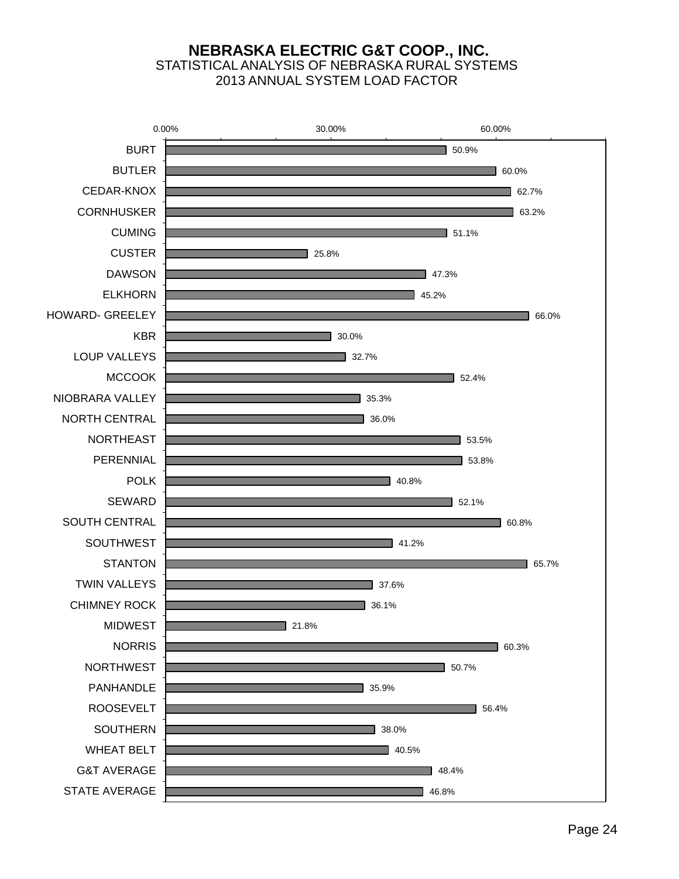# NEBRASKA ELECTRIC G&T COOP., INC.

STATISTICAL ANALYSIS OF NEBRASKA RURAL SYSTEMS

2013 ANNUAL SYSTEM LOAD FACTOR

| System | Load Factor |
|---|---|
| BURT | 50.9% |
| BUTLER | 60.0% |
| CEDAR-KNOX | 62.7% |
| CORNHUSKER | 63.2% |
| CUMING | 51.1% |
| CUSTER | 25.8% |
| DAWSON | 47.3% |
| ELKHORN | 45.2% |
| HOWARD- GREELEY | 66.0% |
| KBR | 30.0% |
| LOUP VALLEYS | 32.7% |
| MCCOOK | 52.4% |
| NIOBRARA VALLEY | 35.3% |
| NORTH CENTRAL | 36.0% |
| NORTHEAST | 53.5% |
| PERENNIAL | 53.8% |
| POLK | 40.8% |
| SEWARD | 52.1% |
| SOUTH CENTRAL | 60.8% |
| SOUTHWEST | 41.2% |
| STANTON | 65.7% |
| TWIN VALLEYS | 37.6% |
| CHIMNEY ROCK | 36.1% |
| MIDWEST | 21.8% |
| NORRIS | 60.3% |
| NORTHWEST | 50.7% |
| PANHANDLE | 35.9% |
| ROOSEVELT | 56.4% |
| SOUTHERN | 38.0% |
| WHEAT BELT | 40.5% |
| G&T AVERAGE | 48.4% |
| STATE AVERAGE | 46.8% |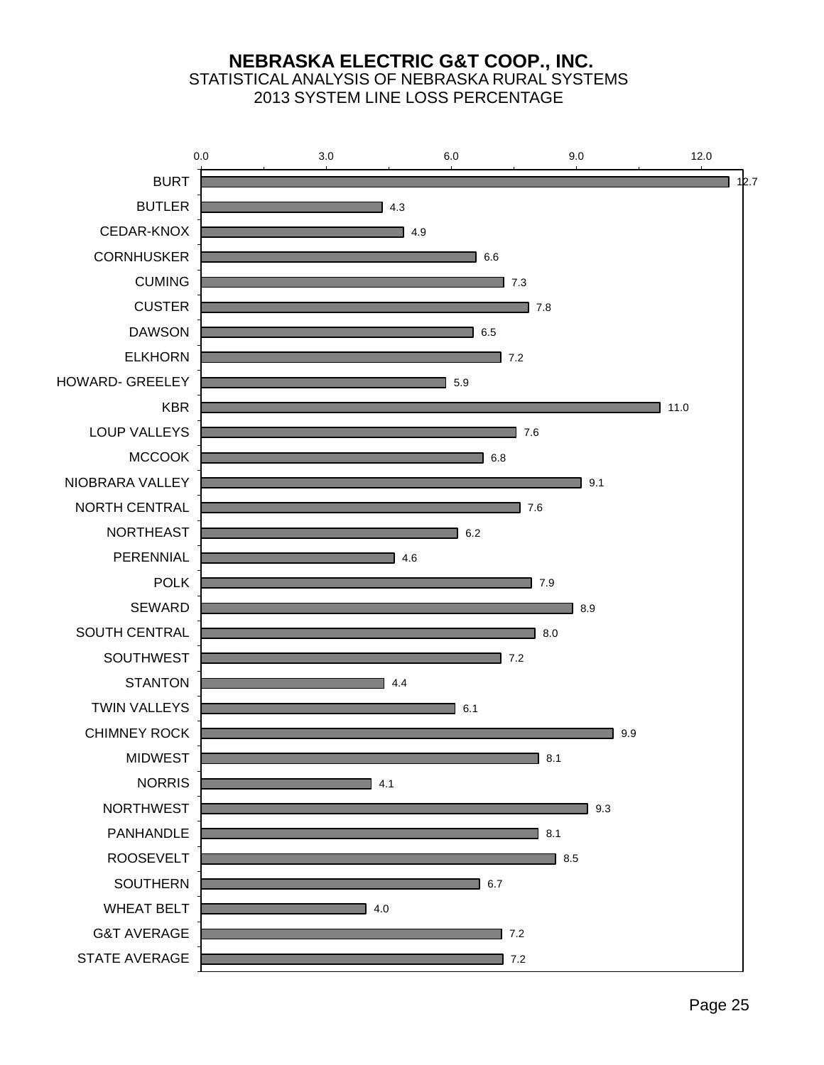# NEBRASKA ELECTRIC G&T COOP., INC.

STATISTICAL ANALYSIS OF NEBRASKA RURAL SYSTEMS

2013 SYSTEM LINE LOSS PERCENTAGE

| System | Line Loss % |
|---|---|
| BURT | 12.7 |
| BUTLER | 4.3 |
| CEDAR-KNOX | 4.9 |
| CORNHUSKER | 6.6 |
| CUMING | 7.3 |
| CUSTER | 7.8 |
| DAWSON | 6.5 |
| ELKHORN | 7.2 |
| HOWARD- GREELEY | 5.9 |
| KBR | 11.0 |
| LOUP VALLEYS | 7.6 |
| MCCOOK | 6.8 |
| NIOBRARA VALLEY | 9.1 |
| NORTH CENTRAL | 7.6 |
| NORTHEAST | 6.2 |
| PERENNIAL | 4.6 |
| POLK | 7.9 |
| SEWARD | 8.9 |
| SOUTH CENTRAL | 8.0 |
| SOUTHWEST | 7.2 |
| STANTON | 4.4 |
| TWIN VALLEYS | 6.1 |
| CHIMNEY ROCK | 9.9 |
| MIDWEST | 8.1 |
| NORRIS | 4.1 |
| NORTHWEST | 9.3 |
| PANHANDLE | 8.1 |
| ROOSEVELT | 8.5 |
| SOUTHERN | 6.7 |
| WHEAT BELT | 4.0 |
| G&T AVERAGE | 7.2 |
| STATE AVERAGE | 7.2 |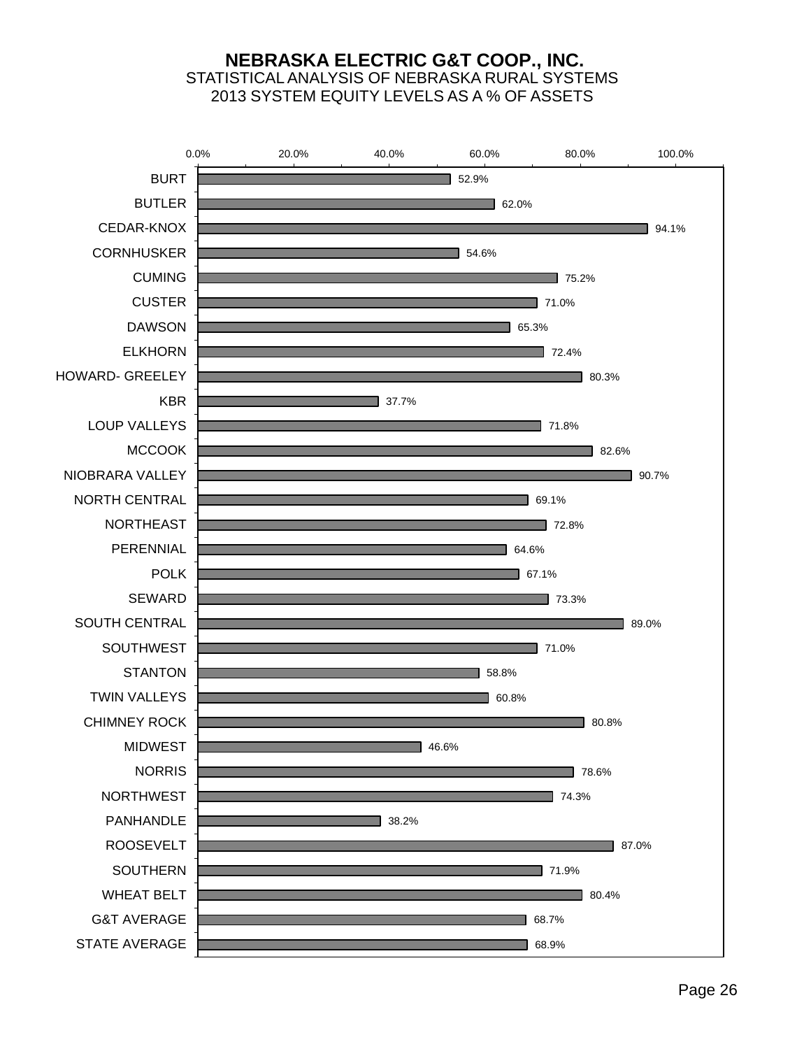# NEBRASKA ELECTRIC G&T COOP., INC.

## STATISTICAL ANALYSIS OF NEBRASKA RURAL SYSTEMS

## 2013 SYSTEM EQUITY LEVELS AS A % OF ASSETS

| System | Equity as % of Assets |
|---|---|
| BURT | 52.9% |
| BUTLER | 62.0% |
| CEDAR-KNOX | 94.1% |
| CORNHUSKER | 54.6% |
| CUMING | 75.2% |
| CUSTER | 71.0% |
| DAWSON | 65.3% |
| ELKHORN | 72.4% |
| HOWARD- GREELEY | 80.3% |
| KBR | 37.7% |
| LOUP VALLEYS | 71.8% |
| MCCOOK | 82.6% |
| NIOBRARA VALLEY | 90.7% |
| NORTH CENTRAL | 69.1% |
| NORTHEAST | 72.8% |
| PERENNIAL | 64.6% |
| POLK | 67.1% |
| SEWARD | 73.3% |
| SOUTH CENTRAL | 89.0% |
| SOUTHWEST | 71.0% |
| STANTON | 58.8% |
| TWIN VALLEYS | 60.8% |
| CHIMNEY ROCK | 80.8% |
| MIDWEST | 46.6% |
| NORRIS | 78.6% |
| NORTHWEST | 74.3% |
| PANHANDLE | 38.2% |
| ROOSEVELT | 87.0% |
| SOUTHERN | 71.9% |
| WHEAT BELT | 80.4% |
| G&T AVERAGE | 68.7% |
| STATE AVERAGE | 68.9% |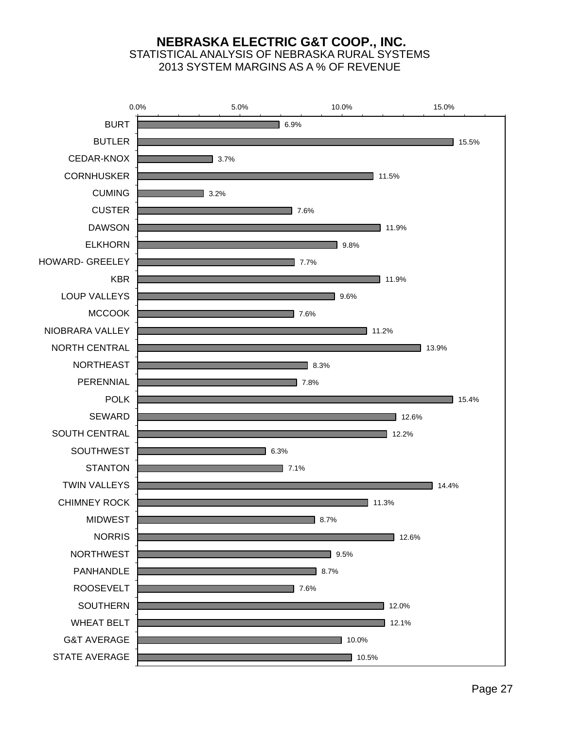# NEBRASKA ELECTRIC G&T COOP., INC.

STATISTICAL ANALYSIS OF NEBRASKA RURAL SYSTEMS

2013 SYSTEM MARGINS AS A % OF REVENUE

| System | Margins as % of Revenue |
|---|---|
| BURT | 6.9% |
| BUTLER | 15.5% |
| CEDAR-KNOX | 3.7% |
| CORNHUSKER | 11.5% |
| CUMING | 3.2% |
| CUSTER | 7.6% |
| DAWSON | 11.9% |
| ELKHORN | 9.8% |
| HOWARD- GREELEY | 7.7% |
| KBR | 11.9% |
| LOUP VALLEYS | 9.6% |
| MCCOOK | 7.6% |
| NIOBRARA VALLEY | 11.2% |
| NORTH CENTRAL | 13.9% |
| NORTHEAST | 8.3% |
| PERENNIAL | 7.8% |
| POLK | 15.4% |
| SEWARD | 12.6% |
| SOUTH CENTRAL | 12.2% |
| SOUTHWEST | 6.3% |
| STANTON | 7.1% |
| TWIN VALLEYS | 14.4% |
| CHIMNEY ROCK | 11.3% |
| MIDWEST | 8.7% |
| NORRIS | 12.6% |
| NORTHWEST | 9.5% |
| PANHANDLE | 8.7% |
| ROOSEVELT | 7.6% |
| SOUTHERN | 12.0% |
| WHEAT BELT | 12.1% |
| G&T AVERAGE | 10.0% |
| STATE AVERAGE | 10.5% |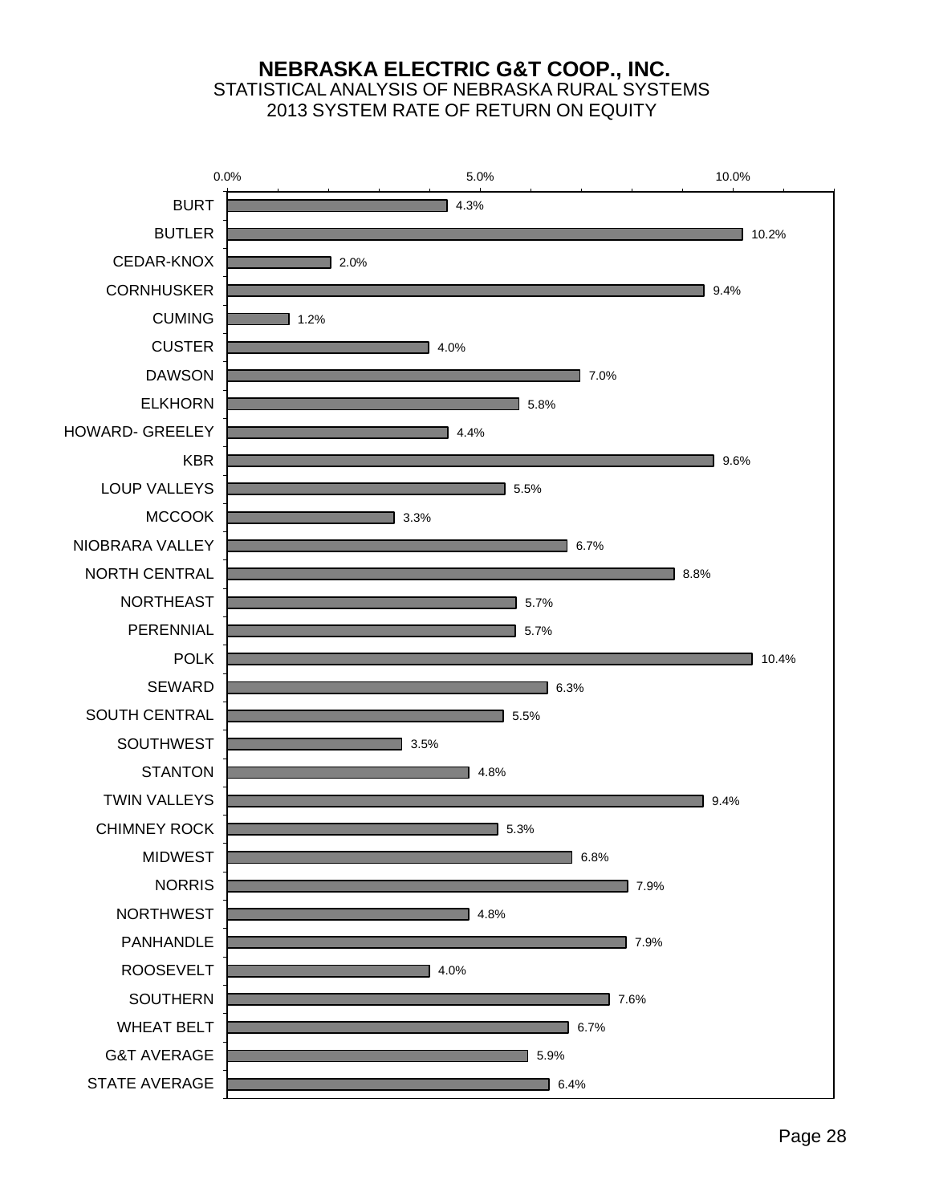# NEBRASKA ELECTRIC G&T COOP., INC.

## STATISTICAL ANALYSIS OF NEBRASKA RURAL SYSTEMS

## 2013 SYSTEM RATE OF RETURN ON EQUITY

| System | Rate of Return on Equity |
|---|---|
| BURT | 4.3% |
| BUTLER | 10.2% |
| CEDAR-KNOX | 2.0% |
| CORNHUSKER | 9.4% |
| CUMING | 1.2% |
| CUSTER | 4.0% |
| DAWSON | 7.0% |
| ELKHORN | 5.8% |
| HOWARD- GREELEY | 4.4% |
| KBR | 9.6% |
| LOUP VALLEYS | 5.5% |
| MCCOOK | 3.3% |
| NIOBRARA VALLEY | 6.7% |
| NORTH CENTRAL | 8.8% |
| NORTHEAST | 5.7% |
| PERENNIAL | 5.7% |
| POLK | 10.4% |
| SEWARD | 6.3% |
| SOUTH CENTRAL | 5.5% |
| SOUTHWEST | 3.5% |
| STANTON | 4.8% |
| TWIN VALLEYS | 9.4% |
| CHIMNEY ROCK | 5.3% |
| MIDWEST | 6.8% |
| NORRIS | 7.9% |
| NORTHWEST | 4.8% |
| PANHANDLE | 7.9% |
| ROOSEVELT | 4.0% |
| SOUTHERN | 7.6% |
| WHEAT BELT | 6.7% |
| G&T AVERAGE | 5.9% |
| STATE AVERAGE | 6.4% |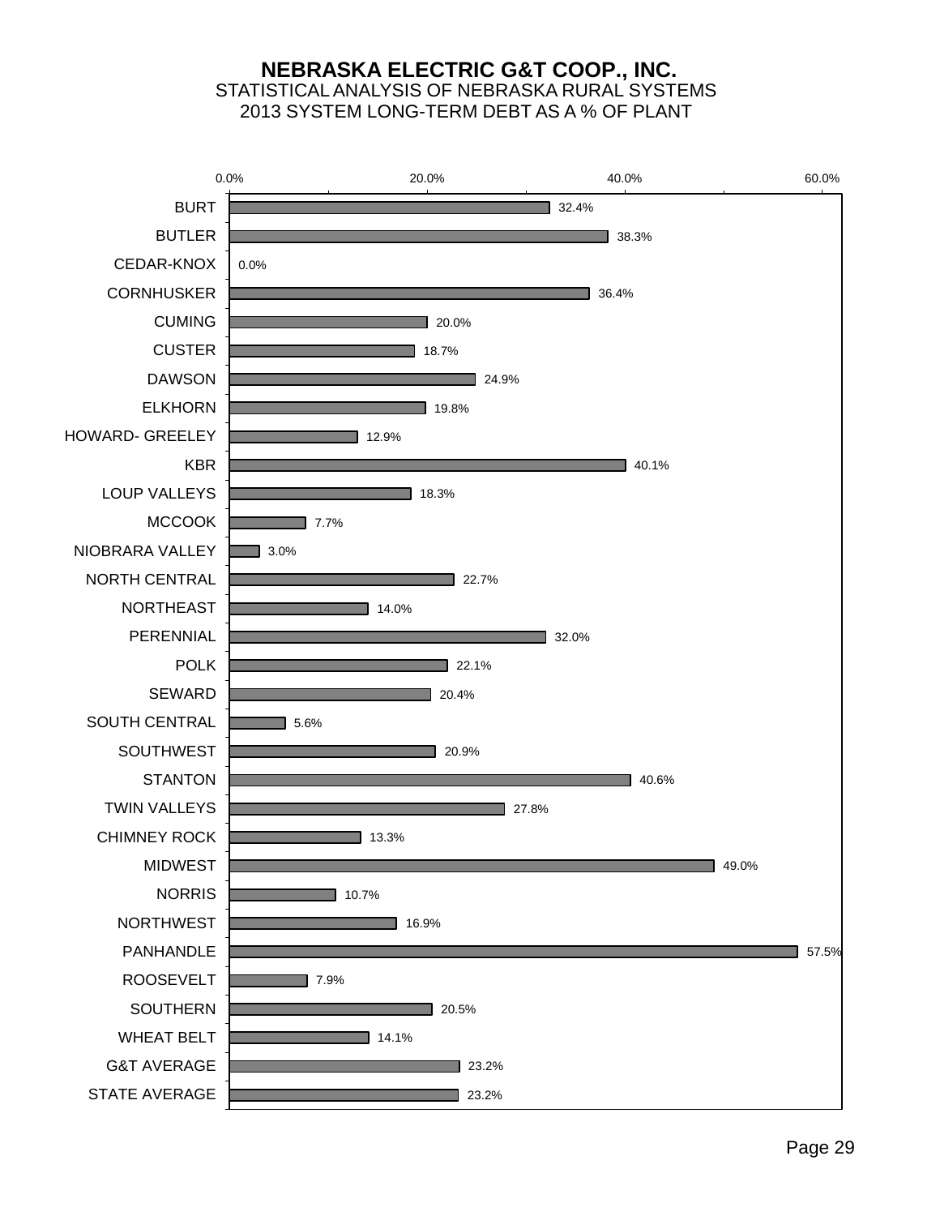# NEBRASKA ELECTRIC G&T COOP., INC.

## STATISTICAL ANALYSIS OF NEBRASKA RURAL SYSTEMS

## 2013 SYSTEM LONG-TERM DEBT AS A % OF PLANT

| System | Long-Term Debt as % of Plant |
|---|---|
| BURT | 32.4% |
| BUTLER | 38.3% |
| CEDAR-KNOX | 0.0% |
| CORNHUSKER | 36.4% |
| CUMING | 20.0% |
| CUSTER | 18.7% |
| DAWSON | 24.9% |
| ELKHORN | 19.8% |
| HOWARD- GREELEY | 12.9% |
| KBR | 40.1% |
| LOUP VALLEYS | 18.3% |
| MCCOOK | 7.7% |
| NIOBRARA VALLEY | 3.0% |
| NORTH CENTRAL | 22.7% |
| NORTHEAST | 14.0% |
| PERENNIAL | 32.0% |
| POLK | 22.1% |
| SEWARD | 20.4% |
| SOUTH CENTRAL | 5.6% |
| SOUTHWEST | 20.9% |
| STANTON | 40.6% |
| TWIN VALLEYS | 27.8% |
| CHIMNEY ROCK | 13.3% |
| MIDWEST | 49.0% |
| NORRIS | 10.7% |
| NORTHWEST | 16.9% |
| PANHANDLE | 57.5% |
| ROOSEVELT | 7.9% |
| SOUTHERN | 20.5% |
| WHEAT BELT | 14.1% |
| G&T AVERAGE | 23.2% |
| STATE AVERAGE | 23.2% |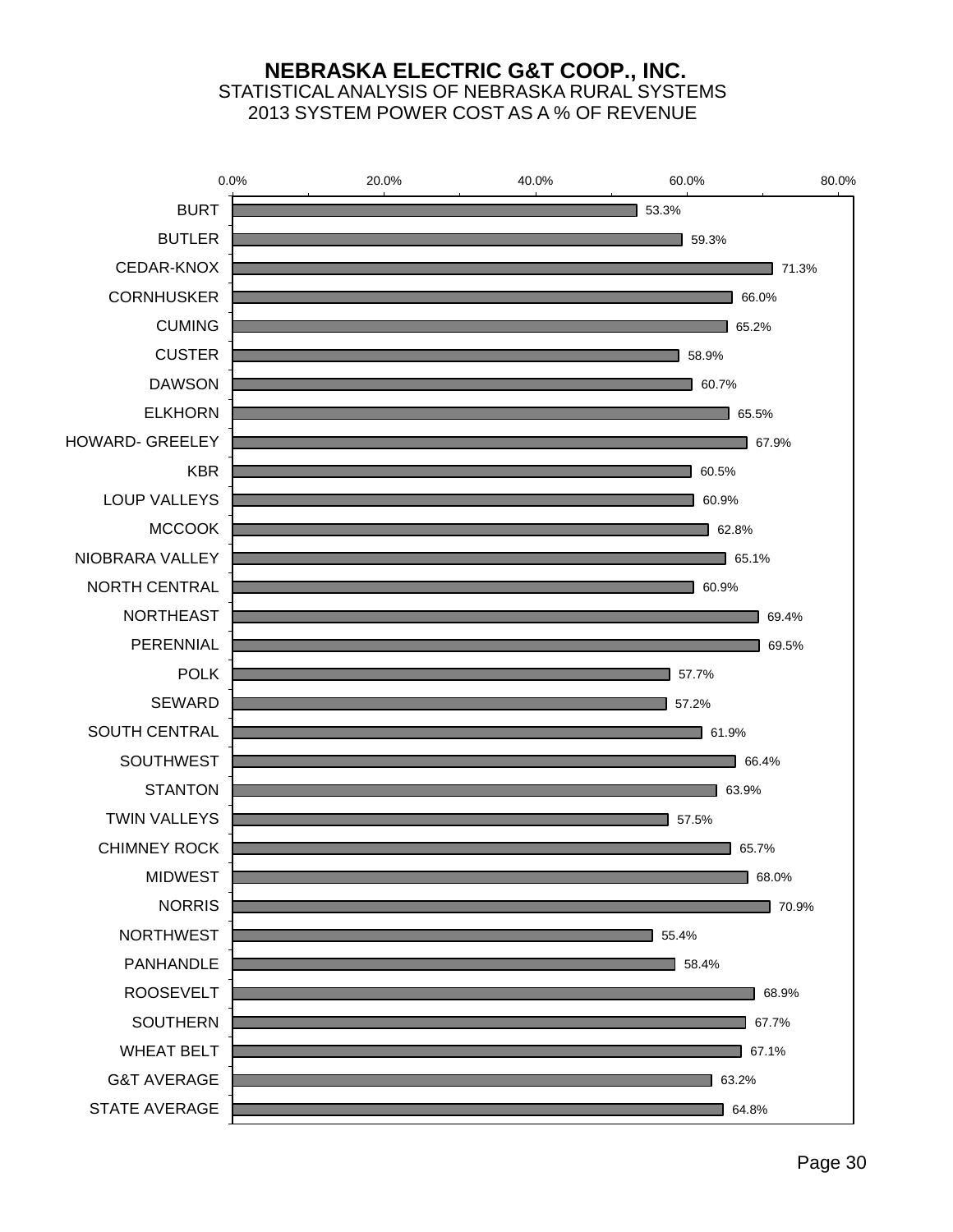# NEBRASKA ELECTRIC G&T COOP., INC.

STATISTICAL ANALYSIS OF NEBRASKA RURAL SYSTEMS

2013 SYSTEM POWER COST AS A % OF REVENUE

| System | Power Cost as % of Revenue |
|---|---|
| BURT | 53.3% |
| BUTLER | 59.3% |
| CEDAR-KNOX | 71.3% |
| CORNHUSKER | 66.0% |
| CUMING | 65.2% |
| CUSTER | 58.9% |
| DAWSON | 60.7% |
| ELKHORN | 65.5% |
| HOWARD- GREELEY | 67.9% |
| KBR | 60.5% |
| LOUP VALLEYS | 60.9% |
| MCCOOK | 62.8% |
| NIOBRARA VALLEY | 65.1% |
| NORTH CENTRAL | 60.9% |
| NORTHEAST | 69.4% |
| PERENNIAL | 69.5% |
| POLK | 57.7% |
| SEWARD | 57.2% |
| SOUTH CENTRAL | 61.9% |
| SOUTHWEST | 66.4% |
| STANTON | 63.9% |
| TWIN VALLEYS | 57.5% |
| CHIMNEY ROCK | 65.7% |
| MIDWEST | 68.0% |
| NORRIS | 70.9% |
| NORTHWEST | 55.4% |
| PANHANDLE | 58.4% |
| ROOSEVELT | 68.9% |
| SOUTHERN | 67.7% |
| WHEAT BELT | 67.1% |
| G&T AVERAGE | 63.2% |
| STATE AVERAGE | 64.8% |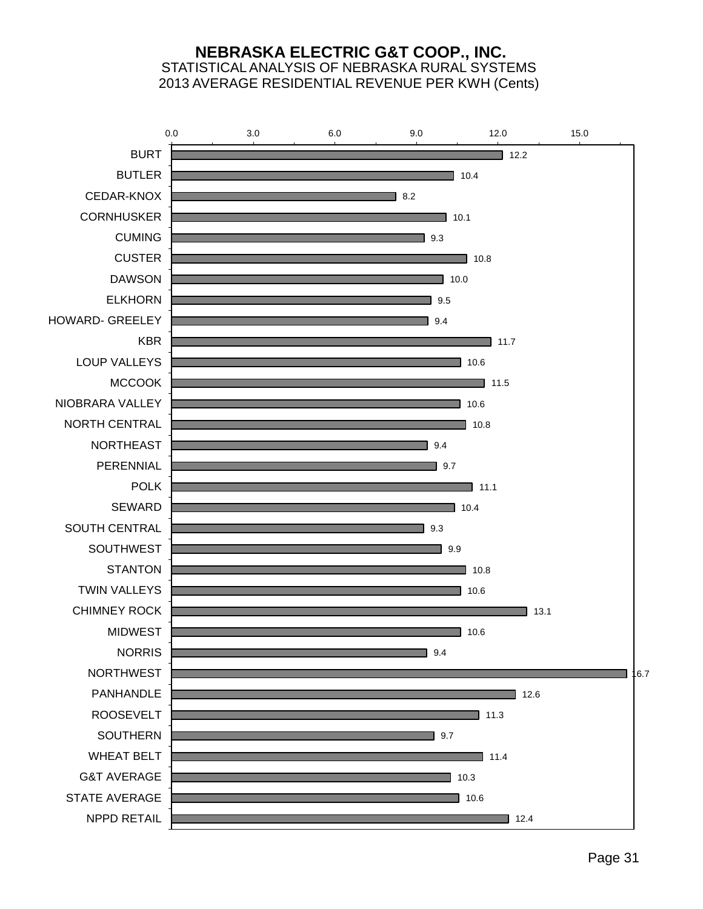# NEBRASKA ELECTRIC G&T COOP., INC.

STATISTICAL ANALYSIS OF NEBRASKA RURAL SYSTEMS

2013 AVERAGE RESIDENTIAL REVENUE PER KWH (Cents)

| System | Cents per KWH |
|---|---|
| BURT | 12.2 |
| BUTLER | 10.4 |
| CEDAR-KNOX | 8.2 |
| CORNHUSKER | 10.1 |
| CUMING | 9.3 |
| CUSTER | 10.8 |
| DAWSON | 10.0 |
| ELKHORN | 9.5 |
| HOWARD- GREELEY | 9.4 |
| KBR | 11.7 |
| LOUP VALLEYS | 10.6 |
| MCCOOK | 11.5 |
| NIOBRARA VALLEY | 10.6 |
| NORTH CENTRAL | 10.8 |
| NORTHEAST | 9.4 |
| PERENNIAL | 9.7 |
| POLK | 11.1 |
| SEWARD | 10.4 |
| SOUTH CENTRAL | 9.3 |
| SOUTHWEST | 9.9 |
| STANTON | 10.8 |
| TWIN VALLEYS | 10.6 |
| CHIMNEY ROCK | 13.1 |
| MIDWEST | 10.6 |
| NORRIS | 9.4 |
| NORTHWEST | 16.7 |
| PANHANDLE | 12.6 |
| ROOSEVELT | 11.3 |
| SOUTHERN | 9.7 |
| WHEAT BELT | 11.4 |
| G&T AVERAGE | 10.3 |
| STATE AVERAGE | 10.6 |
| NPPD RETAIL | 12.4 |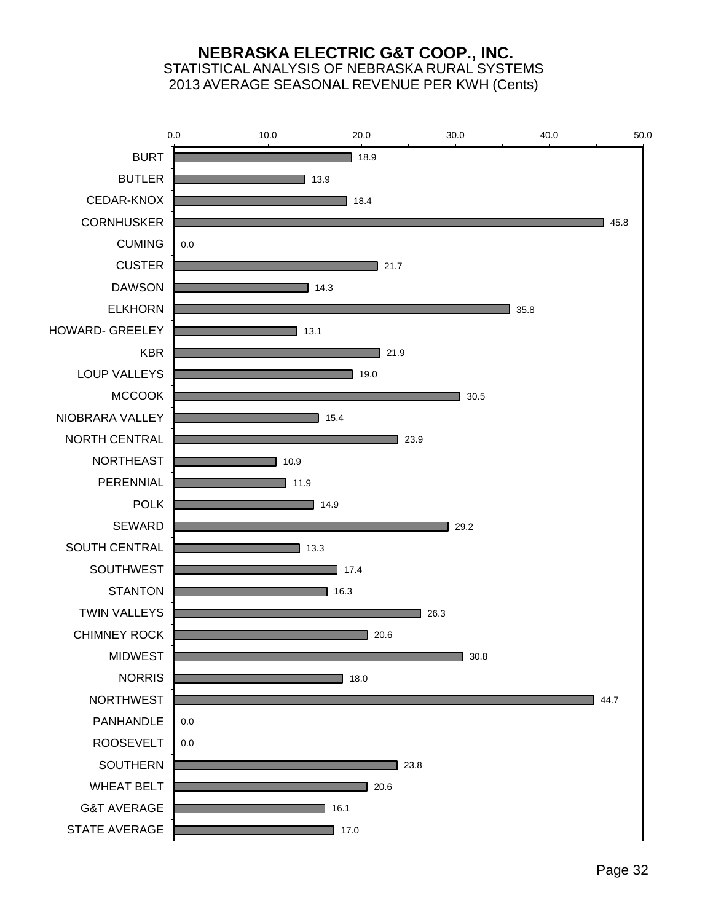# NEBRASKA ELECTRIC G&T COOP., INC.

## STATISTICAL ANALYSIS OF NEBRASKA RURAL SYSTEMS

## 2013 AVERAGE SEASONAL REVENUE PER KWH (Cents)

| System | Cents |
|---|---|
| BURT | 18.9 |
| BUTLER | 13.9 |
| CEDAR-KNOX | 18.4 |
| CORNHUSKER | 45.8 |
| CUMING | 0.0 |
| CUSTER | 21.7 |
| DAWSON | 14.3 |
| ELKHORN | 35.8 |
| HOWARD- GREELEY | 13.1 |
| KBR | 21.9 |
| LOUP VALLEYS | 19.0 |
| MCCOOK | 30.5 |
| NIOBRARA VALLEY | 15.4 |
| NORTH CENTRAL | 23.9 |
| NORTHEAST | 10.9 |
| PERENNIAL | 11.9 |
| POLK | 14.9 |
| SEWARD | 29.2 |
| SOUTH CENTRAL | 13.3 |
| SOUTHWEST | 17.4 |
| STANTON | 16.3 |
| TWIN VALLEYS | 26.3 |
| CHIMNEY ROCK | 20.6 |
| MIDWEST | 30.8 |
| NORRIS | 18.0 |
| NORTHWEST | 44.7 |
| PANHANDLE | 0.0 |
| ROOSEVELT | 0.0 |
| SOUTHERN | 23.8 |
| WHEAT BELT | 20.6 |
| G&T AVERAGE | 16.1 |
| STATE AVERAGE | 17.0 |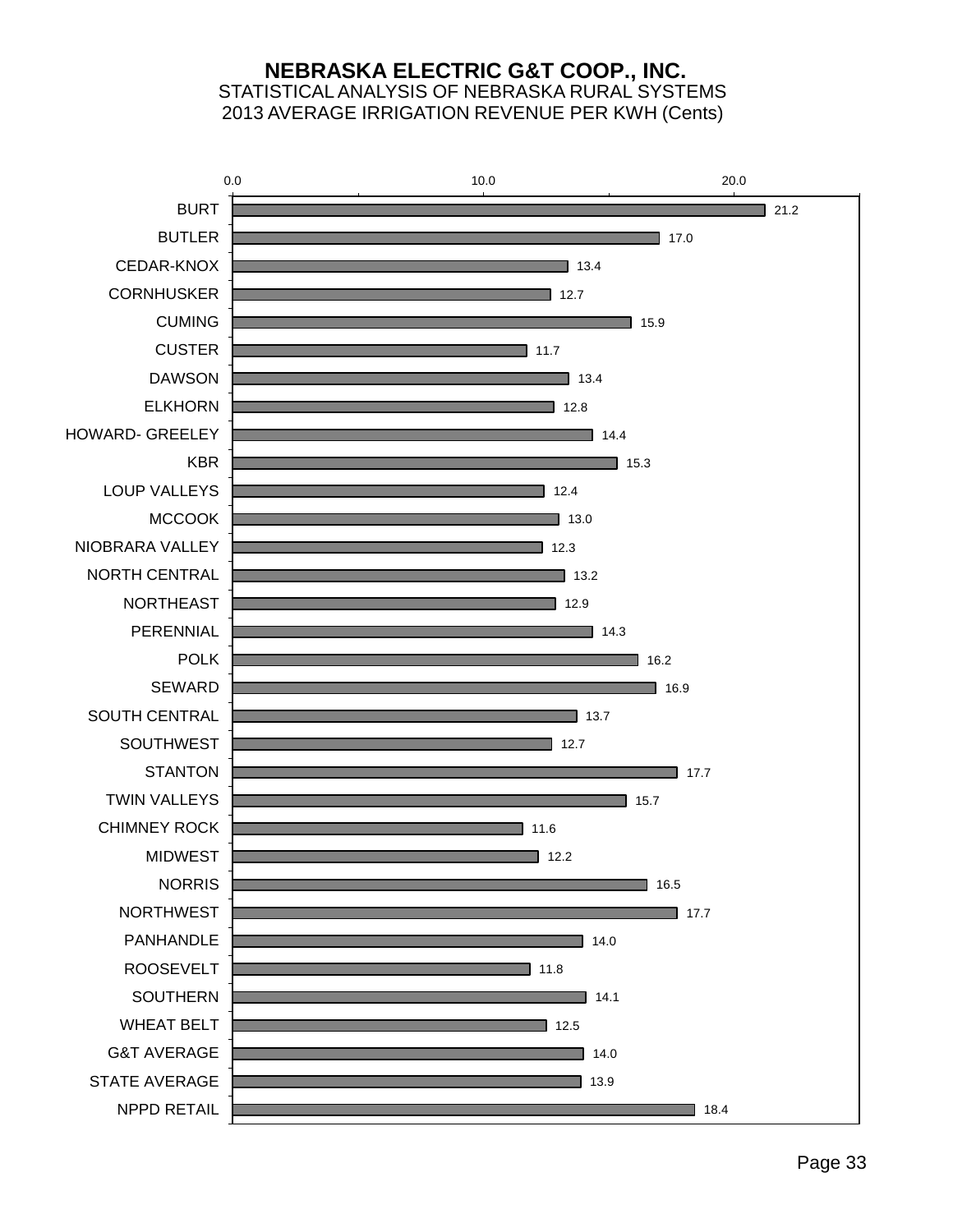# NEBRASKA ELECTRIC G&T COOP., INC.

STATISTICAL ANALYSIS OF NEBRASKA RURAL SYSTEMS

2013 AVERAGE IRRIGATION REVENUE PER KWH (Cents)

| System | Cents per KWH |
|---|---|
| BURT | 21.2 |
| BUTLER | 17.0 |
| CEDAR-KNOX | 13.4 |
| CORNHUSKER | 12.7 |
| CUMING | 15.9 |
| CUSTER | 11.7 |
| DAWSON | 13.4 |
| ELKHORN | 12.8 |
| HOWARD- GREELEY | 14.4 |
| KBR | 15.3 |
| LOUP VALLEYS | 12.4 |
| MCCOOK | 13.0 |
| NIOBRARA VALLEY | 12.3 |
| NORTH CENTRAL | 13.2 |
| NORTHEAST | 12.9 |
| PERENNIAL | 14.3 |
| POLK | 16.2 |
| SEWARD | 16.9 |
| SOUTH CENTRAL | 13.7 |
| SOUTHWEST | 12.7 |
| STANTON | 17.7 |
| TWIN VALLEYS | 15.7 |
| CHIMNEY ROCK | 11.6 |
| MIDWEST | 12.2 |
| NORRIS | 16.5 |
| NORTHWEST | 17.7 |
| PANHANDLE | 14.0 |
| ROOSEVELT | 11.8 |
| SOUTHERN | 14.1 |
| WHEAT BELT | 12.5 |
| G&T AVERAGE | 14.0 |
| STATE AVERAGE | 13.9 |
| NPPD RETAIL | 18.4 |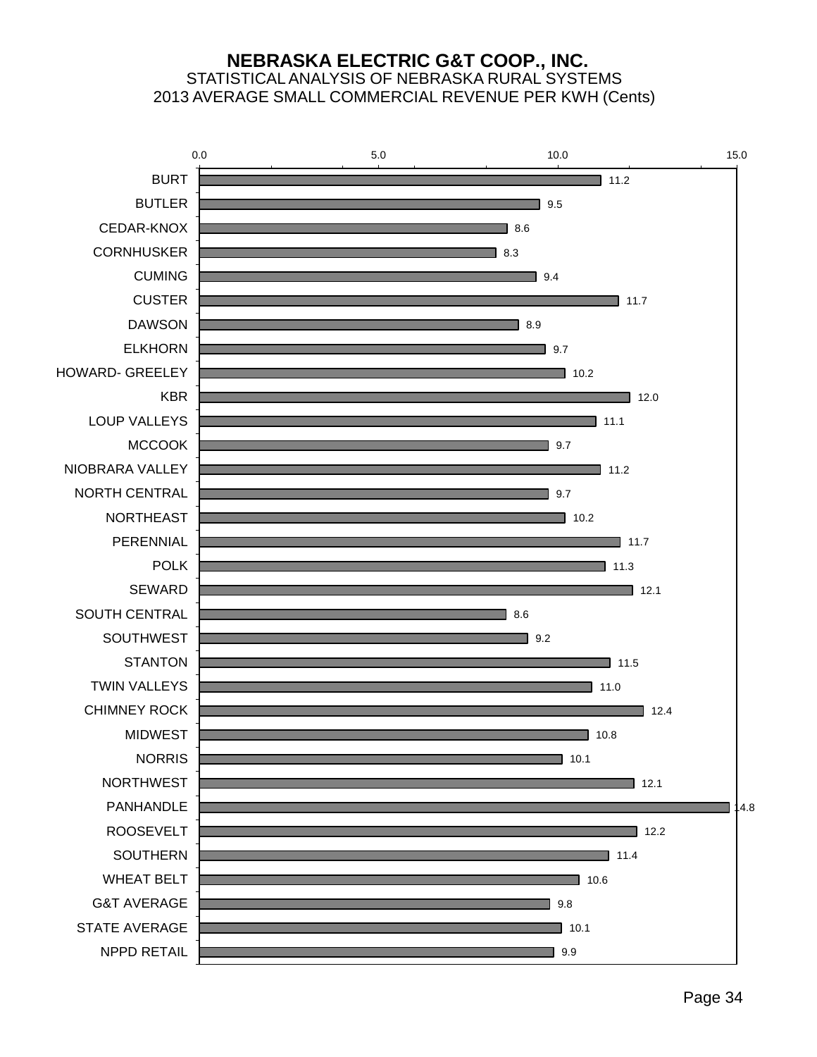# NEBRASKA ELECTRIC G&T COOP., INC.

## STATISTICAL ANALYSIS OF NEBRASKA RURAL SYSTEMS

## 2013 AVERAGE SMALL COMMERCIAL REVENUE PER KWH (Cents)

| System | Cents per KWH |
|---|---|
| BURT | 11.2 |
| BUTLER | 9.5 |
| CEDAR-KNOX | 8.6 |
| CORNHUSKER | 8.3 |
| CUMING | 9.4 |
| CUSTER | 11.7 |
| DAWSON | 8.9 |
| ELKHORN | 9.7 |
| HOWARD- GREELEY | 10.2 |
| KBR | 12.0 |
| LOUP VALLEYS | 11.1 |
| MCCOOK | 9.7 |
| NIOBRARA VALLEY | 11.2 |
| NORTH CENTRAL | 9.7 |
| NORTHEAST | 10.2 |
| PERENNIAL | 11.7 |
| POLK | 11.3 |
| SEWARD | 12.1 |
| SOUTH CENTRAL | 8.6 |
| SOUTHWEST | 9.2 |
| STANTON | 11.5 |
| TWIN VALLEYS | 11.0 |
| CHIMNEY ROCK | 12.4 |
| MIDWEST | 10.8 |
| NORRIS | 10.1 |
| NORTHWEST | 12.1 |
| PANHANDLE | 14.8 |
| ROOSEVELT | 12.2 |
| SOUTHERN | 11.4 |
| WHEAT BELT | 10.6 |
| G&T AVERAGE | 9.8 |
| STATE AVERAGE | 10.1 |
| NPPD RETAIL | 9.9 |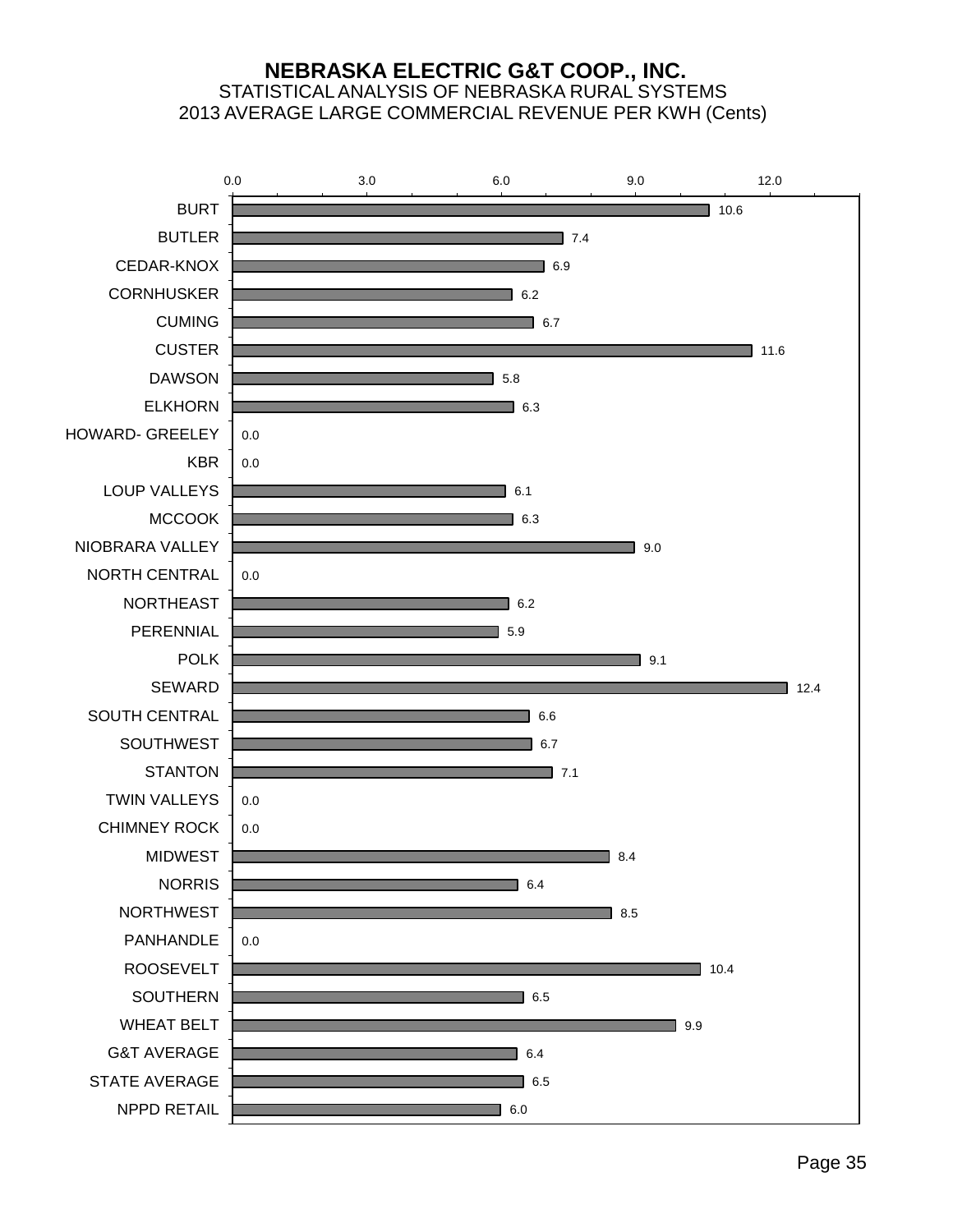# NEBRASKA ELECTRIC G&T COOP., INC.

STATISTICAL ANALYSIS OF NEBRASKA RURAL SYSTEMS

2013 AVERAGE LARGE COMMERCIAL REVENUE PER KWH (Cents)

| System | Cents |
|---|---|
| BURT | 10.6 |
| BUTLER | 7.4 |
| CEDAR-KNOX | 6.9 |
| CORNHUSKER | 6.2 |
| CUMING | 6.7 |
| CUSTER | 11.6 |
| DAWSON | 5.8 |
| ELKHORN | 6.3 |
| HOWARD- GREELEY | 0.0 |
| KBR | 0.0 |
| LOUP VALLEYS | 6.1 |
| MCCOOK | 6.3 |
| NIOBRARA VALLEY | 9.0 |
| NORTH CENTRAL | 0.0 |
| NORTHEAST | 6.2 |
| PERENNIAL | 5.9 |
| POLK | 9.1 |
| SEWARD | 12.4 |
| SOUTH CENTRAL | 6.6 |
| SOUTHWEST | 6.7 |
| STANTON | 7.1 |
| TWIN VALLEYS | 0.0 |
| CHIMNEY ROCK | 0.0 |
| MIDWEST | 8.4 |
| NORRIS | 6.4 |
| NORTHWEST | 8.5 |
| PANHANDLE | 0.0 |
| ROOSEVELT | 10.4 |
| SOUTHERN | 6.5 |
| WHEAT BELT | 9.9 |
| G&T AVERAGE | 6.4 |
| STATE AVERAGE | 6.5 |
| NPPD RETAIL | 6.0 |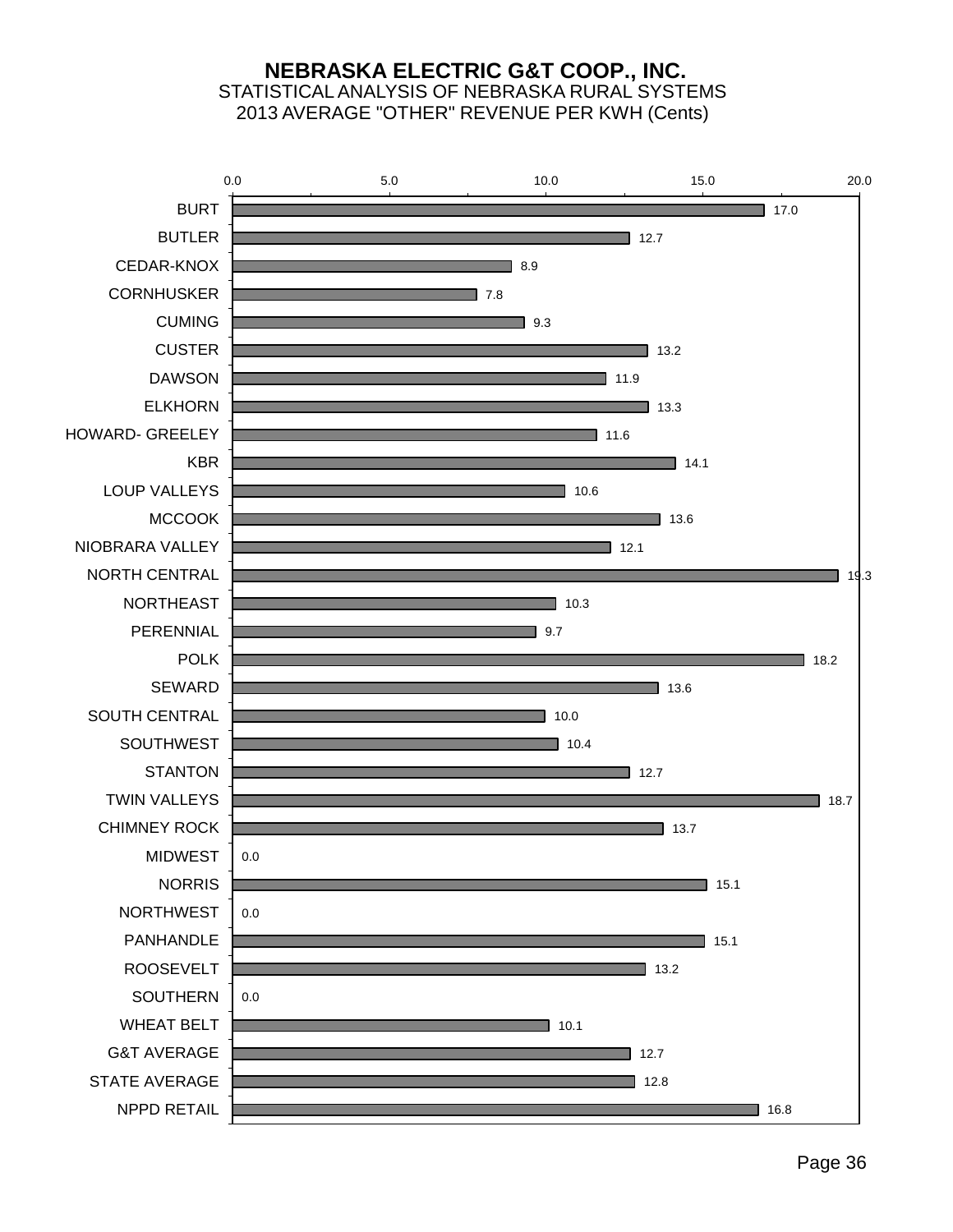# NEBRASKA ELECTRIC G&T COOP., INC.

## STATISTICAL ANALYSIS OF NEBRASKA RURAL SYSTEMS

## 2013 AVERAGE "OTHER" REVENUE PER KWH (Cents)

| System | Cents |
|---|---|
| BURT | 17.0 |
| BUTLER | 12.7 |
| CEDAR-KNOX | 8.9 |
| CORNHUSKER | 7.8 |
| CUMING | 9.3 |
| CUSTER | 13.2 |
| DAWSON | 11.9 |
| ELKHORN | 13.3 |
| HOWARD- GREELEY | 11.6 |
| KBR | 14.1 |
| LOUP VALLEYS | 10.6 |
| MCCOOK | 13.6 |
| NIOBRARA VALLEY | 12.1 |
| NORTH CENTRAL | 19.3 |
| NORTHEAST | 10.3 |
| PERENNIAL | 9.7 |
| POLK | 18.2 |
| SEWARD | 13.6 |
| SOUTH CENTRAL | 10.0 |
| SOUTHWEST | 10.4 |
| STANTON | 12.7 |
| TWIN VALLEYS | 18.7 |
| CHIMNEY ROCK | 13.7 |
| MIDWEST | 0.0 |
| NORRIS | 15.1 |
| NORTHWEST | 0.0 |
| PANHANDLE | 15.1 |
| ROOSEVELT | 13.2 |
| SOUTHERN | 0.0 |
| WHEAT BELT | 10.1 |
| G&T AVERAGE | 12.7 |
| STATE AVERAGE | 12.8 |
| NPPD RETAIL | 16.8 |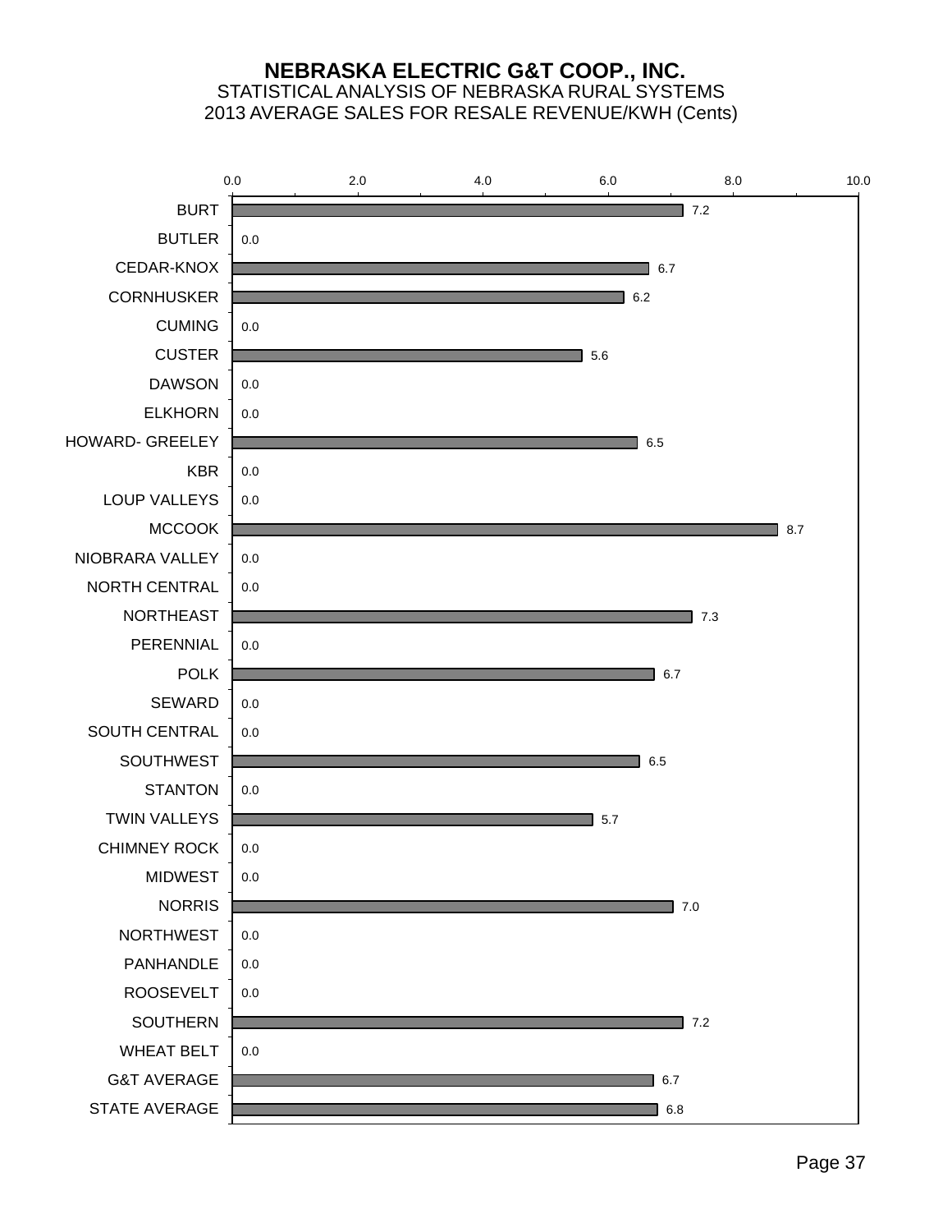# NEBRASKA ELECTRIC G&T COOP., INC.

## STATISTICAL ANALYSIS OF NEBRASKA RURAL SYSTEMS

## 2013 AVERAGE SALES FOR RESALE REVENUE/KWH (Cents)

| System | Cents/KWH |
|---|---|
| BURT | 7.2 |
| BUTLER | 0.0 |
| CEDAR-KNOX | 6.7 |
| CORNHUSKER | 6.2 |
| CUMING | 0.0 |
| CUSTER | 5.6 |
| DAWSON | 0.0 |
| ELKHORN | 0.0 |
| HOWARD- GREELEY | 6.5 |
| KBR | 0.0 |
| LOUP VALLEYS | 0.0 |
| MCCOOK | 8.7 |
| NIOBRARA VALLEY | 0.0 |
| NORTH CENTRAL | 0.0 |
| NORTHEAST | 7.3 |
| PERENNIAL | 0.0 |
| POLK | 6.7 |
| SEWARD | 0.0 |
| SOUTH CENTRAL | 0.0 |
| SOUTHWEST | 6.5 |
| STANTON | 0.0 |
| TWIN VALLEYS | 5.7 |
| CHIMNEY ROCK | 0.0 |
| MIDWEST | 0.0 |
| NORRIS | 7.0 |
| NORTHWEST | 0.0 |
| PANHANDLE | 0.0 |
| ROOSEVELT | 0.0 |
| SOUTHERN | 7.2 |
| WHEAT BELT | 0.0 |
| G&T AVERAGE | 6.7 |
| STATE AVERAGE | 6.8 |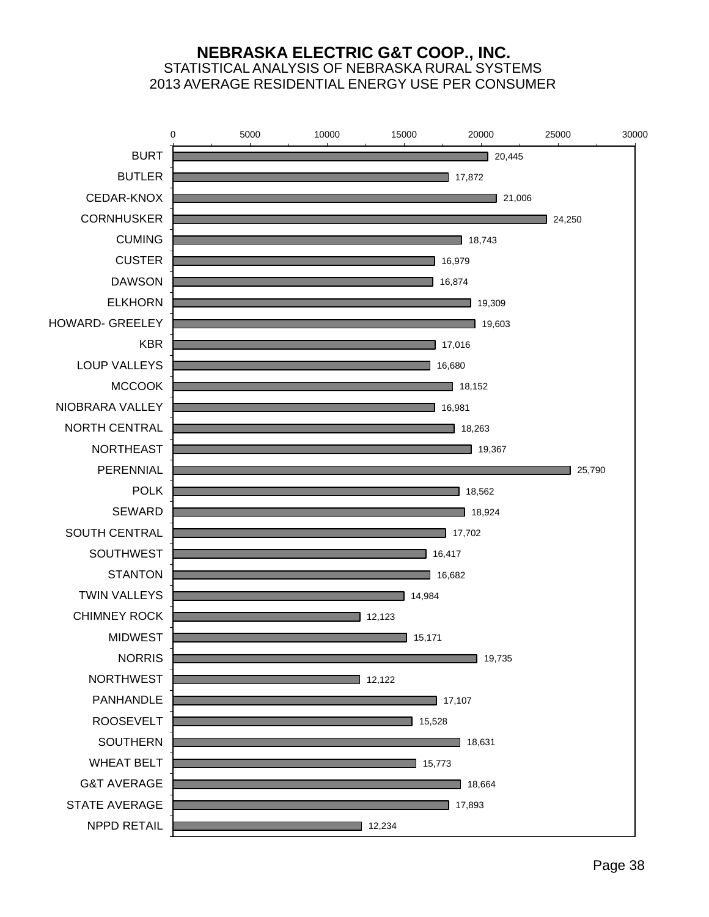# NEBRASKA ELECTRIC G&T COOP., INC.

## STATISTICAL ANALYSIS OF NEBRASKA RURAL SYSTEMS

## 2013 AVERAGE RESIDENTIAL ENERGY USE PER CONSUMER

| System | Average Residential Energy Use per Consumer |
|---|---|
| BURT | 20,445 |
| BUTLER | 17,872 |
| CEDAR-KNOX | 21,006 |
| CORNHUSKER | 24,250 |
| CUMING | 18,743 |
| CUSTER | 16,979 |
| DAWSON | 16,874 |
| ELKHORN | 19,309 |
| HOWARD- GREELEY | 19,603 |
| KBR | 17,016 |
| LOUP VALLEYS | 16,680 |
| MCCOOK | 18,152 |
| NIOBRARA VALLEY | 16,981 |
| NORTH CENTRAL | 18,263 |
| NORTHEAST | 19,367 |
| PERENNIAL | 25,790 |
| POLK | 18,562 |
| SEWARD | 18,924 |
| SOUTH CENTRAL | 17,702 |
| SOUTHWEST | 16,417 |
| STANTON | 16,682 |
| TWIN VALLEYS | 14,984 |
| CHIMNEY ROCK | 12,123 |
| MIDWEST | 15,171 |
| NORRIS | 19,735 |
| NORTHWEST | 12,122 |
| PANHANDLE | 17,107 |
| ROOSEVELT | 15,528 |
| SOUTHERN | 18,631 |
| WHEAT BELT | 15,773 |
| G&T AVERAGE | 18,664 |
| STATE AVERAGE | 17,893 |
| NPPD RETAIL | 12,234 |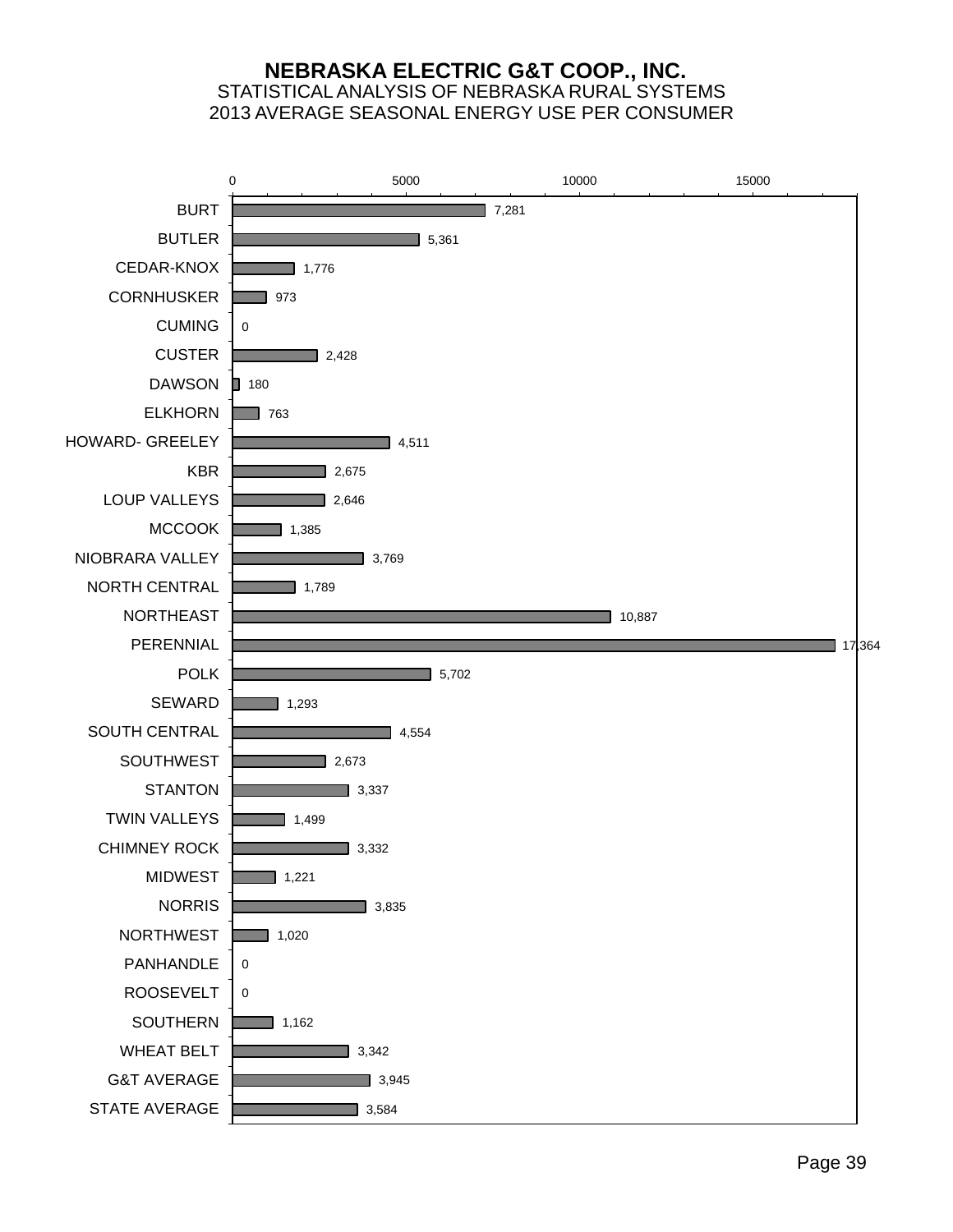# NEBRASKA ELECTRIC G&T COOP., INC.

STATISTICAL ANALYSIS OF NEBRASKA RURAL SYSTEMS

2013 AVERAGE SEASONAL ENERGY USE PER CONSUMER

| System | Average Seasonal Energy Use |
|---|---|
| BURT | 7,281 |
| BUTLER | 5,361 |
| CEDAR-KNOX | 1,776 |
| CORNHUSKER | 973 |
| CUMING | 0 |
| CUSTER | 2,428 |
| DAWSON | 180 |
| ELKHORN | 763 |
| HOWARD- GREELEY | 4,511 |
| KBR | 2,675 |
| LOUP VALLEYS | 2,646 |
| MCCOOK | 1,385 |
| NIOBRARA VALLEY | 3,769 |
| NORTH CENTRAL | 1,789 |
| NORTHEAST | 10,887 |
| PERENNIAL | 17,364 |
| POLK | 5,702 |
| SEWARD | 1,293 |
| SOUTH CENTRAL | 4,554 |
| SOUTHWEST | 2,673 |
| STANTON | 3,337 |
| TWIN VALLEYS | 1,499 |
| CHIMNEY ROCK | 3,332 |
| MIDWEST | 1,221 |
| NORRIS | 3,835 |
| NORTHWEST | 1,020 |
| PANHANDLE | 0 |
| ROOSEVELT | 0 |
| SOUTHERN | 1,162 |
| WHEAT BELT | 3,342 |
| G&T AVERAGE | 3,945 |
| STATE AVERAGE | 3,584 |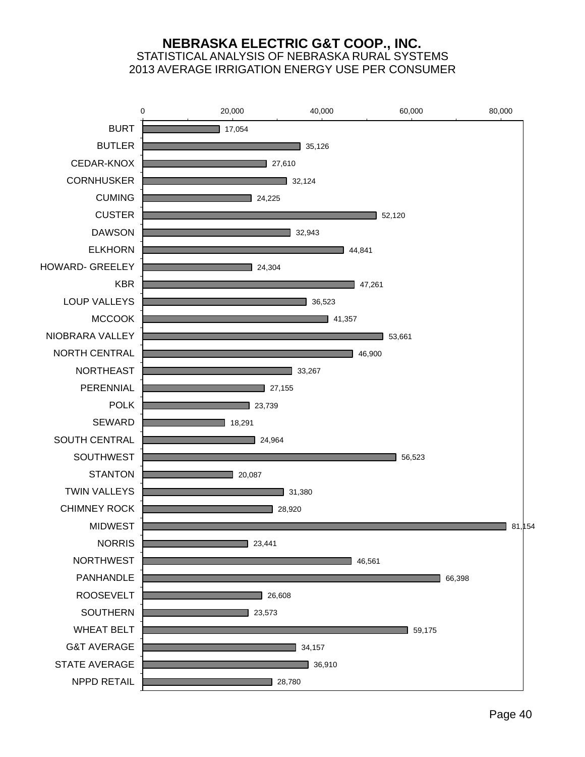# NEBRASKA ELECTRIC G&T COOP., INC.

STATISTICAL ANALYSIS OF NEBRASKA RURAL SYSTEMS

2013 AVERAGE IRRIGATION ENERGY USE PER CONSUMER

| System | Average Irrigation Energy Use per Consumer |
|---|---|
| BURT | 17,054 |
| BUTLER | 35,126 |
| CEDAR-KNOX | 27,610 |
| CORNHUSKER | 32,124 |
| CUMING | 24,225 |
| CUSTER | 52,120 |
| DAWSON | 32,943 |
| ELKHORN | 44,841 |
| HOWARD- GREELEY | 24,304 |
| KBR | 47,261 |
| LOUP VALLEYS | 36,523 |
| MCCOOK | 41,357 |
| NIOBRARA VALLEY | 53,661 |
| NORTH CENTRAL | 46,900 |
| NORTHEAST | 33,267 |
| PERENNIAL | 27,155 |
| POLK | 23,739 |
| SEWARD | 18,291 |
| SOUTH CENTRAL | 24,964 |
| SOUTHWEST | 56,523 |
| STANTON | 20,087 |
| TWIN VALLEYS | 31,380 |
| CHIMNEY ROCK | 28,920 |
| MIDWEST | 81,154 |
| NORRIS | 23,441 |
| NORTHWEST | 46,561 |
| PANHANDLE | 66,398 |
| ROOSEVELT | 26,608 |
| SOUTHERN | 23,573 |
| WHEAT BELT | 59,175 |
| G&T AVERAGE | 34,157 |
| STATE AVERAGE | 36,910 |
| NPPD RETAIL | 28,780 |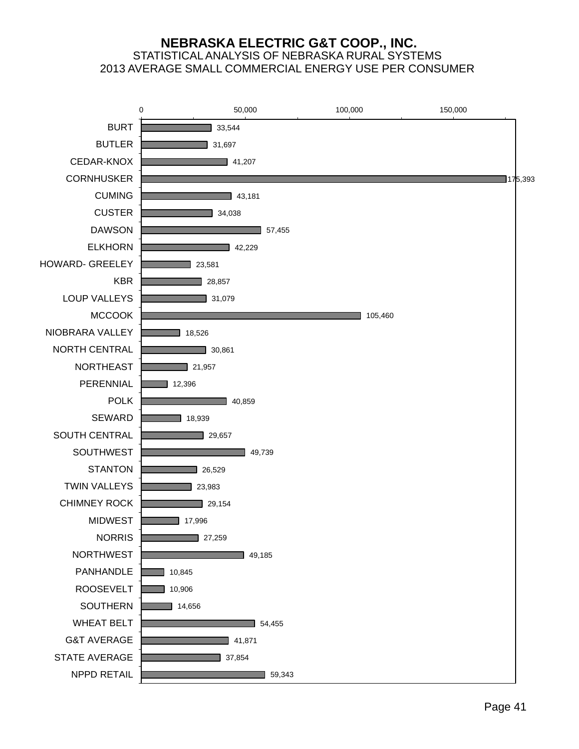# NEBRASKA ELECTRIC G&T COOP., INC.

STATISTICAL ANALYSIS OF NEBRASKA RURAL SYSTEMS

2013 AVERAGE SMALL COMMERCIAL ENERGY USE PER CONSUMER

| System | Average Small Commercial Energy Use per Consumer |
|---|---|
| BURT | 33,544 |
| BUTLER | 31,697 |
| CEDAR-KNOX | 41,207 |
| CORNHUSKER | 175,393 |
| CUMING | 43,181 |
| CUSTER | 34,038 |
| DAWSON | 57,455 |
| ELKHORN | 42,229 |
| HOWARD- GREELEY | 23,581 |
| KBR | 28,857 |
| LOUP VALLEYS | 31,079 |
| MCCOOK | 105,460 |
| NIOBRARA VALLEY | 18,526 |
| NORTH CENTRAL | 30,861 |
| NORTHEAST | 21,957 |
| PERENNIAL | 12,396 |
| POLK | 40,859 |
| SEWARD | 18,939 |
| SOUTH CENTRAL | 29,657 |
| SOUTHWEST | 49,739 |
| STANTON | 26,529 |
| TWIN VALLEYS | 23,983 |
| CHIMNEY ROCK | 29,154 |
| MIDWEST | 17,996 |
| NORRIS | 27,259 |
| NORTHWEST | 49,185 |
| PANHANDLE | 10,845 |
| ROOSEVELT | 10,906 |
| SOUTHERN | 14,656 |
| WHEAT BELT | 54,455 |
| G&T AVERAGE | 41,871 |
| STATE AVERAGE | 37,854 |
| NPPD RETAIL | 59,343 |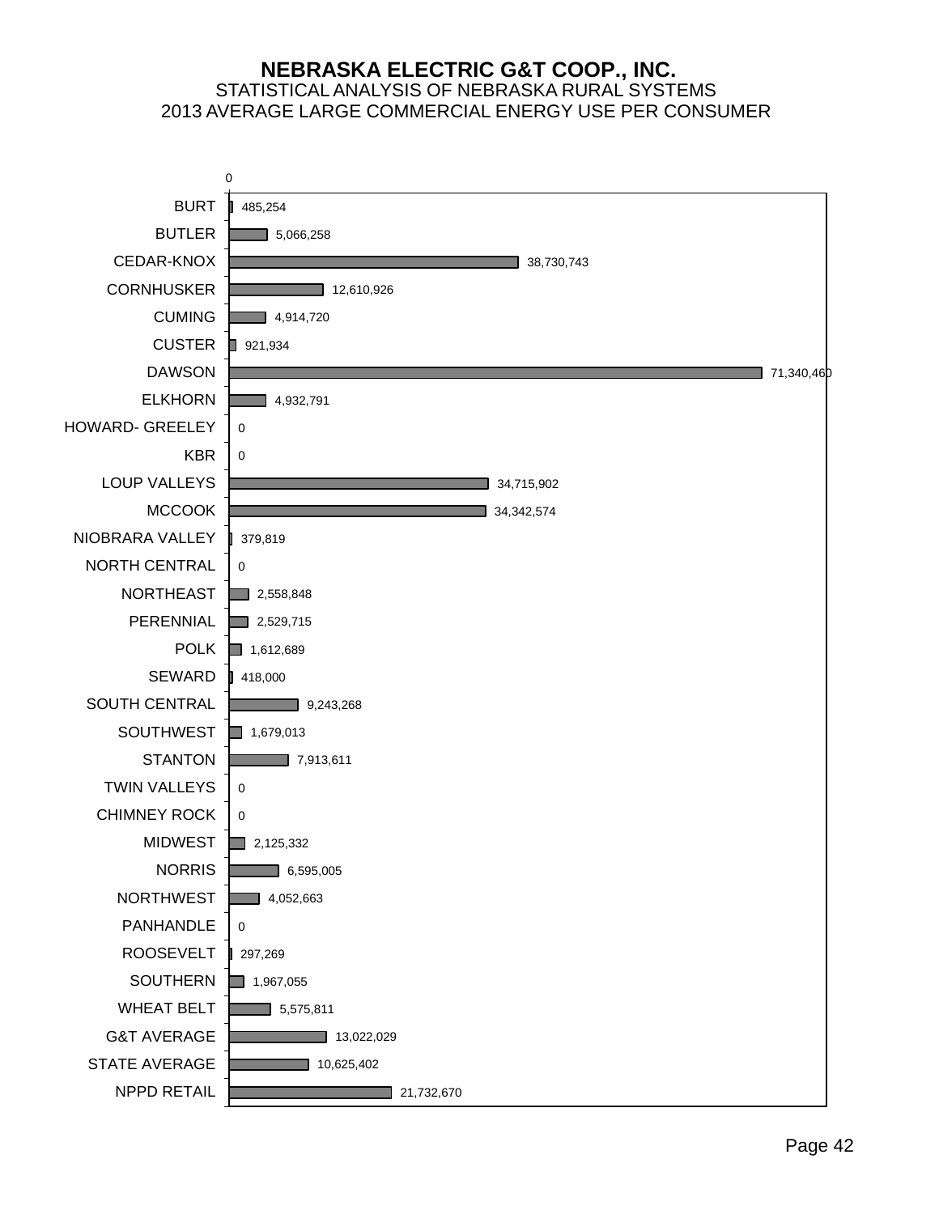# NEBRASKA ELECTRIC G&T COOP., INC.

## STATISTICAL ANALYSIS OF NEBRASKA RURAL SYSTEMS

## 2013 AVERAGE LARGE COMMERCIAL ENERGY USE PER CONSUMER

| System | Value |
|---|---|
| BURT | 485,254 |
| BUTLER | 5,066,258 |
| CEDAR-KNOX | 38,730,743 |
| CORNHUSKER | 12,610,926 |
| CUMING | 4,914,720 |
| CUSTER | 921,934 |
| DAWSON | 71,340,460 |
| ELKHORN | 4,932,791 |
| HOWARD- GREELEY | 0 |
| KBR | 0 |
| LOUP VALLEYS | 34,715,902 |
| MCCOOK | 34,342,574 |
| NIOBRARA VALLEY | 379,819 |
| NORTH CENTRAL | 0 |
| NORTHEAST | 2,558,848 |
| PERENNIAL | 2,529,715 |
| POLK | 1,612,689 |
| SEWARD | 418,000 |
| SOUTH CENTRAL | 9,243,268 |
| SOUTHWEST | 1,679,013 |
| STANTON | 7,913,611 |
| TWIN VALLEYS | 0 |
| CHIMNEY ROCK | 0 |
| MIDWEST | 2,125,332 |
| NORRIS | 6,595,005 |
| NORTHWEST | 4,052,663 |
| PANHANDLE | 0 |
| ROOSEVELT | 297,269 |
| SOUTHERN | 1,967,055 |
| WHEAT BELT | 5,575,811 |
| G&T AVERAGE | 13,022,029 |
| STATE AVERAGE | 10,625,402 |
| NPPD RETAIL | 21,732,670 |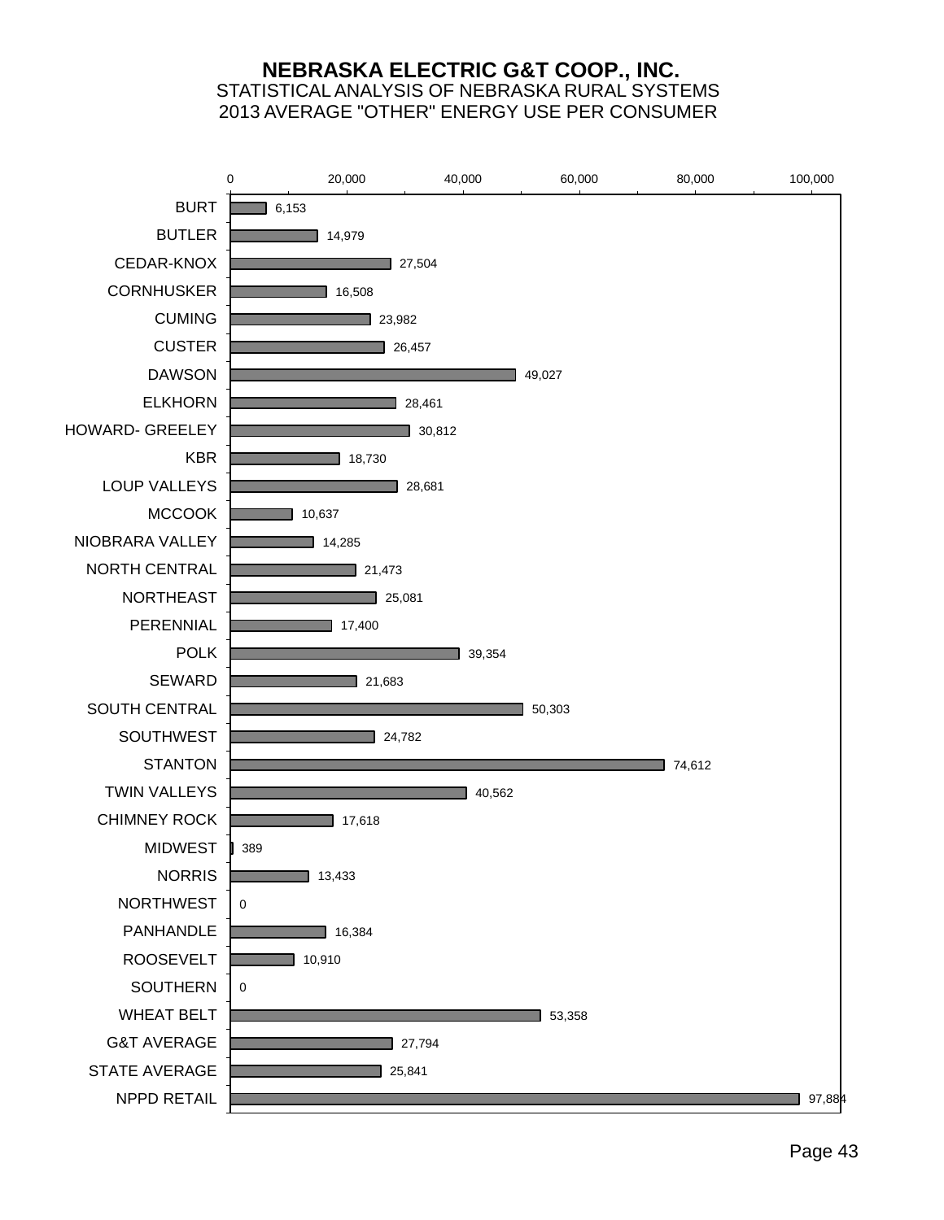# NEBRASKA ELECTRIC G&T COOP., INC.

STATISTICAL ANALYSIS OF NEBRASKA RURAL SYSTEMS

2013 AVERAGE "OTHER" ENERGY USE PER CONSUMER

0
20,000
40,000
60,000
80,000
100,000

BURT 6,153
BUTLER 14,979
CEDAR-KNOX 27,504
CORNHUSKER 16,508
CUMING 23,982
CUSTER 26,457
DAWSON 49,027
ELKHORN 28,461
HOWARD- GREELEY 30,812
KBR 18,730
LOUP VALLEYS 28,681
MCCOOK 10,637
NIOBRARA VALLEY 14,285
NORTH CENTRAL 21,473
NORTHEAST 25,081
PERENNIAL 17,400
POLK 39,354
SEWARD 21,683
SOUTH CENTRAL 50,303
SOUTHWEST 24,782
STANTON 74,612
TWIN VALLEYS 40,562
CHIMNEY ROCK 17,618
MIDWEST 389
NORRIS 13,433
NORTHWEST 0
PANHANDLE 16,384
ROOSEVELT 10,910
SOUTHERN 0
WHEAT BELT 53,358
G&T AVERAGE 27,794
STATE AVERAGE 25,841
NPPD RETAIL 97,884